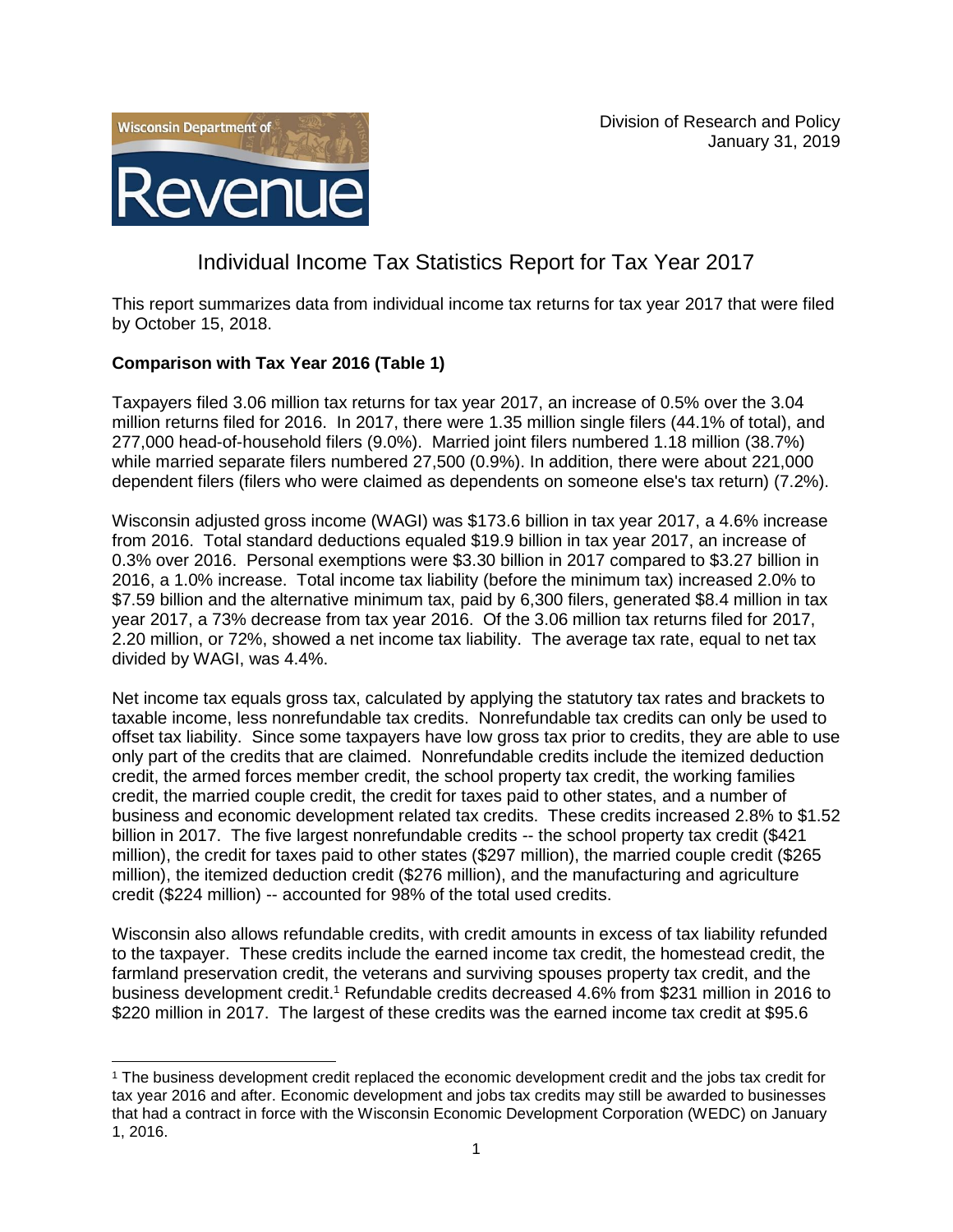Wisconsin Department of Revenue

Division of Research and Policy
January 31, 2019

# Individual Income Tax Statistics Report for Tax Year 2017

This report summarizes data from individual income tax returns for tax year 2017 that were filed by October 15, 2018.

**Comparison with Tax Year 2016 (Table 1)**

Taxpayers filed 3.06 million tax returns for tax year 2017, an increase of 0.5% over the 3.04 million returns filed for 2016. In 2017, there were 1.35 million single filers (44.1% of total), and 277,000 head-of-household filers (9.0%). Married joint filers numbered 1.18 million (38.7%) while married separate filers numbered 27,500 (0.9%). In addition, there were about 221,000 dependent filers (filers who were claimed as dependents on someone else's tax return) (7.2%).

Wisconsin adjusted gross income (WAGI) was $173.6 billion in tax year 2017, a 4.6% increase from 2016. Total standard deductions equaled $19.9 billion in tax year 2017, an increase of 0.3% over 2016. Personal exemptions were $3.30 billion in 2017 compared to $3.27 billion in 2016, a 1.0% increase. Total income tax liability (before the minimum tax) increased 2.0% to $7.59 billion and the alternative minimum tax, paid by 6,300 filers, generated $8.4 million in tax year 2017, a 73% decrease from tax year 2016. Of the 3.06 million tax returns filed for 2017, 2.20 million, or 72%, showed a net income tax liability. The average tax rate, equal to net tax divided by WAGI, was 4.4%.

Net income tax equals gross tax, calculated by applying the statutory tax rates and brackets to taxable income, less nonrefundable tax credits. Nonrefundable tax credits can only be used to offset tax liability. Since some taxpayers have low gross tax prior to credits, they are able to use only part of the credits that are claimed. Nonrefundable credits include the itemized deduction credit, the armed forces member credit, the school property tax credit, the working families credit, the married couple credit, the credit for taxes paid to other states, and a number of business and economic development related tax credits. These credits increased 2.8% to $1.52 billion in 2017. The five largest nonrefundable credits -- the school property tax credit ($421 million), the credit for taxes paid to other states ($297 million), the married couple credit ($265 million), the itemized deduction credit ($276 million), and the manufacturing and agriculture credit ($224 million) -- accounted for 98% of the total used credits.

Wisconsin also allows refundable credits, with credit amounts in excess of tax liability refunded to the taxpayer. These credits include the earned income tax credit, the homestead credit, the farmland preservation credit, the veterans and surviving spouses property tax credit, and the business development credit.[1] Refundable credits decreased 4.6% from $231 million in 2016 to $220 million in 2017. The largest of these credits was the earned income tax credit at $95.6

[1] The business development credit replaced the economic development credit and the jobs tax credit for tax year 2016 and after. Economic development and jobs tax credits may still be awarded to businesses that had a contract in force with the Wisconsin Economic Development Corporation (WEDC) on January 1, 2016.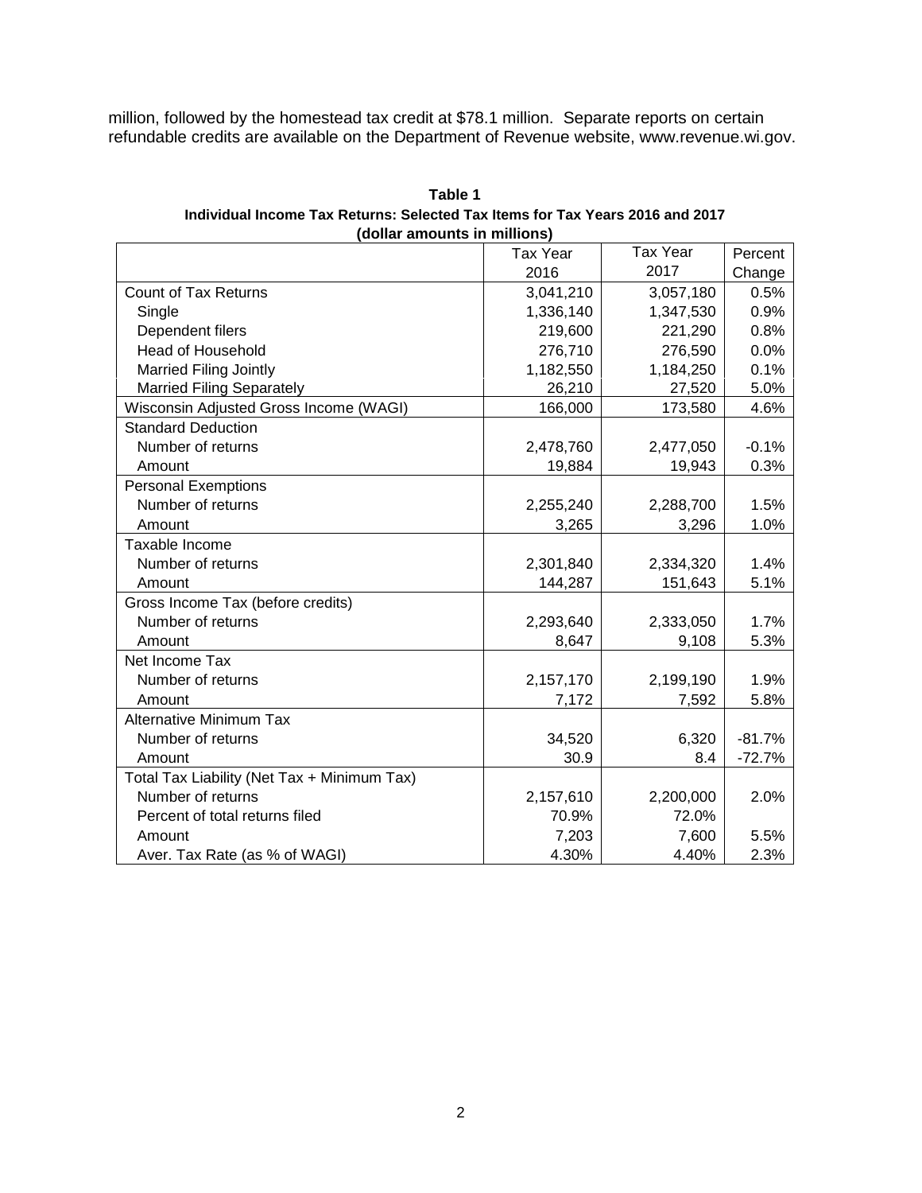million, followed by the homestead tax credit at $78.1 million. Separate reports on certain refundable credits are available on the Department of Revenue website, www.revenue.wi.gov.

**Table 1**
**Individual Income Tax Returns: Selected Tax Items for Tax Years 2016 and 2017**
**(dollar amounts in millions)**

| | Tax Year 2016 | Tax Year 2017 | Percent Change |
|---|---|---|---|
| Count of Tax Returns | 3,041,210 | 3,057,180 | 0.5% |
| Single | 1,336,140 | 1,347,530 | 0.9% |
| Dependent filers | 219,600 | 221,290 | 0.8% |
| Head of Household | 276,710 | 276,590 | 0.0% |
| Married Filing Jointly | 1,182,550 | 1,184,250 | 0.1% |
| Married Filing Separately | 26,210 | 27,520 | 5.0% |
| Wisconsin Adjusted Gross Income (WAGI) | 166,000 | 173,580 | 4.6% |
| Standard Deduction | | | |
| Number of returns | 2,478,760 | 2,477,050 | -0.1% |
| Amount | 19,884 | 19,943 | 0.3% |
| Personal Exemptions | | | |
| Number of returns | 2,255,240 | 2,288,700 | 1.5% |
| Amount | 3,265 | 3,296 | 1.0% |
| Taxable Income | | | |
| Number of returns | 2,301,840 | 2,334,320 | 1.4% |
| Amount | 144,287 | 151,643 | 5.1% |
| Gross Income Tax (before credits) | | | |
| Number of returns | 2,293,640 | 2,333,050 | 1.7% |
| Amount | 8,647 | 9,108 | 5.3% |
| Net Income Tax | | | |
| Number of returns | 2,157,170 | 2,199,190 | 1.9% |
| Amount | 7,172 | 7,592 | 5.8% |
| Alternative Minimum Tax | | | |
| Number of returns | 34,520 | 6,320 | -81.7% |
| Amount | 30.9 | 8.4 | -72.7% |
| Total Tax Liability (Net Tax + Minimum Tax) | | | |
| Number of returns | 2,157,610 | 2,200,000 | 2.0% |
| Percent of total returns filed | 70.9% | 72.0% | |
| Amount | 7,203 | 7,600 | 5.5% |
| Aver. Tax Rate (as % of WAGI) | 4.30% | 4.40% | 2.3% |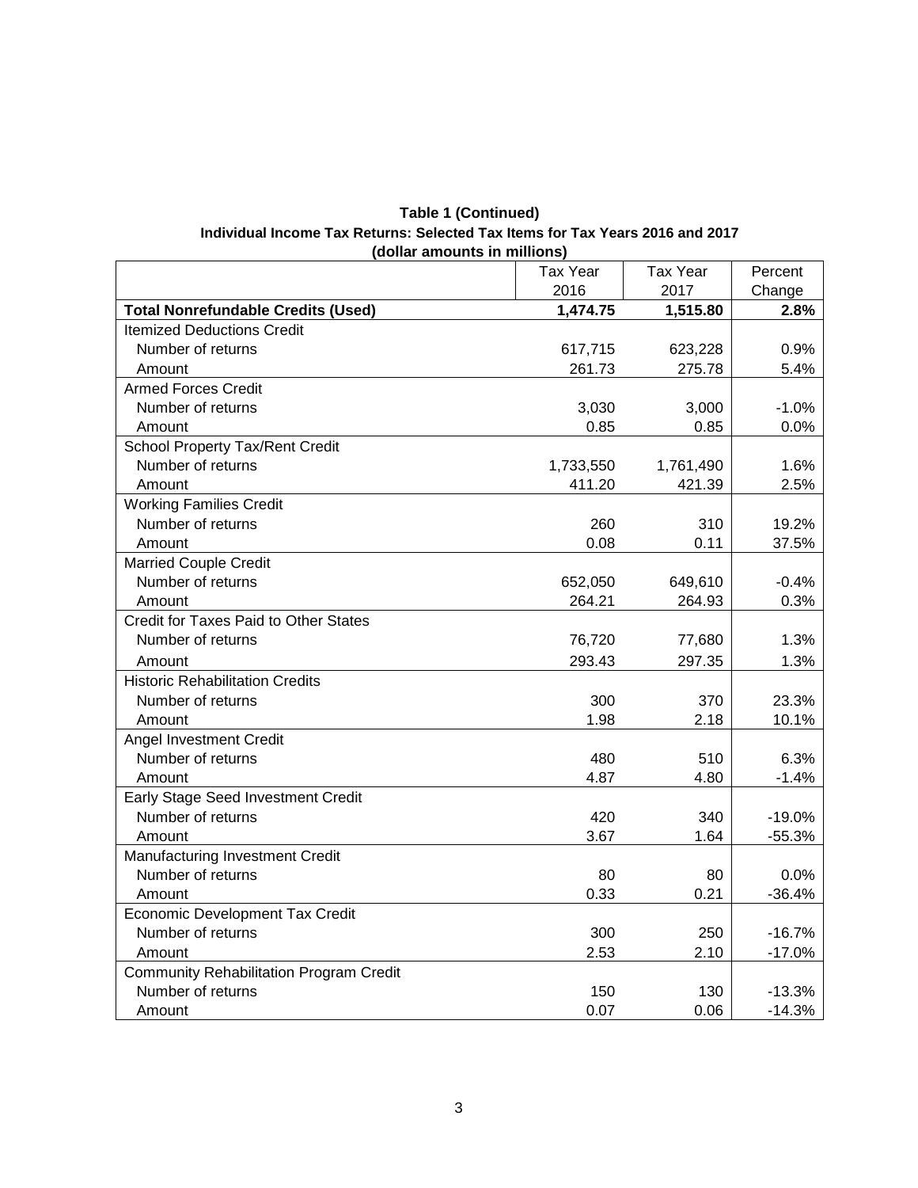**Table 1 (Continued)**

**Individual Income Tax Returns: Selected Tax Items for Tax Years 2016 and 2017**

**(dollar amounts in millions)**

| | Tax Year 2016 | Tax Year 2017 | Percent Change |
|---|---|---|---|
| **Total Nonrefundable Credits (Used)** | **1,474.75** | **1,515.80** | **2.8%** |
| Itemized Deductions Credit | | | |
| Number of returns | 617,715 | 623,228 | 0.9% |
| Amount | 261.73 | 275.78 | 5.4% |
| Armed Forces Credit | | | |
| Number of returns | 3,030 | 3,000 | -1.0% |
| Amount | 0.85 | 0.85 | 0.0% |
| School Property Tax/Rent Credit | | | |
| Number of returns | 1,733,550 | 1,761,490 | 1.6% |
| Amount | 411.20 | 421.39 | 2.5% |
| Working Families Credit | | | |
| Number of returns | 260 | 310 | 19.2% |
| Amount | 0.08 | 0.11 | 37.5% |
| Married Couple Credit | | | |
| Number of returns | 652,050 | 649,610 | -0.4% |
| Amount | 264.21 | 264.93 | 0.3% |
| Credit for Taxes Paid to Other States | | | |
| Number of returns | 76,720 | 77,680 | 1.3% |
| Amount | 293.43 | 297.35 | 1.3% |
| Historic Rehabilitation Credits | | | |
| Number of returns | 300 | 370 | 23.3% |
| Amount | 1.98 | 2.18 | 10.1% |
| Angel Investment Credit | | | |
| Number of returns | 480 | 510 | 6.3% |
| Amount | 4.87 | 4.80 | -1.4% |
| Early Stage Seed Investment Credit | | | |
| Number of returns | 420 | 340 | -19.0% |
| Amount | 3.67 | 1.64 | -55.3% |
| Manufacturing Investment Credit | | | |
| Number of returns | 80 | 80 | 0.0% |
| Amount | 0.33 | 0.21 | -36.4% |
| Economic Development Tax Credit | | | |
| Number of returns | 300 | 250 | -16.7% |
| Amount | 2.53 | 2.10 | -17.0% |
| Community Rehabilitation Program Credit | | | |
| Number of returns | 150 | 130 | -13.3% |
| Amount | 0.07 | 0.06 | -14.3% |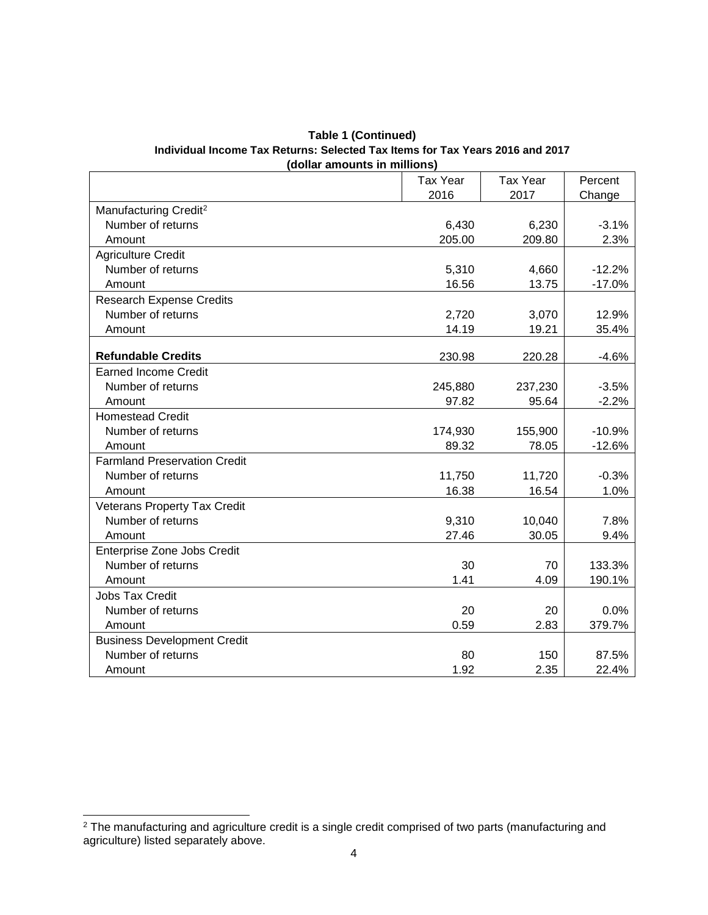**Table 1 (Continued)**
**Individual Income Tax Returns: Selected Tax Items for Tax Years 2016 and 2017**
**(dollar amounts in millions)**

| | Tax Year 2016 | Tax Year 2017 | Percent Change |
|---|---|---|---|
| Manufacturing Credit[2] | | | |
| Number of returns | 6,430 | 6,230 | -3.1% |
| Amount | 205.00 | 209.80 | 2.3% |
| Agriculture Credit | | | |
| Number of returns | 5,310 | 4,660 | -12.2% |
| Amount | 16.56 | 13.75 | -17.0% |
| Research Expense Credits | | | |
| Number of returns | 2,720 | 3,070 | 12.9% |
| Amount | 14.19 | 19.21 | 35.4% |
| **Refundable Credits** | 230.98 | 220.28 | -4.6% |
| Earned Income Credit | | | |
| Number of returns | 245,880 | 237,230 | -3.5% |
| Amount | 97.82 | 95.64 | -2.2% |
| Homestead Credit | | | |
| Number of returns | 174,930 | 155,900 | -10.9% |
| Amount | 89.32 | 78.05 | -12.6% |
| Farmland Preservation Credit | | | |
| Number of returns | 11,750 | 11,720 | -0.3% |
| Amount | 16.38 | 16.54 | 1.0% |
| Veterans Property Tax Credit | | | |
| Number of returns | 9,310 | 10,040 | 7.8% |
| Amount | 27.46 | 30.05 | 9.4% |
| Enterprise Zone Jobs Credit | | | |
| Number of returns | 30 | 70 | 133.3% |
| Amount | 1.41 | 4.09 | 190.1% |
| Jobs Tax Credit | | | |
| Number of returns | 20 | 20 | 0.0% |
| Amount | 0.59 | 2.83 | 379.7% |
| Business Development Credit | | | |
| Number of returns | 80 | 150 | 87.5% |
| Amount | 1.92 | 2.35 | 22.4% |

[2] The manufacturing and agriculture credit is a single credit comprised of two parts (manufacturing and agriculture) listed separately above.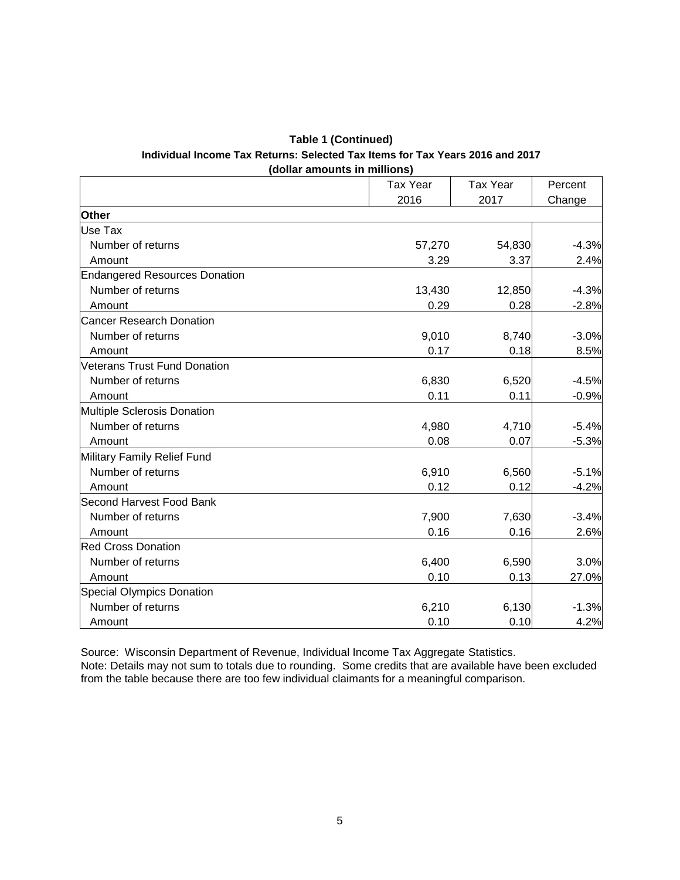**Table 1 (Continued)**
**Individual Income Tax Returns: Selected Tax Items for Tax Years 2016 and 2017**
**(dollar amounts in millions)**

| | Tax Year 2016 | Tax Year 2017 | Percent Change |
|---|---|---|---|
| **Other** | | | |
| Use Tax | | | |
| Number of returns | 57,270 | 54,830 | -4.3% |
| Amount | 3.29 | 3.37 | 2.4% |
| Endangered Resources Donation | | | |
| Number of returns | 13,430 | 12,850 | -4.3% |
| Amount | 0.29 | 0.28 | -2.8% |
| Cancer Research Donation | | | |
| Number of returns | 9,010 | 8,740 | -3.0% |
| Amount | 0.17 | 0.18 | 8.5% |
| Veterans Trust Fund Donation | | | |
| Number of returns | 6,830 | 6,520 | -4.5% |
| Amount | 0.11 | 0.11 | -0.9% |
| Multiple Sclerosis Donation | | | |
| Number of returns | 4,980 | 4,710 | -5.4% |
| Amount | 0.08 | 0.07 | -5.3% |
| Military Family Relief Fund | | | |
| Number of returns | 6,910 | 6,560 | -5.1% |
| Amount | 0.12 | 0.12 | -4.2% |
| Second Harvest Food Bank | | | |
| Number of returns | 7,900 | 7,630 | -3.4% |
| Amount | 0.16 | 0.16 | 2.6% |
| Red Cross Donation | | | |
| Number of returns | 6,400 | 6,590 | 3.0% |
| Amount | 0.10 | 0.13 | 27.0% |
| Special Olympics Donation | | | |
| Number of returns | 6,210 | 6,130 | -1.3% |
| Amount | 0.10 | 0.10 | 4.2% |

Source: Wisconsin Department of Revenue, Individual Income Tax Aggregate Statistics.
Note: Details may not sum to totals due to rounding. Some credits that are available have been excluded from the table because there are too few individual claimants for a meaningful comparison.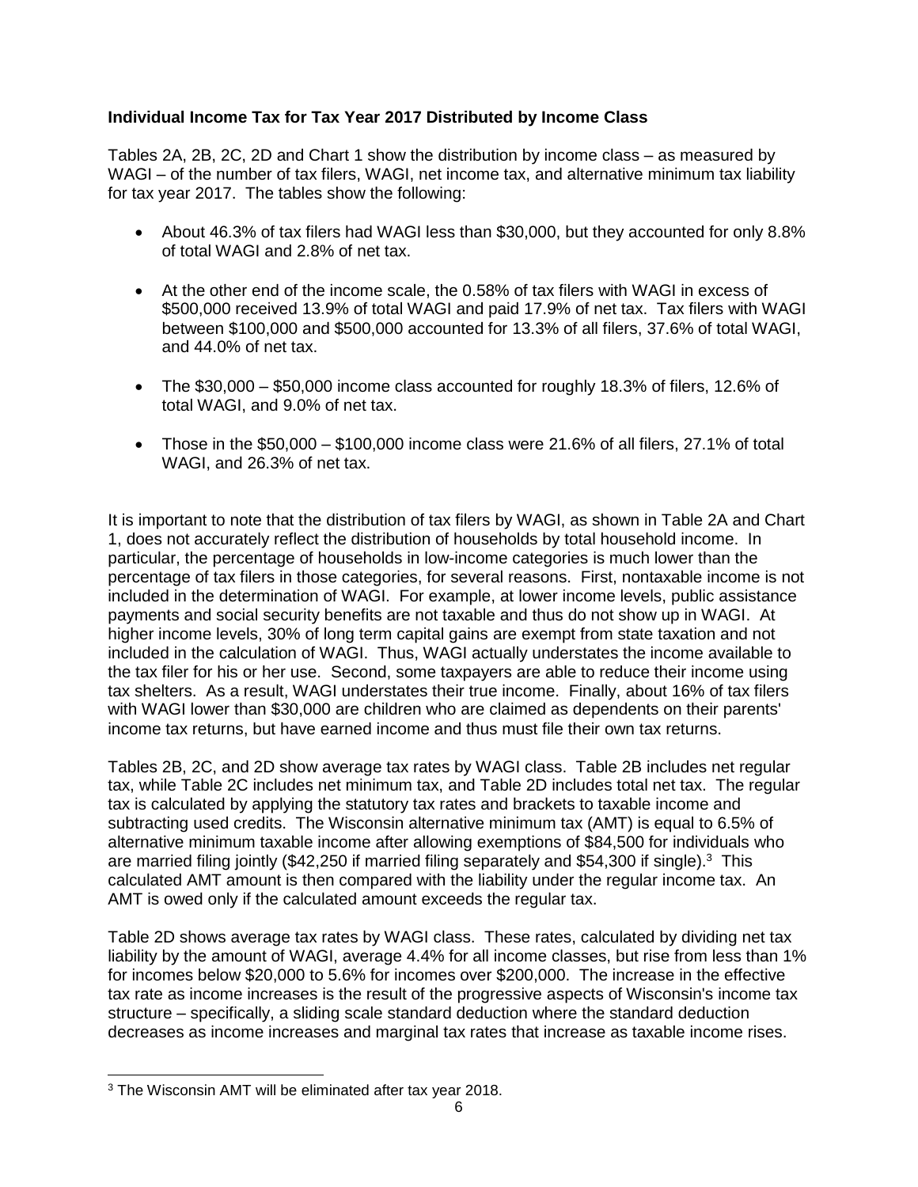**Individual Income Tax for Tax Year 2017 Distributed by Income Class**

Tables 2A, 2B, 2C, 2D and Chart 1 show the distribution by income class – as measured by WAGI – of the number of tax filers, WAGI, net income tax, and alternative minimum tax liability for tax year 2017. The tables show the following:

- About 46.3% of tax filers had WAGI less than $30,000, but they accounted for only 8.8% of total WAGI and 2.8% of net tax.
- At the other end of the income scale, the 0.58% of tax filers with WAGI in excess of $500,000 received 13.9% of total WAGI and paid 17.9% of net tax. Tax filers with WAGI between $100,000 and $500,000 accounted for 13.3% of all filers, 37.6% of total WAGI, and 44.0% of net tax.
- The $30,000 – $50,000 income class accounted for roughly 18.3% of filers, 12.6% of total WAGI, and 9.0% of net tax.
- Those in the $50,000 – $100,000 income class were 21.6% of all filers, 27.1% of total WAGI, and 26.3% of net tax.

It is important to note that the distribution of tax filers by WAGI, as shown in Table 2A and Chart 1, does not accurately reflect the distribution of households by total household income. In particular, the percentage of households in low-income categories is much lower than the percentage of tax filers in those categories, for several reasons. First, nontaxable income is not included in the determination of WAGI. For example, at lower income levels, public assistance payments and social security benefits are not taxable and thus do not show up in WAGI. At higher income levels, 30% of long term capital gains are exempt from state taxation and not included in the calculation of WAGI. Thus, WAGI actually understates the income available to the tax filer for his or her use. Second, some taxpayers are able to reduce their income using tax shelters. As a result, WAGI understates their true income. Finally, about 16% of tax filers with WAGI lower than $30,000 are children who are claimed as dependents on their parents' income tax returns, but have earned income and thus must file their own tax returns.

Tables 2B, 2C, and 2D show average tax rates by WAGI class. Table 2B includes net regular tax, while Table 2C includes net minimum tax, and Table 2D includes total net tax. The regular tax is calculated by applying the statutory tax rates and brackets to taxable income and subtracting used credits. The Wisconsin alternative minimum tax (AMT) is equal to 6.5% of alternative minimum taxable income after allowing exemptions of $84,500 for individuals who are married filing jointly ($42,250 if married filing separately and $54,300 if single).[3] This calculated AMT amount is then compared with the liability under the regular income tax. An AMT is owed only if the calculated amount exceeds the regular tax.

Table 2D shows average tax rates by WAGI class. These rates, calculated by dividing net tax liability by the amount of WAGI, average 4.4% for all income classes, but rise from less than 1% for incomes below $20,000 to 5.6% for incomes over $200,000. The increase in the effective tax rate as income increases is the result of the progressive aspects of Wisconsin's income tax structure – specifically, a sliding scale standard deduction where the standard deduction decreases as income increases and marginal tax rates that increase as taxable income rises.

---

[3] The Wisconsin AMT will be eliminated after tax year 2018.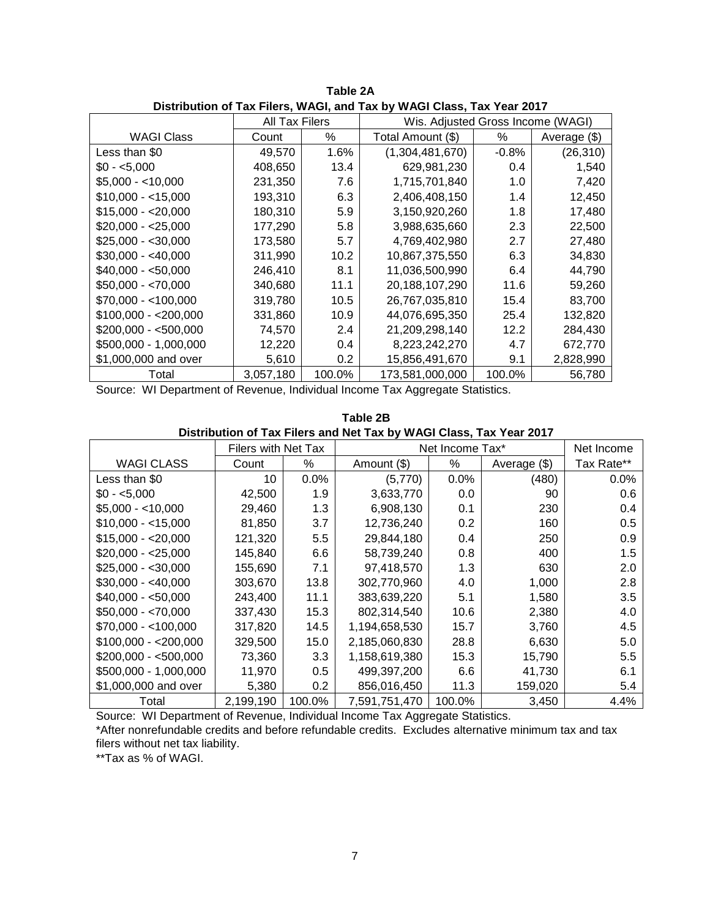**Table 2A**
**Distribution of Tax Filers, WAGI, and Tax by WAGI Class, Tax Year 2017**

| | All Tax Filers | | Wis. Adjusted Gross Income (WAGI) | | |
|---|---|---|---|---|---|
| WAGI Class | Count | % | Total Amount ($) | % | Average ($) |
| Less than $0 | 49,570 | 1.6% | (1,304,481,670) | -0.8% | (26,310) |
| $0 - <5,000 | 408,650 | 13.4 | 629,981,230 | 0.4 | 1,540 |
| $5,000 - <10,000 | 231,350 | 7.6 | 1,715,701,840 | 1.0 | 7,420 |
| $10,000 - <15,000 | 193,310 | 6.3 | 2,406,408,150 | 1.4 | 12,450 |
| $15,000 - <20,000 | 180,310 | 5.9 | 3,150,920,260 | 1.8 | 17,480 |
| $20,000 - <25,000 | 177,290 | 5.8 | 3,988,635,660 | 2.3 | 22,500 |
| $25,000 - <30,000 | 173,580 | 5.7 | 4,769,402,980 | 2.7 | 27,480 |
| $30,000 - <40,000 | 311,990 | 10.2 | 10,867,375,550 | 6.3 | 34,830 |
| $40,000 - <50,000 | 246,410 | 8.1 | 11,036,500,990 | 6.4 | 44,790 |
| $50,000 - <70,000 | 340,680 | 11.1 | 20,188,107,290 | 11.6 | 59,260 |
| $70,000 - <100,000 | 319,780 | 10.5 | 26,767,035,810 | 15.4 | 83,700 |
| $100,000 - <200,000 | 331,860 | 10.9 | 44,076,695,350 | 25.4 | 132,820 |
| $200,000 - <500,000 | 74,570 | 2.4 | 21,209,298,140 | 12.2 | 284,430 |
| $500,000 - 1,000,000 | 12,220 | 0.4 | 8,223,242,270 | 4.7 | 672,770 |
| $1,000,000 and over | 5,610 | 0.2 | 15,856,491,670 | 9.1 | 2,828,990 |
| Total | 3,057,180 | 100.0% | 173,581,000,000 | 100.0% | 56,780 |

Source: WI Department of Revenue, Individual Income Tax Aggregate Statistics.

**Table 2B**
**Distribution of Tax Filers and Net Tax by WAGI Class, Tax Year 2017**

| | Filers with Net Tax | | Net Income Tax* | | | Net Income |
|---|---|---|---|---|---|---|
| WAGI CLASS | Count | % | Amount ($) | % | Average ($) | Tax Rate** |
| Less than $0 | 10 | 0.0% | (5,770) | 0.0% | (480) | 0.0% |
| $0 - <5,000 | 42,500 | 1.9 | 3,633,770 | 0.0 | 90 | 0.6 |
| $5,000 - <10,000 | 29,460 | 1.3 | 6,908,130 | 0.1 | 230 | 0.4 |
| $10,000 - <15,000 | 81,850 | 3.7 | 12,736,240 | 0.2 | 160 | 0.5 |
| $15,000 - <20,000 | 121,320 | 5.5 | 29,844,180 | 0.4 | 250 | 0.9 |
| $20,000 - <25,000 | 145,840 | 6.6 | 58,739,240 | 0.8 | 400 | 1.5 |
| $25,000 - <30,000 | 155,690 | 7.1 | 97,418,570 | 1.3 | 630 | 2.0 |
| $30,000 - <40,000 | 303,670 | 13.8 | 302,770,960 | 4.0 | 1,000 | 2.8 |
| $40,000 - <50,000 | 243,400 | 11.1 | 383,639,220 | 5.1 | 1,580 | 3.5 |
| $50,000 - <70,000 | 337,430 | 15.3 | 802,314,540 | 10.6 | 2,380 | 4.0 |
| $70,000 - <100,000 | 317,820 | 14.5 | 1,194,658,530 | 15.7 | 3,760 | 4.5 |
| $100,000 - <200,000 | 329,500 | 15.0 | 2,185,060,830 | 28.8 | 6,630 | 5.0 |
| $200,000 - <500,000 | 73,360 | 3.3 | 1,158,619,380 | 15.3 | 15,790 | 5.5 |
| $500,000 - 1,000,000 | 11,970 | 0.5 | 499,397,200 | 6.6 | 41,730 | 6.1 |
| $1,000,000 and over | 5,380 | 0.2 | 856,016,450 | 11.3 | 159,020 | 5.4 |
| Total | 2,199,190 | 100.0% | 7,591,751,470 | 100.0% | 3,450 | 4.4% |

Source: WI Department of Revenue, Individual Income Tax Aggregate Statistics.
*After nonrefundable credits and before refundable credits. Excludes alternative minimum tax and tax filers without net tax liability.
**Tax as % of WAGI.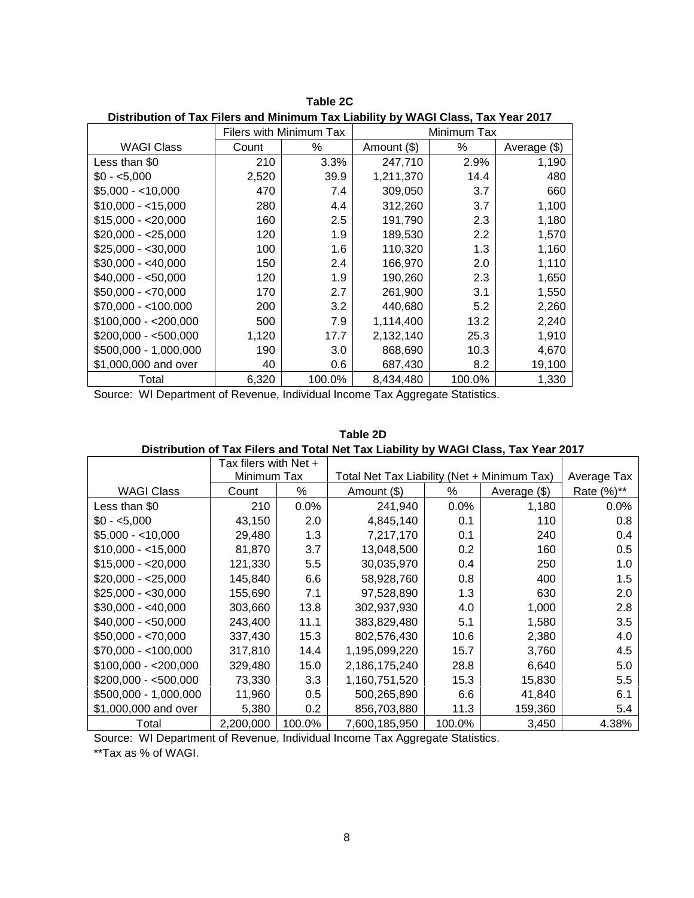**Table 2C**

**Distribution of Tax Filers and Minimum Tax Liability by WAGI Class, Tax Year 2017**

| | Filers with Minimum Tax | | Minimum Tax | | |
|---|---|---|---|---|---|
| WAGI Class | Count | % | Amount ($) | % | Average ($) |
| Less than $0 | 210 | 3.3% | 247,710 | 2.9% | 1,190 |
| $0 - <5,000 | 2,520 | 39.9 | 1,211,370 | 14.4 | 480 |
| $5,000 - <10,000 | 470 | 7.4 | 309,050 | 3.7 | 660 |
| $10,000 - <15,000 | 280 | 4.4 | 312,260 | 3.7 | 1,100 |
| $15,000 - <20,000 | 160 | 2.5 | 191,790 | 2.3 | 1,180 |
| $20,000 - <25,000 | 120 | 1.9 | 189,530 | 2.2 | 1,570 |
| $25,000 - <30,000 | 100 | 1.6 | 110,320 | 1.3 | 1,160 |
| $30,000 - <40,000 | 150 | 2.4 | 166,970 | 2.0 | 1,110 |
| $40,000 - <50,000 | 120 | 1.9 | 190,260 | 2.3 | 1,650 |
| $50,000 - <70,000 | 170 | 2.7 | 261,900 | 3.1 | 1,550 |
| $70,000 - <100,000 | 200 | 3.2 | 440,680 | 5.2 | 2,260 |
| $100,000 - <200,000 | 500 | 7.9 | 1,114,400 | 13.2 | 2,240 |
| $200,000 - <500,000 | 1,120 | 17.7 | 2,132,140 | 25.3 | 1,910 |
| $500,000 - 1,000,000 | 190 | 3.0 | 868,690 | 10.3 | 4,670 |
| $1,000,000 and over | 40 | 0.6 | 687,430 | 8.2 | 19,100 |
| Total | 6,320 | 100.0% | 8,434,480 | 100.0% | 1,330 |

Source: WI Department of Revenue, Individual Income Tax Aggregate Statistics.

**Table 2D**

**Distribution of Tax Filers and Total Net Tax Liability by WAGI Class, Tax Year 2017**

| | Tax filers with Net + Minimum Tax | | Total Net Tax Liability (Net + Minimum Tax) | | | Average Tax |
|---|---|---|---|---|---|---|
| WAGI Class | Count | % | Amount ($) | % | Average ($) | Rate (%)** |
| Less than $0 | 210 | 0.0% | 241,940 | 0.0% | 1,180 | 0.0% |
| $0 - <5,000 | 43,150 | 2.0 | 4,845,140 | 0.1 | 110 | 0.8 |
| $5,000 - <10,000 | 29,480 | 1.3 | 7,217,170 | 0.1 | 240 | 0.4 |
| $10,000 - <15,000 | 81,870 | 3.7 | 13,048,500 | 0.2 | 160 | 0.5 |
| $15,000 - <20,000 | 121,330 | 5.5 | 30,035,970 | 0.4 | 250 | 1.0 |
| $20,000 - <25,000 | 145,840 | 6.6 | 58,928,760 | 0.8 | 400 | 1.5 |
| $25,000 - <30,000 | 155,690 | 7.1 | 97,528,890 | 1.3 | 630 | 2.0 |
| $30,000 - <40,000 | 303,660 | 13.8 | 302,937,930 | 4.0 | 1,000 | 2.8 |
| $40,000 - <50,000 | 243,400 | 11.1 | 383,829,480 | 5.1 | 1,580 | 3.5 |
| $50,000 - <70,000 | 337,430 | 15.3 | 802,576,430 | 10.6 | 2,380 | 4.0 |
| $70,000 - <100,000 | 317,810 | 14.4 | 1,195,099,220 | 15.7 | 3,760 | 4.5 |
| $100,000 - <200,000 | 329,480 | 15.0 | 2,186,175,240 | 28.8 | 6,640 | 5.0 |
| $200,000 - <500,000 | 73,330 | 3.3 | 1,160,751,520 | 15.3 | 15,830 | 5.5 |
| $500,000 - 1,000,000 | 11,960 | 0.5 | 500,265,890 | 6.6 | 41,840 | 6.1 |
| $1,000,000 and over | 5,380 | 0.2 | 856,703,880 | 11.3 | 159,360 | 5.4 |
| Total | 2,200,000 | 100.0% | 7,600,185,950 | 100.0% | 3,450 | 4.38% |

Source: WI Department of Revenue, Individual Income Tax Aggregate Statistics.

**Tax as % of WAGI.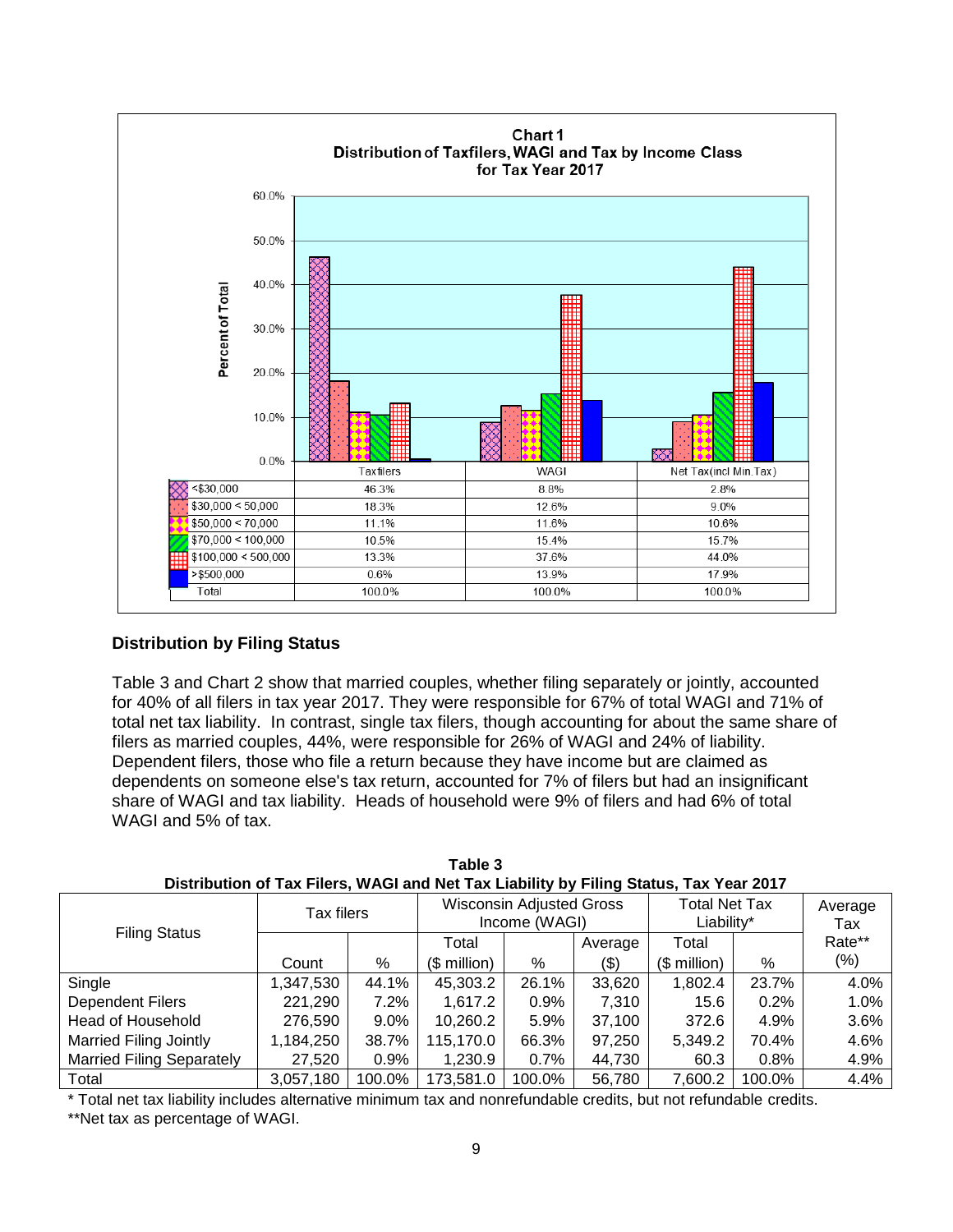**Chart 1**
**Distribution of Taxfilers, WAGI and Tax by Income Class for Tax Year 2017**

| | Taxfilers | WAGI | Net Tax(incl Min.Tax) |
|---|---|---|---|
| <$30,000 | 46.3% | 8.8% | 2.8% |
| $30,000 < 50,000 | 18.3% | 12.6% | 9.0% |
| $50,000 < 70,000 | 11.1% | 11.6% | 10.6% |
| $70,000 < 100,000 | 10.5% | 15.4% | 15.7% |
| $100,000 < 500,000 | 13.3% | 37.6% | 44.0% |
| >$500,000 | 0.6% | 13.9% | 17.9% |
| Total | 100.0% | 100.0% | 100.0% |

### Distribution by Filing Status

Table 3 and Chart 2 show that married couples, whether filing separately or jointly, accounted for 40% of all filers in tax year 2017. They were responsible for 67% of total WAGI and 71% of total net tax liability. In contrast, single tax filers, though accounting for about the same share of filers as married couples, 44%, were responsible for 26% of WAGI and 24% of liability. Dependent filers, those who file a return because they have income but are claimed as dependents on someone else's tax return, accounted for 7% of filers but had an insignificant share of WAGI and tax liability. Heads of household were 9% of filers and had 6% of total WAGI and 5% of tax.

**Table 3**
**Distribution of Tax Filers, WAGI and Net Tax Liability by Filing Status, Tax Year 2017**

| Filing Status | Tax filers | | Wisconsin Adjusted Gross Income (WAGI) | | | Total Net Tax Liability* | | Average Tax Rate** (%) |
|---|---|---|---|---|---|---|---|---|
| | Count | % | Total ($ million) | % | Average ($) | Total ($ million) | % | |
| Single | 1,347,530 | 44.1% | 45,303.2 | 26.1% | 33,620 | 1,802.4 | 23.7% | 4.0% |
| Dependent Filers | 221,290 | 7.2% | 1,617.2 | 0.9% | 7,310 | 15.6 | 0.2% | 1.0% |
| Head of Household | 276,590 | 9.0% | 10,260.2 | 5.9% | 37,100 | 372.6 | 4.9% | 3.6% |
| Married Filing Jointly | 1,184,250 | 38.7% | 115,170.0 | 66.3% | 97,250 | 5,349.2 | 70.4% | 4.6% |
| Married Filing Separately | 27,520 | 0.9% | 1,230.9 | 0.7% | 44,730 | 60.3 | 0.8% | 4.9% |
| Total | 3,057,180 | 100.0% | 173,581.0 | 100.0% | 56,780 | 7,600.2 | 100.0% | 4.4% |

* Total net tax liability includes alternative minimum tax and nonrefundable credits, but not refundable credits.
**Net tax as percentage of WAGI.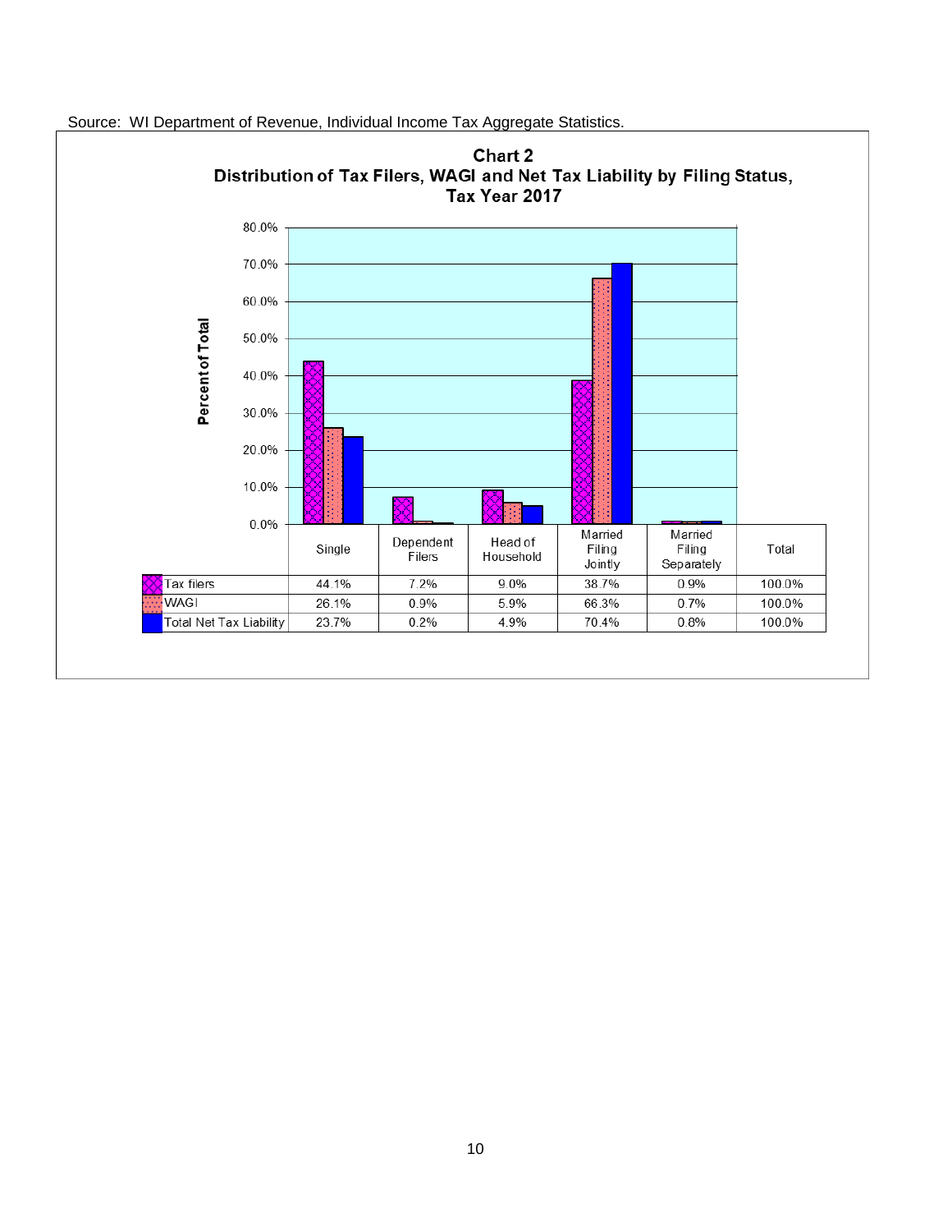Source: WI Department of Revenue, Individual Income Tax Aggregate Statistics.

**Chart 2**
**Distribution of Tax Filers, WAGI and Net Tax Liability by Filing Status, Tax Year 2017**

| | Single | Dependent Filers | Head of Household | Married Filing Jointly | Married Filing Separately | Total |
|---|---|---|---|---|---|---|
| Tax filers | 44.1% | 7.2% | 9.0% | 38.7% | 0.9% | 100.0% |
| WAGI | 26.1% | 0.9% | 5.9% | 66.3% | 0.7% | 100.0% |
| Total Net Tax Liability | 23.7% | 0.2% | 4.9% | 70.4% | 0.8% | 100.0% |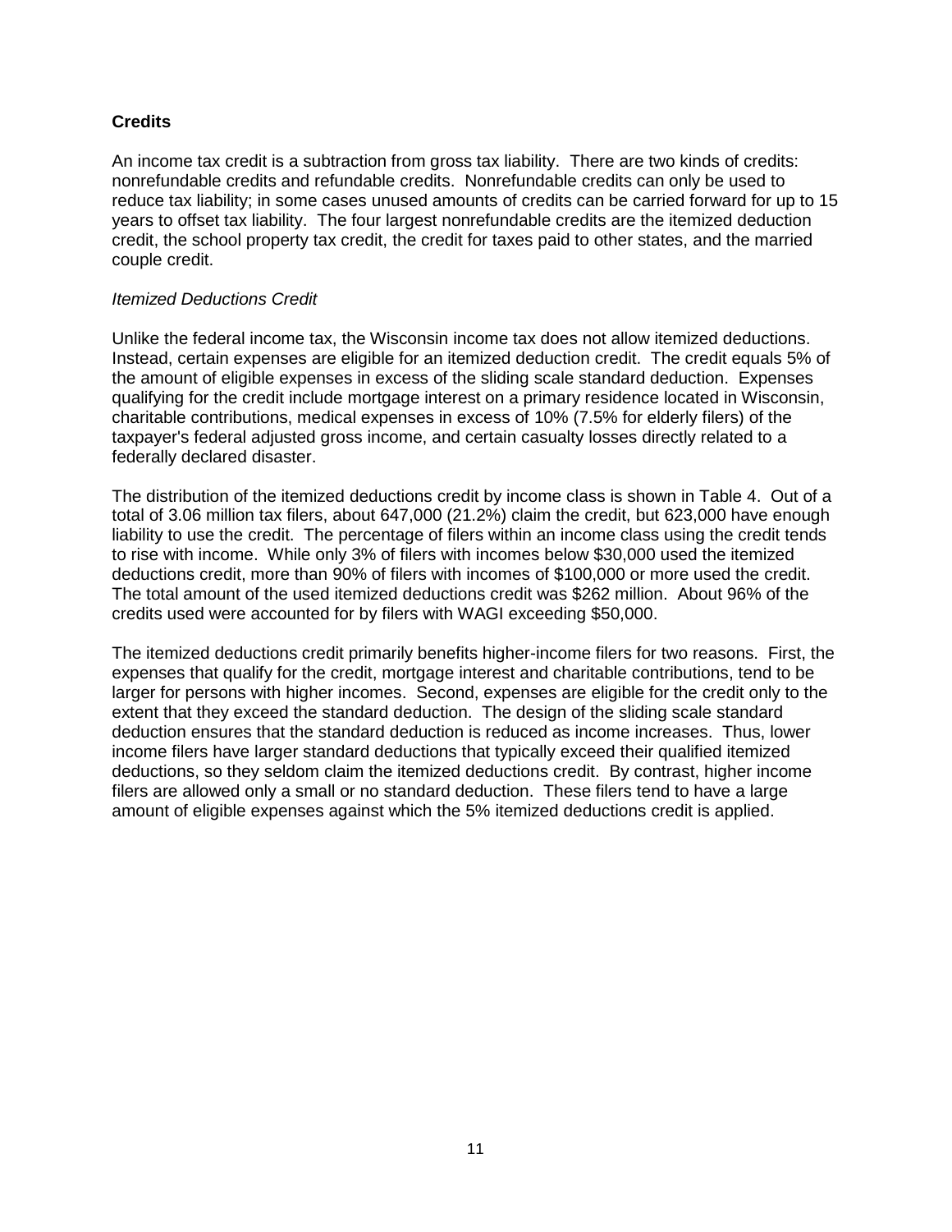## Credits

An income tax credit is a subtraction from gross tax liability. There are two kinds of credits: nonrefundable credits and refundable credits. Nonrefundable credits can only be used to reduce tax liability; in some cases unused amounts of credits can be carried forward for up to 15 years to offset tax liability. The four largest nonrefundable credits are the itemized deduction credit, the school property tax credit, the credit for taxes paid to other states, and the married couple credit.

### *Itemized Deductions Credit*

Unlike the federal income tax, the Wisconsin income tax does not allow itemized deductions. Instead, certain expenses are eligible for an itemized deduction credit. The credit equals 5% of the amount of eligible expenses in excess of the sliding scale standard deduction. Expenses qualifying for the credit include mortgage interest on a primary residence located in Wisconsin, charitable contributions, medical expenses in excess of 10% (7.5% for elderly filers) of the taxpayer's federal adjusted gross income, and certain casualty losses directly related to a federally declared disaster.

The distribution of the itemized deductions credit by income class is shown in Table 4. Out of a total of 3.06 million tax filers, about 647,000 (21.2%) claim the credit, but 623,000 have enough liability to use the credit. The percentage of filers within an income class using the credit tends to rise with income. While only 3% of filers with incomes below $30,000 used the itemized deductions credit, more than 90% of filers with incomes of $100,000 or more used the credit. The total amount of the used itemized deductions credit was $262 million. About 96% of the credits used were accounted for by filers with WAGI exceeding $50,000.

The itemized deductions credit primarily benefits higher-income filers for two reasons. First, the expenses that qualify for the credit, mortgage interest and charitable contributions, tend to be larger for persons with higher incomes. Second, expenses are eligible for the credit only to the extent that they exceed the standard deduction. The design of the sliding scale standard deduction ensures that the standard deduction is reduced as income increases. Thus, lower income filers have larger standard deductions that typically exceed their qualified itemized deductions, so they seldom claim the itemized deductions credit. By contrast, higher income filers are allowed only a small or no standard deduction. These filers tend to have a large amount of eligible expenses against which the 5% itemized deductions credit is applied.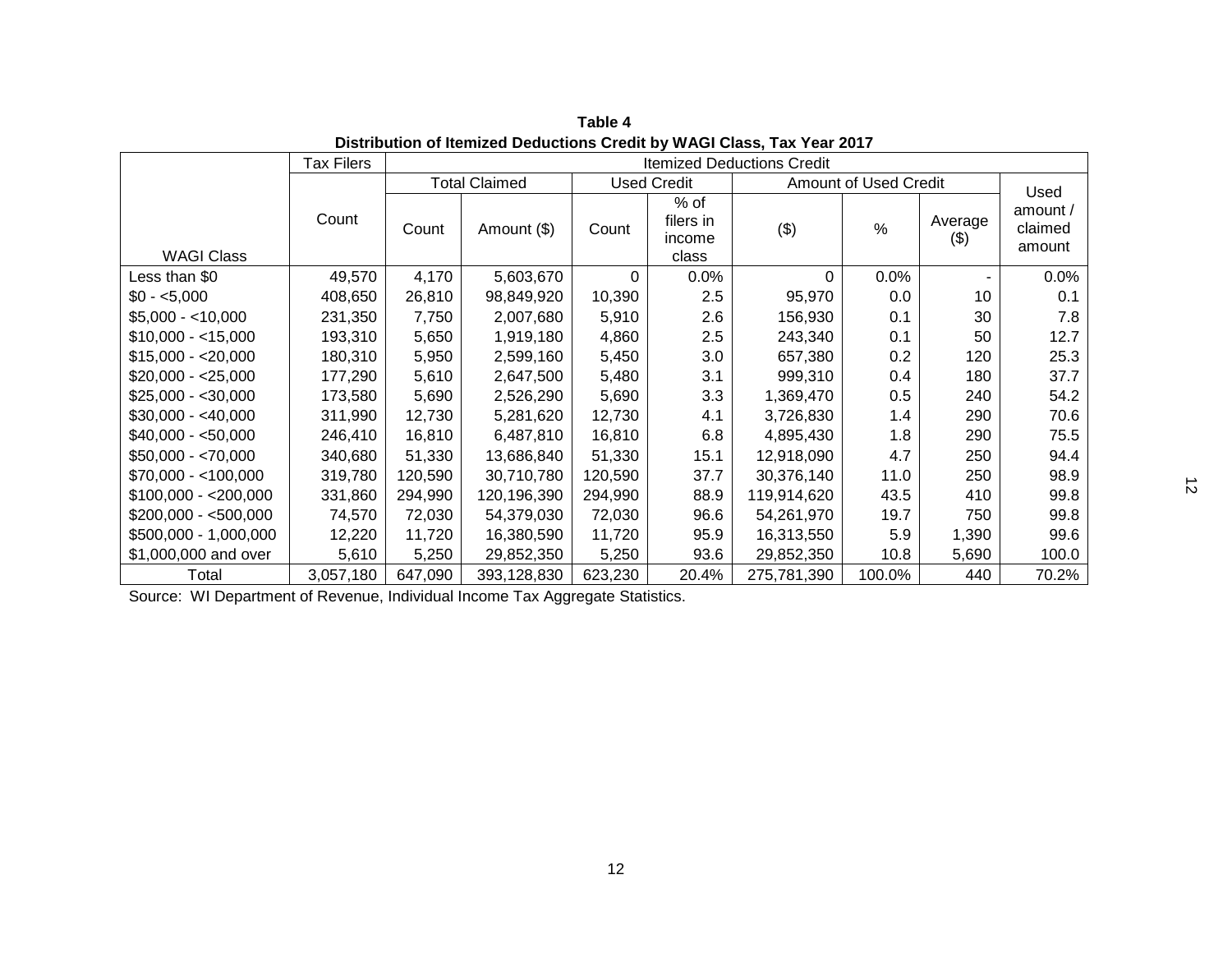**Table 4**
**Distribution of Itemized Deductions Credit by WAGI Class, Tax Year 2017**

| | Tax Filers | Itemized Deductions Credit | | | | | | | |
|---|---|---|---|---|---|---|---|---|---|
| | | Total Claimed | | Used Credit | | Amount of Used Credit | | | Used amount / claimed amount |
| WAGI Class | Count | Count | Amount ($) | Count | % of filers in income class | ($) | % | Average ($) | |
| Less than $0 | 49,570 | 4,170 | 5,603,670 | 0 | 0.0% | 0 | 0.0% | - | 0.0% |
| $0 - <5,000 | 408,650 | 26,810 | 98,849,920 | 10,390 | 2.5 | 95,970 | 0.0 | 10 | 0.1 |
| $5,000 - <10,000 | 231,350 | 7,750 | 2,007,680 | 5,910 | 2.6 | 156,930 | 0.1 | 30 | 7.8 |
| $10,000 - <15,000 | 193,310 | 5,650 | 1,919,180 | 4,860 | 2.5 | 243,340 | 0.1 | 50 | 12.7 |
| $15,000 - <20,000 | 180,310 | 5,950 | 2,599,160 | 5,450 | 3.0 | 657,380 | 0.2 | 120 | 25.3 |
| $20,000 - <25,000 | 177,290 | 5,610 | 2,647,500 | 5,480 | 3.1 | 999,310 | 0.4 | 180 | 37.7 |
| $25,000 - <30,000 | 173,580 | 5,690 | 2,526,290 | 5,690 | 3.3 | 1,369,470 | 0.5 | 240 | 54.2 |
| $30,000 - <40,000 | 311,990 | 12,730 | 5,281,620 | 12,730 | 4.1 | 3,726,830 | 1.4 | 290 | 70.6 |
| $40,000 - <50,000 | 246,410 | 16,810 | 6,487,810 | 16,810 | 6.8 | 4,895,430 | 1.8 | 290 | 75.5 |
| $50,000 - <70,000 | 340,680 | 51,330 | 13,686,840 | 51,330 | 15.1 | 12,918,090 | 4.7 | 250 | 94.4 |
| $70,000 - <100,000 | 319,780 | 120,590 | 30,710,780 | 120,590 | 37.7 | 30,376,140 | 11.0 | 250 | 98.9 |
| $100,000 - <200,000 | 331,860 | 294,990 | 120,196,390 | 294,990 | 88.9 | 119,914,620 | 43.5 | 410 | 99.8 |
| $200,000 - <500,000 | 74,570 | 72,030 | 54,379,030 | 72,030 | 96.6 | 54,261,970 | 19.7 | 750 | 99.8 |
| $500,000 - 1,000,000 | 12,220 | 11,720 | 16,380,590 | 11,720 | 95.9 | 16,313,550 | 5.9 | 1,390 | 99.6 |
| $1,000,000 and over | 5,610 | 5,250 | 29,852,350 | 5,250 | 93.6 | 29,852,350 | 10.8 | 5,690 | 100.0 |
| Total | 3,057,180 | 647,090 | 393,128,830 | 623,230 | 20.4% | 275,781,390 | 100.0% | 440 | 70.2% |

Source: WI Department of Revenue, Individual Income Tax Aggregate Statistics.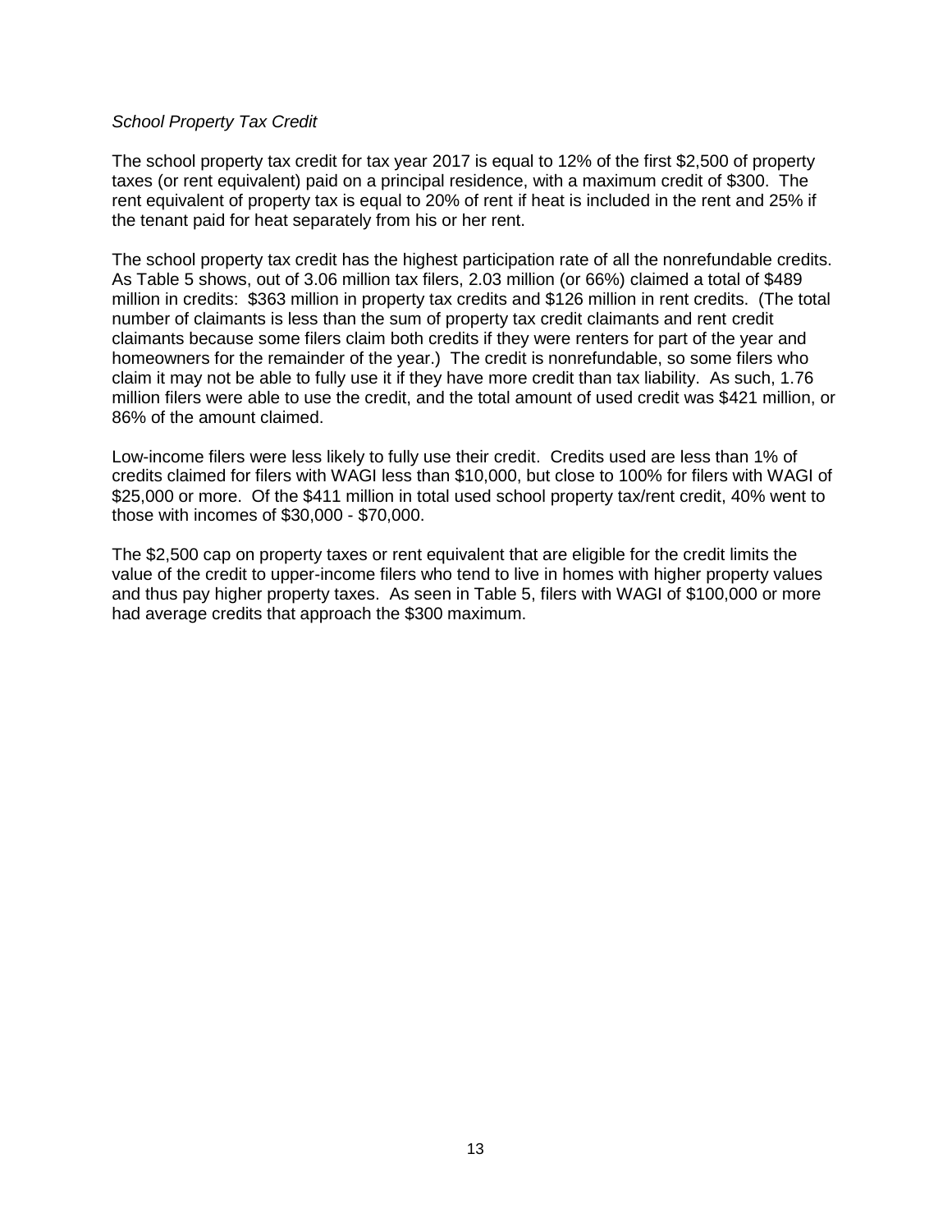*School Property Tax Credit*

The school property tax credit for tax year 2017 is equal to 12% of the first $2,500 of property taxes (or rent equivalent) paid on a principal residence, with a maximum credit of $300. The rent equivalent of property tax is equal to 20% of rent if heat is included in the rent and 25% if the tenant paid for heat separately from his or her rent.

The school property tax credit has the highest participation rate of all the nonrefundable credits. As Table 5 shows, out of 3.06 million tax filers, 2.03 million (or 66%) claimed a total of $489 million in credits: $363 million in property tax credits and $126 million in rent credits. (The total number of claimants is less than the sum of property tax credit claimants and rent credit claimants because some filers claim both credits if they were renters for part of the year and homeowners for the remainder of the year.) The credit is nonrefundable, so some filers who claim it may not be able to fully use it if they have more credit than tax liability. As such, 1.76 million filers were able to use the credit, and the total amount of used credit was $421 million, or 86% of the amount claimed.

Low-income filers were less likely to fully use their credit. Credits used are less than 1% of credits claimed for filers with WAGI less than $10,000, but close to 100% for filers with WAGI of $25,000 or more. Of the $411 million in total used school property tax/rent credit, 40% went to those with incomes of $30,000 - $70,000.

The $2,500 cap on property taxes or rent equivalent that are eligible for the credit limits the value of the credit to upper-income filers who tend to live in homes with higher property values and thus pay higher property taxes. As seen in Table 5, filers with WAGI of $100,000 or more had average credits that approach the $300 maximum.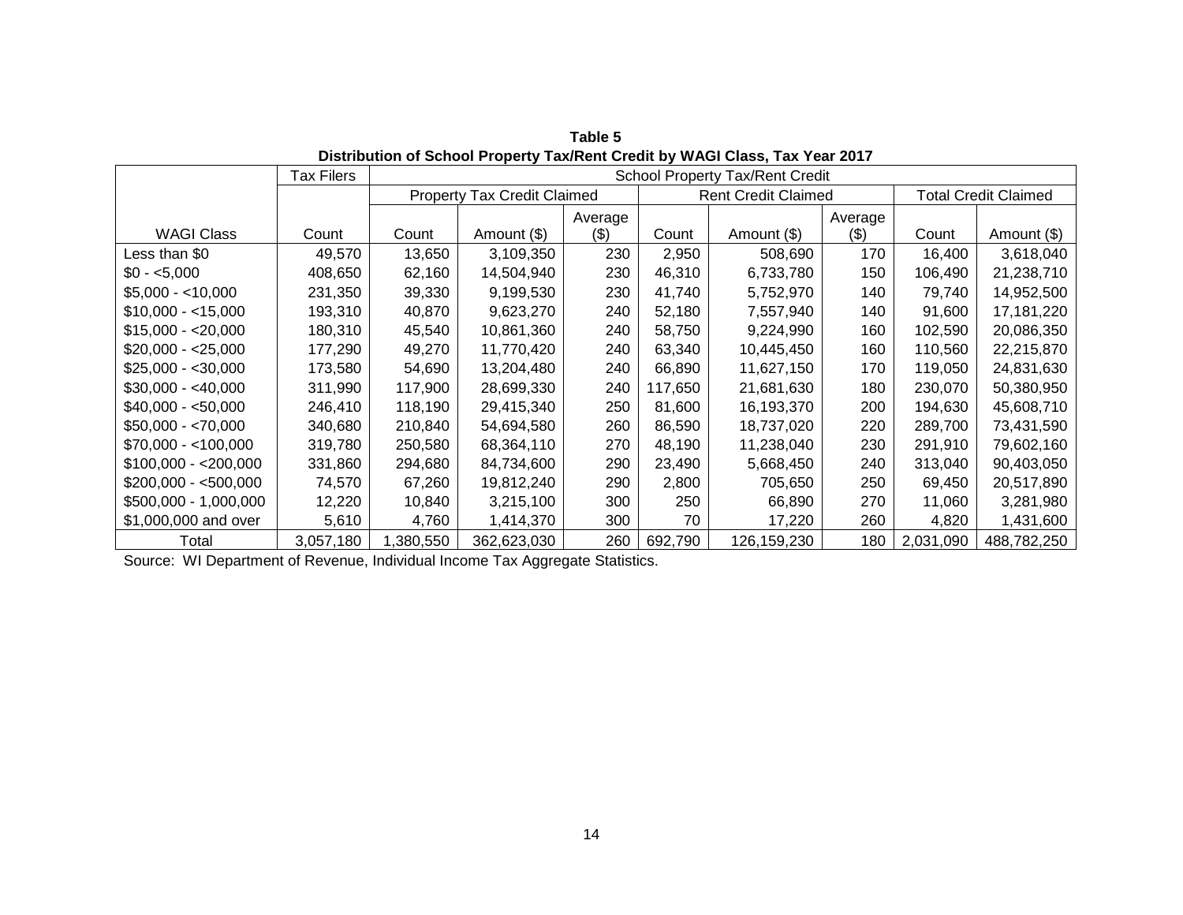**Table 5**
**Distribution of School Property Tax/Rent Credit by WAGI Class, Tax Year 2017**

| | Tax Filers | School Property Tax/Rent Credit | | | | | | | |
|---|---|---|---|---|---|---|---|---|---|
| | | Property Tax Credit Claimed | | | Rent Credit Claimed | | | Total Credit Claimed | |
| WAGI Class | Count | Count | Amount ($) | Average ($) | Count | Amount ($) | Average ($) | Count | Amount ($) |
| Less than $0 | 49,570 | 13,650 | 3,109,350 | 230 | 2,950 | 508,690 | 170 | 16,400 | 3,618,040 |
| $0 - <5,000 | 408,650 | 62,160 | 14,504,940 | 230 | 46,310 | 6,733,780 | 150 | 106,490 | 21,238,710 |
| $5,000 - <10,000 | 231,350 | 39,330 | 9,199,530 | 230 | 41,740 | 5,752,970 | 140 | 79,740 | 14,952,500 |
| $10,000 - <15,000 | 193,310 | 40,870 | 9,623,270 | 240 | 52,180 | 7,557,940 | 140 | 91,600 | 17,181,220 |
| $15,000 - <20,000 | 180,310 | 45,540 | 10,861,360 | 240 | 58,750 | 9,224,990 | 160 | 102,590 | 20,086,350 |
| $20,000 - <25,000 | 177,290 | 49,270 | 11,770,420 | 240 | 63,340 | 10,445,450 | 160 | 110,560 | 22,215,870 |
| $25,000 - <30,000 | 173,580 | 54,690 | 13,204,480 | 240 | 66,890 | 11,627,150 | 170 | 119,050 | 24,831,630 |
| $30,000 - <40,000 | 311,990 | 117,900 | 28,699,330 | 240 | 117,650 | 21,681,630 | 180 | 230,070 | 50,380,950 |
| $40,000 - <50,000 | 246,410 | 118,190 | 29,415,340 | 250 | 81,600 | 16,193,370 | 200 | 194,630 | 45,608,710 |
| $50,000 - <70,000 | 340,680 | 210,840 | 54,694,580 | 260 | 86,590 | 18,737,020 | 220 | 289,700 | 73,431,590 |
| $70,000 - <100,000 | 319,780 | 250,580 | 68,364,110 | 270 | 48,190 | 11,238,040 | 230 | 291,910 | 79,602,160 |
| $100,000 - <200,000 | 331,860 | 294,680 | 84,734,600 | 290 | 23,490 | 5,668,450 | 240 | 313,040 | 90,403,050 |
| $200,000 - <500,000 | 74,570 | 67,260 | 19,812,240 | 290 | 2,800 | 705,650 | 250 | 69,450 | 20,517,890 |
| $500,000 - 1,000,000 | 12,220 | 10,840 | 3,215,100 | 300 | 250 | 66,890 | 270 | 11,060 | 3,281,980 |
| $1,000,000 and over | 5,610 | 4,760 | 1,414,370 | 300 | 70 | 17,220 | 260 | 4,820 | 1,431,600 |
| Total | 3,057,180 | 1,380,550 | 362,623,030 | 260 | 692,790 | 126,159,230 | 180 | 2,031,090 | 488,782,250 |

Source: WI Department of Revenue, Individual Income Tax Aggregate Statistics.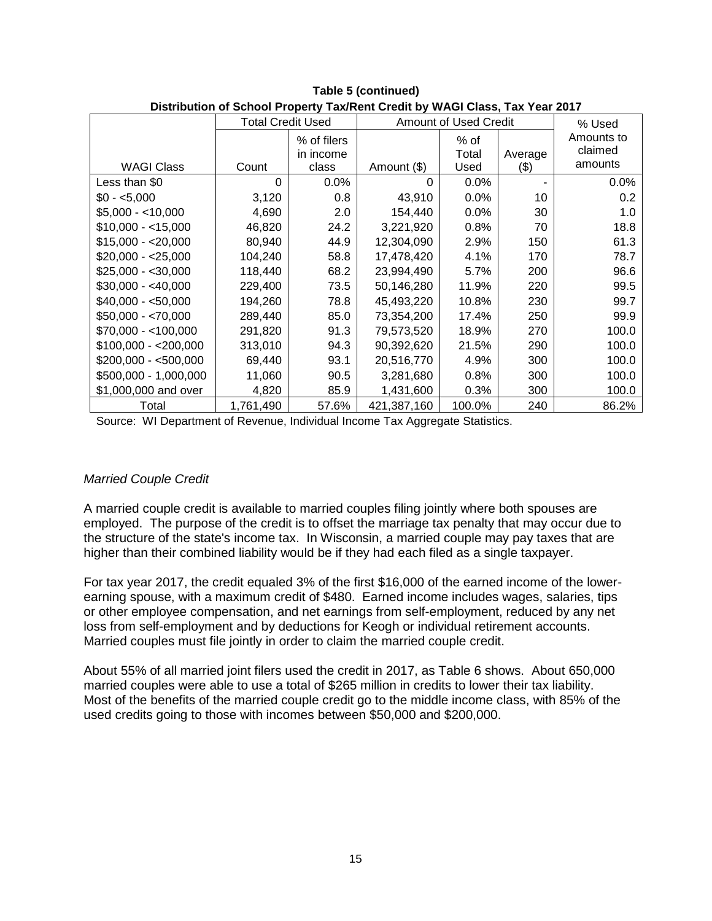**Table 5 (continued)**
**Distribution of School Property Tax/Rent Credit by WAGI Class, Tax Year 2017**

| WAGI Class | Total Credit Used | | Amount of Used Credit | | | % Used Amounts to claimed amounts |
|---|---|---|---|---|---|---|
| | Count | % of filers in income class | Amount ($) | % of Total Used | Average ($) | |
| Less than $0 | 0 | 0.0% | 0 | 0.0% | - | 0.0% |
| $0 - <5,000 | 3,120 | 0.8 | 43,910 | 0.0% | 10 | 0.2 |
| $5,000 - <10,000 | 4,690 | 2.0 | 154,440 | 0.0% | 30 | 1.0 |
| $10,000 - <15,000 | 46,820 | 24.2 | 3,221,920 | 0.8% | 70 | 18.8 |
| $15,000 - <20,000 | 80,940 | 44.9 | 12,304,090 | 2.9% | 150 | 61.3 |
| $20,000 - <25,000 | 104,240 | 58.8 | 17,478,420 | 4.1% | 170 | 78.7 |
| $25,000 - <30,000 | 118,440 | 68.2 | 23,994,490 | 5.7% | 200 | 96.6 |
| $30,000 - <40,000 | 229,400 | 73.5 | 50,146,280 | 11.9% | 220 | 99.5 |
| $40,000 - <50,000 | 194,260 | 78.8 | 45,493,220 | 10.8% | 230 | 99.7 |
| $50,000 - <70,000 | 289,440 | 85.0 | 73,354,200 | 17.4% | 250 | 99.9 |
| $70,000 - <100,000 | 291,820 | 91.3 | 79,573,520 | 18.9% | 270 | 100.0 |
| $100,000 - <200,000 | 313,010 | 94.3 | 90,392,620 | 21.5% | 290 | 100.0 |
| $200,000 - <500,000 | 69,440 | 93.1 | 20,516,770 | 4.9% | 300 | 100.0 |
| $500,000 - 1,000,000 | 11,060 | 90.5 | 3,281,680 | 0.8% | 300 | 100.0 |
| $1,000,000 and over | 4,820 | 85.9 | 1,431,600 | 0.3% | 300 | 100.0 |
| Total | 1,761,490 | 57.6% | 421,387,160 | 100.0% | 240 | 86.2% |

Source: WI Department of Revenue, Individual Income Tax Aggregate Statistics.

*Married Couple Credit*

A married couple credit is available to married couples filing jointly where both spouses are employed. The purpose of the credit is to offset the marriage tax penalty that may occur due to the structure of the state's income tax. In Wisconsin, a married couple may pay taxes that are higher than their combined liability would be if they had each filed as a single taxpayer.

For tax year 2017, the credit equaled 3% of the first $16,000 of the earned income of the lower-earning spouse, with a maximum credit of $480. Earned income includes wages, salaries, tips or other employee compensation, and net earnings from self-employment, reduced by any net loss from self-employment and by deductions for Keogh or individual retirement accounts. Married couples must file jointly in order to claim the married couple credit.

About 55% of all married joint filers used the credit in 2017, as Table 6 shows. About 650,000 married couples were able to use a total of $265 million in credits to lower their tax liability. Most of the benefits of the married couple credit go to the middle income class, with 85% of the used credits going to those with incomes between $50,000 and $200,000.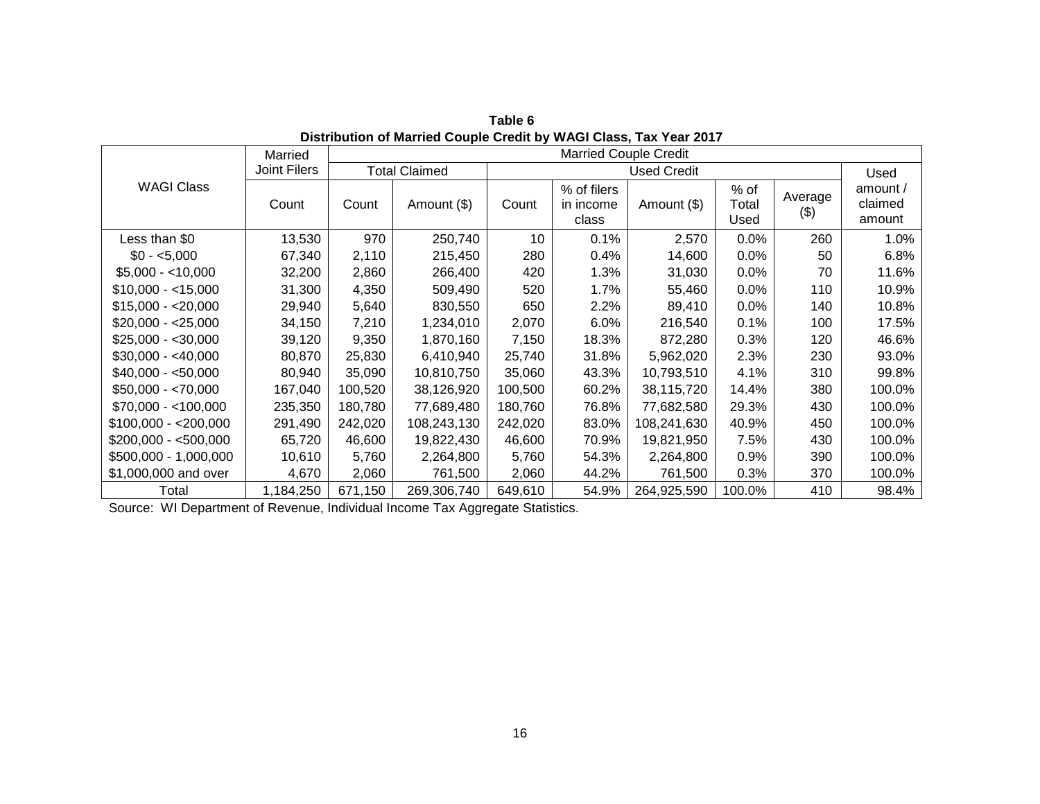**Table 6**
**Distribution of Married Couple Credit by WAGI Class, Tax Year 2017**

| WAGI Class | Married Joint Filers | Married Couple Credit | | | | | | | |
|---|---|---|---|---|---|---|---|---|---|
| | | Total Claimed | | Used Credit | | | | | Used amount / claimed amount |
| | Count | Count | Amount ($) | Count | % of filers in income class | Amount ($) | % of Total Used | Average ($) | |
| Less than $0 | 13,530 | 970 | 250,740 | 10 | 0.1% | 2,570 | 0.0% | 260 | 1.0% |
| $0 - <5,000 | 67,340 | 2,110 | 215,450 | 280 | 0.4% | 14,600 | 0.0% | 50 | 6.8% |
| $5,000 - <10,000 | 32,200 | 2,860 | 266,400 | 420 | 1.3% | 31,030 | 0.0% | 70 | 11.6% |
| $10,000 - <15,000 | 31,300 | 4,350 | 509,490 | 520 | 1.7% | 55,460 | 0.0% | 110 | 10.9% |
| $15,000 - <20,000 | 29,940 | 5,640 | 830,550 | 650 | 2.2% | 89,410 | 0.0% | 140 | 10.8% |
| $20,000 - <25,000 | 34,150 | 7,210 | 1,234,010 | 2,070 | 6.0% | 216,540 | 0.1% | 100 | 17.5% |
| $25,000 - <30,000 | 39,120 | 9,350 | 1,870,160 | 7,150 | 18.3% | 872,280 | 0.3% | 120 | 46.6% |
| $30,000 - <40,000 | 80,870 | 25,830 | 6,410,940 | 25,740 | 31.8% | 5,962,020 | 2.3% | 230 | 93.0% |
| $40,000 - <50,000 | 80,940 | 35,090 | 10,810,750 | 35,060 | 43.3% | 10,793,510 | 4.1% | 310 | 99.8% |
| $50,000 - <70,000 | 167,040 | 100,520 | 38,126,920 | 100,500 | 60.2% | 38,115,720 | 14.4% | 380 | 100.0% |
| $70,000 - <100,000 | 235,350 | 180,780 | 77,689,480 | 180,760 | 76.8% | 77,682,580 | 29.3% | 430 | 100.0% |
| $100,000 - <200,000 | 291,490 | 242,020 | 108,243,130 | 242,020 | 83.0% | 108,241,630 | 40.9% | 450 | 100.0% |
| $200,000 - <500,000 | 65,720 | 46,600 | 19,822,430 | 46,600 | 70.9% | 19,821,950 | 7.5% | 430 | 100.0% |
| $500,000 - 1,000,000 | 10,610 | 5,760 | 2,264,800 | 5,760 | 54.3% | 2,264,800 | 0.9% | 390 | 100.0% |
| $1,000,000 and over | 4,670 | 2,060 | 761,500 | 2,060 | 44.2% | 761,500 | 0.3% | 370 | 100.0% |
| Total | 1,184,250 | 671,150 | 269,306,740 | 649,610 | 54.9% | 264,925,590 | 100.0% | 410 | 98.4% |

Source: WI Department of Revenue, Individual Income Tax Aggregate Statistics.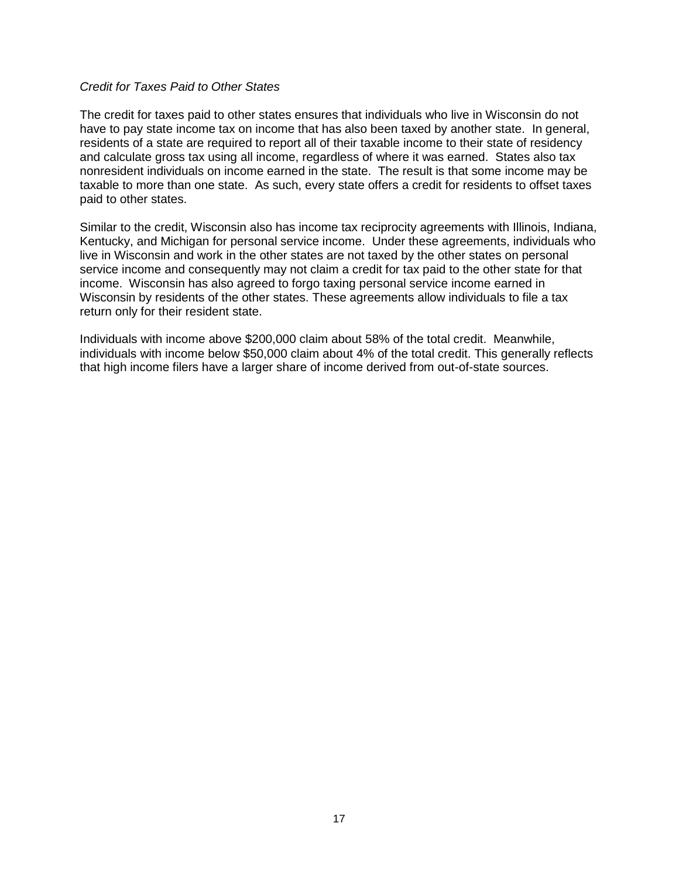*Credit for Taxes Paid to Other States*

The credit for taxes paid to other states ensures that individuals who live in Wisconsin do not have to pay state income tax on income that has also been taxed by another state. In general, residents of a state are required to report all of their taxable income to their state of residency and calculate gross tax using all income, regardless of where it was earned. States also tax nonresident individuals on income earned in the state. The result is that some income may be taxable to more than one state. As such, every state offers a credit for residents to offset taxes paid to other states.

Similar to the credit, Wisconsin also has income tax reciprocity agreements with Illinois, Indiana, Kentucky, and Michigan for personal service income. Under these agreements, individuals who live in Wisconsin and work in the other states are not taxed by the other states on personal service income and consequently may not claim a credit for tax paid to the other state for that income. Wisconsin has also agreed to forgo taxing personal service income earned in Wisconsin by residents of the other states. These agreements allow individuals to file a tax return only for their resident state.

Individuals with income above $200,000 claim about 58% of the total credit. Meanwhile, individuals with income below $50,000 claim about 4% of the total credit. This generally reflects that high income filers have a larger share of income derived from out-of-state sources.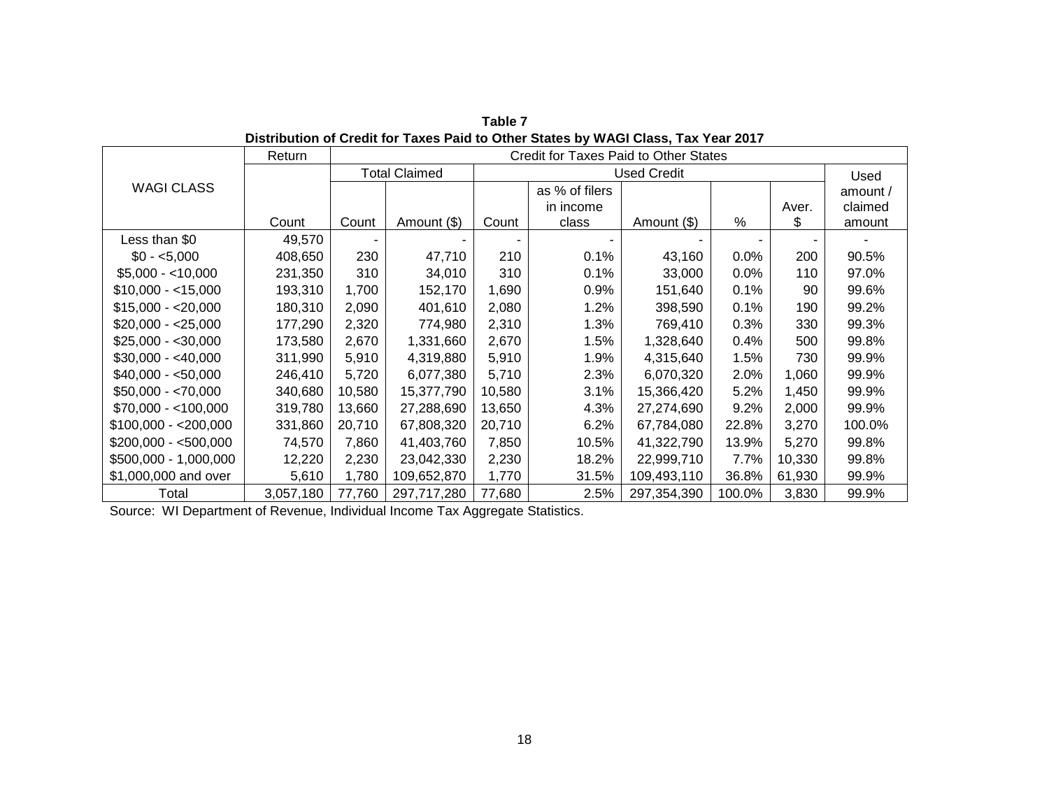**Table 7**
**Distribution of Credit for Taxes Paid to Other States by WAGI Class, Tax Year 2017**

| WAGI CLASS | Return | Credit for Taxes Paid to Other States | | | | | | | |
|---|---|---|---|---|---|---|---|---|---|
| | | Total Claimed | | Used Credit | | | | | Used amount / claimed amount |
| | Count | Count | Amount ($) | Count | as % of filers in income class | Amount ($) | % | Aver. $ | |
| Less than $0 | 49,570 | - | - | - | - | - | - | - | - |
| $0 - <5,000 | 408,650 | 230 | 47,710 | 210 | 0.1% | 43,160 | 0.0% | 200 | 90.5% |
| $5,000 - <10,000 | 231,350 | 310 | 34,010 | 310 | 0.1% | 33,000 | 0.0% | 110 | 97.0% |
| $10,000 - <15,000 | 193,310 | 1,700 | 152,170 | 1,690 | 0.9% | 151,640 | 0.1% | 90 | 99.6% |
| $15,000 - <20,000 | 180,310 | 2,090 | 401,610 | 2,080 | 1.2% | 398,590 | 0.1% | 190 | 99.2% |
| $20,000 - <25,000 | 177,290 | 2,320 | 774,980 | 2,310 | 1.3% | 769,410 | 0.3% | 330 | 99.3% |
| $25,000 - <30,000 | 173,580 | 2,670 | 1,331,660 | 2,670 | 1.5% | 1,328,640 | 0.4% | 500 | 99.8% |
| $30,000 - <40,000 | 311,990 | 5,910 | 4,319,880 | 5,910 | 1.9% | 4,315,640 | 1.5% | 730 | 99.9% |
| $40,000 - <50,000 | 246,410 | 5,720 | 6,077,380 | 5,710 | 2.3% | 6,070,320 | 2.0% | 1,060 | 99.9% |
| $50,000 - <70,000 | 340,680 | 10,580 | 15,377,790 | 10,580 | 3.1% | 15,366,420 | 5.2% | 1,450 | 99.9% |
| $70,000 - <100,000 | 319,780 | 13,660 | 27,288,690 | 13,650 | 4.3% | 27,274,690 | 9.2% | 2,000 | 99.9% |
| $100,000 - <200,000 | 331,860 | 20,710 | 67,808,320 | 20,710 | 6.2% | 67,784,080 | 22.8% | 3,270 | 100.0% |
| $200,000 - <500,000 | 74,570 | 7,860 | 41,403,760 | 7,850 | 10.5% | 41,322,790 | 13.9% | 5,270 | 99.8% |
| $500,000 - 1,000,000 | 12,220 | 2,230 | 23,042,330 | 2,230 | 18.2% | 22,999,710 | 7.7% | 10,330 | 99.8% |
| $1,000,000 and over | 5,610 | 1,780 | 109,652,870 | 1,770 | 31.5% | 109,493,110 | 36.8% | 61,930 | 99.9% |
| Total | 3,057,180 | 77,760 | 297,717,280 | 77,680 | 2.5% | 297,354,390 | 100.0% | 3,830 | 99.9% |

Source: WI Department of Revenue, Individual Income Tax Aggregate Statistics.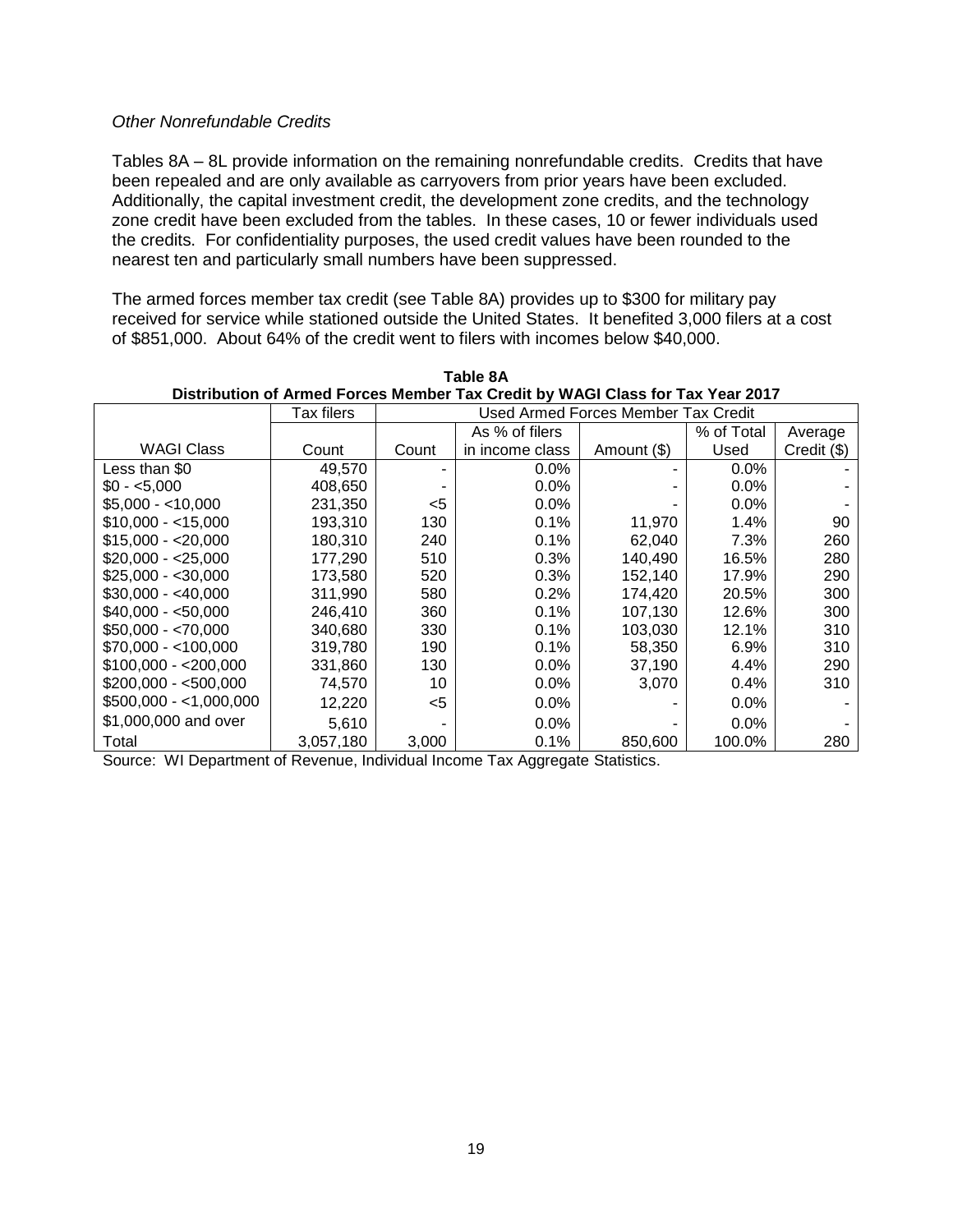*Other Nonrefundable Credits*

Tables 8A – 8L provide information on the remaining nonrefundable credits. Credits that have been repealed and are only available as carryovers from prior years have been excluded. Additionally, the capital investment credit, the development zone credits, and the technology zone credit have been excluded from the tables. In these cases, 10 or fewer individuals used the credits. For confidentiality purposes, the used credit values have been rounded to the nearest ten and particularly small numbers have been suppressed.

The armed forces member tax credit (see Table 8A) provides up to $300 for military pay received for service while stationed outside the United States. It benefited 3,000 filers at a cost of $851,000. About 64% of the credit went to filers with incomes below $40,000.

**Table 8A**
**Distribution of Armed Forces Member Tax Credit by WAGI Class for Tax Year 2017**

| | Tax filers | Used Armed Forces Member Tax Credit | | | | |
|---|---|---|---|---|---|---|
| WAGI Class | Count | Count | As % of filers in income class | Amount ($) | % of Total Used | Average Credit ($) |
| Less than $0 | 49,570 | - | 0.0% | - | 0.0% | - |
| $0 - <5,000 | 408,650 | - | 0.0% | - | 0.0% | - |
| $5,000 - <10,000 | 231,350 | <5 | 0.0% | - | 0.0% | - |
| $10,000 - <15,000 | 193,310 | 130 | 0.1% | 11,970 | 1.4% | 90 |
| $15,000 - <20,000 | 180,310 | 240 | 0.1% | 62,040 | 7.3% | 260 |
| $20,000 - <25,000 | 177,290 | 510 | 0.3% | 140,490 | 16.5% | 280 |
| $25,000 - <30,000 | 173,580 | 520 | 0.3% | 152,140 | 17.9% | 290 |
| $30,000 - <40,000 | 311,990 | 580 | 0.2% | 174,420 | 20.5% | 300 |
| $40,000 - <50,000 | 246,410 | 360 | 0.1% | 107,130 | 12.6% | 300 |
| $50,000 - <70,000 | 340,680 | 330 | 0.1% | 103,030 | 12.1% | 310 |
| $70,000 - <100,000 | 319,780 | 190 | 0.1% | 58,350 | 6.9% | 310 |
| $100,000 - <200,000 | 331,860 | 130 | 0.0% | 37,190 | 4.4% | 290 |
| $200,000 - <500,000 | 74,570 | 10 | 0.0% | 3,070 | 0.4% | 310 |
| $500,000 - <1,000,000 | 12,220 | <5 | 0.0% | - | 0.0% | - |
| $1,000,000 and over | 5,610 | - | 0.0% | - | 0.0% | - |
| Total | 3,057,180 | 3,000 | 0.1% | 850,600 | 100.0% | 280 |

Source: WI Department of Revenue, Individual Income Tax Aggregate Statistics.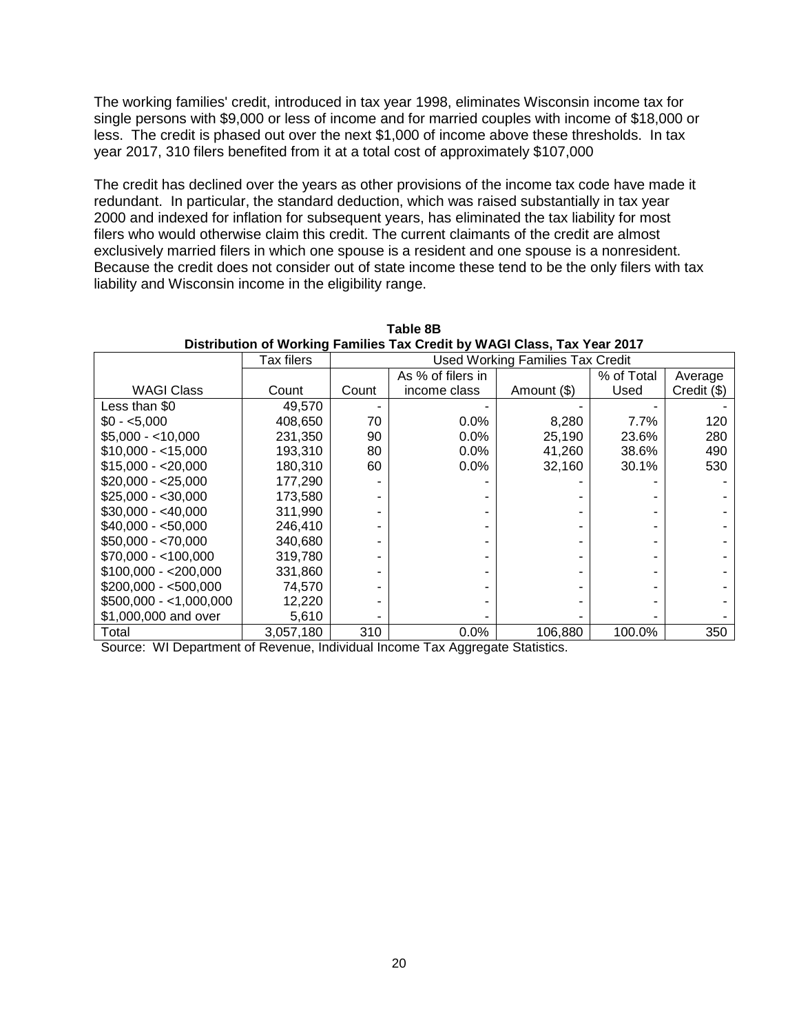The working families' credit, introduced in tax year 1998, eliminates Wisconsin income tax for single persons with $9,000 or less of income and for married couples with income of $18,000 or less. The credit is phased out over the next $1,000 of income above these thresholds. In tax year 2017, 310 filers benefited from it at a total cost of approximately $107,000

The credit has declined over the years as other provisions of the income tax code have made it redundant. In particular, the standard deduction, which was raised substantially in tax year 2000 and indexed for inflation for subsequent years, has eliminated the tax liability for most filers who would otherwise claim this credit. The current claimants of the credit are almost exclusively married filers in which one spouse is a resident and one spouse is a nonresident. Because the credit does not consider out of state income these tend to be the only filers with tax liability and Wisconsin income in the eligibility range.

**Table 8B**
**Distribution of Working Families Tax Credit by WAGI Class, Tax Year 2017**

| | Tax filers | Used Working Families Tax Credit | | | | |
|---|---|---|---|---|---|---|
| WAGI Class | Count | Count | As % of filers in income class | Amount ($) | % of Total Used | Average Credit ($) |
| Less than $0 | 49,570 | - | - | - | - | - |
| $0 - <5,000 | 408,650 | 70 | 0.0% | 8,280 | 7.7% | 120 |
| $5,000 - <10,000 | 231,350 | 90 | 0.0% | 25,190 | 23.6% | 280 |
| $10,000 - <15,000 | 193,310 | 80 | 0.0% | 41,260 | 38.6% | 490 |
| $15,000 - <20,000 | 180,310 | 60 | 0.0% | 32,160 | 30.1% | 530 |
| $20,000 - <25,000 | 177,290 | - | - | - | - | - |
| $25,000 - <30,000 | 173,580 | - | - | - | - | - |
| $30,000 - <40,000 | 311,990 | - | - | - | - | - |
| $40,000 - <50,000 | 246,410 | - | - | - | - | - |
| $50,000 - <70,000 | 340,680 | - | - | - | - | - |
| $70,000 - <100,000 | 319,780 | - | - | - | - | - |
| $100,000 - <200,000 | 331,860 | - | - | - | - | - |
| $200,000 - <500,000 | 74,570 | - | - | - | - | - |
| $500,000 - <1,000,000 | 12,220 | - | - | - | - | - |
| $1,000,000 and over | 5,610 | - | - | - | - | - |
| Total | 3,057,180 | 310 | 0.0% | 106,880 | 100.0% | 350 |

Source: WI Department of Revenue, Individual Income Tax Aggregate Statistics.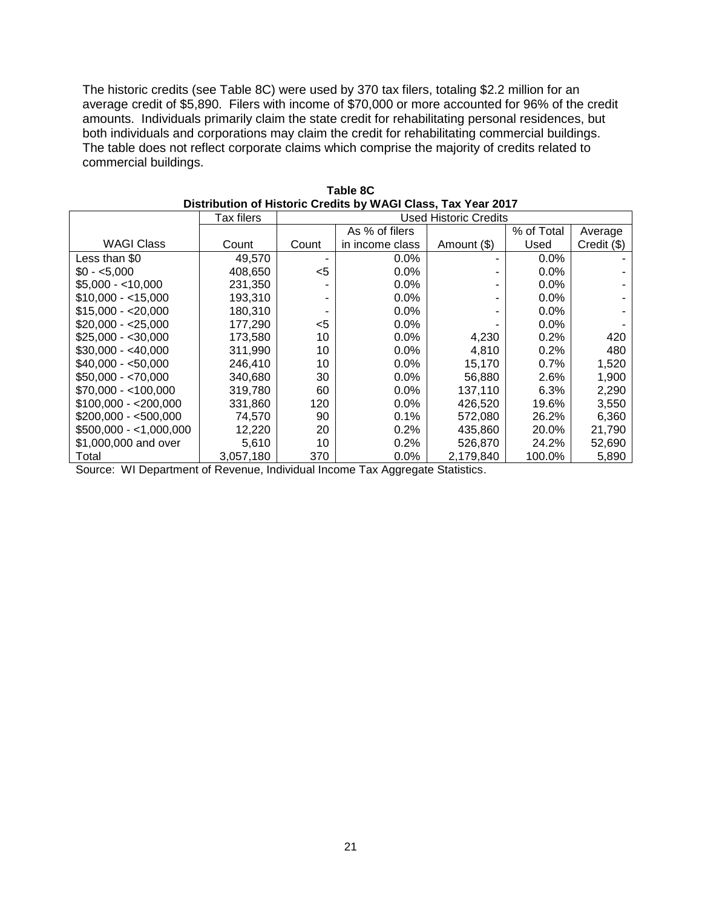The historic credits (see Table 8C) were used by 370 tax filers, totaling $2.2 million for an average credit of $5,890. Filers with income of $70,000 or more accounted for 96% of the credit amounts. Individuals primarily claim the state credit for rehabilitating personal residences, but both individuals and corporations may claim the credit for rehabilitating commercial buildings. The table does not reflect corporate claims which comprise the majority of credits related to commercial buildings.

**Table 8C**
**Distribution of Historic Credits by WAGI Class, Tax Year 2017**

| | Tax filers | Used Historic Credits | | | | |
|---|---|---|---|---|---|---|
| WAGI Class | Count | Count | As % of filers in income class | Amount ($) | % of Total Used | Average Credit ($) |
| Less than $0 | 49,570 | - | 0.0% | - | 0.0% | - |
| $0 - <5,000 | 408,650 | <5 | 0.0% | - | 0.0% | - |
| $5,000 - <10,000 | 231,350 | - | 0.0% | - | 0.0% | - |
| $10,000 - <15,000 | 193,310 | - | 0.0% | - | 0.0% | - |
| $15,000 - <20,000 | 180,310 | - | 0.0% | - | 0.0% | - |
| $20,000 - <25,000 | 177,290 | <5 | 0.0% | - | 0.0% | - |
| $25,000 - <30,000 | 173,580 | 10 | 0.0% | 4,230 | 0.2% | 420 |
| $30,000 - <40,000 | 311,990 | 10 | 0.0% | 4,810 | 0.2% | 480 |
| $40,000 - <50,000 | 246,410 | 10 | 0.0% | 15,170 | 0.7% | 1,520 |
| $50,000 - <70,000 | 340,680 | 30 | 0.0% | 56,880 | 2.6% | 1,900 |
| $70,000 - <100,000 | 319,780 | 60 | 0.0% | 137,110 | 6.3% | 2,290 |
| $100,000 - <200,000 | 331,860 | 120 | 0.0% | 426,520 | 19.6% | 3,550 |
| $200,000 - <500,000 | 74,570 | 90 | 0.1% | 572,080 | 26.2% | 6,360 |
| $500,000 - <1,000,000 | 12,220 | 20 | 0.2% | 435,860 | 20.0% | 21,790 |
| $1,000,000 and over | 5,610 | 10 | 0.2% | 526,870 | 24.2% | 52,690 |
| Total | 3,057,180 | 370 | 0.0% | 2,179,840 | 100.0% | 5,890 |

Source: WI Department of Revenue, Individual Income Tax Aggregate Statistics.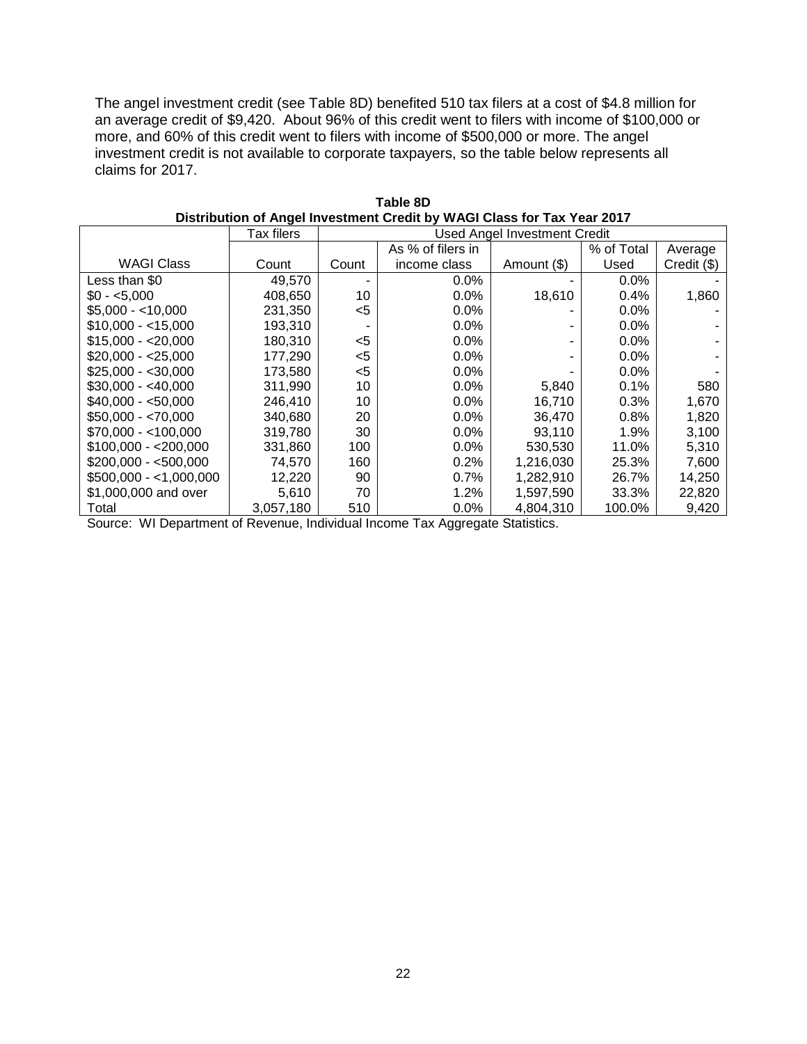The angel investment credit (see Table 8D) benefited 510 tax filers at a cost of $4.8 million for an average credit of $9,420. About 96% of this credit went to filers with income of $100,000 or more, and 60% of this credit went to filers with income of $500,000 or more. The angel investment credit is not available to corporate taxpayers, so the table below represents all claims for 2017.

**Table 8D**
**Distribution of Angel Investment Credit by WAGI Class for Tax Year 2017**

| | Tax filers | Used Angel Investment Credit | | | | |
|---|---|---|---|---|---|---|
| WAGI Class | Count | Count | As % of filers in income class | Amount ($) | % of Total Used | Average Credit ($) |
| Less than $0 | 49,570 | - | 0.0% | - | 0.0% | - |
| $0 - <5,000 | 408,650 | 10 | 0.0% | 18,610 | 0.4% | 1,860 |
| $5,000 - <10,000 | 231,350 | <5 | 0.0% | - | 0.0% | - |
| $10,000 - <15,000 | 193,310 | - | 0.0% | - | 0.0% | - |
| $15,000 - <20,000 | 180,310 | <5 | 0.0% | - | 0.0% | - |
| $20,000 - <25,000 | 177,290 | <5 | 0.0% | - | 0.0% | - |
| $25,000 - <30,000 | 173,580 | <5 | 0.0% | - | 0.0% | - |
| $30,000 - <40,000 | 311,990 | 10 | 0.0% | 5,840 | 0.1% | 580 |
| $40,000 - <50,000 | 246,410 | 10 | 0.0% | 16,710 | 0.3% | 1,670 |
| $50,000 - <70,000 | 340,680 | 20 | 0.0% | 36,470 | 0.8% | 1,820 |
| $70,000 - <100,000 | 319,780 | 30 | 0.0% | 93,110 | 1.9% | 3,100 |
| $100,000 - <200,000 | 331,860 | 100 | 0.0% | 530,530 | 11.0% | 5,310 |
| $200,000 - <500,000 | 74,570 | 160 | 0.2% | 1,216,030 | 25.3% | 7,600 |
| $500,000 - <1,000,000 | 12,220 | 90 | 0.7% | 1,282,910 | 26.7% | 14,250 |
| $1,000,000 and over | 5,610 | 70 | 1.2% | 1,597,590 | 33.3% | 22,820 |
| Total | 3,057,180 | 510 | 0.0% | 4,804,310 | 100.0% | 9,420 |

Source: WI Department of Revenue, Individual Income Tax Aggregate Statistics.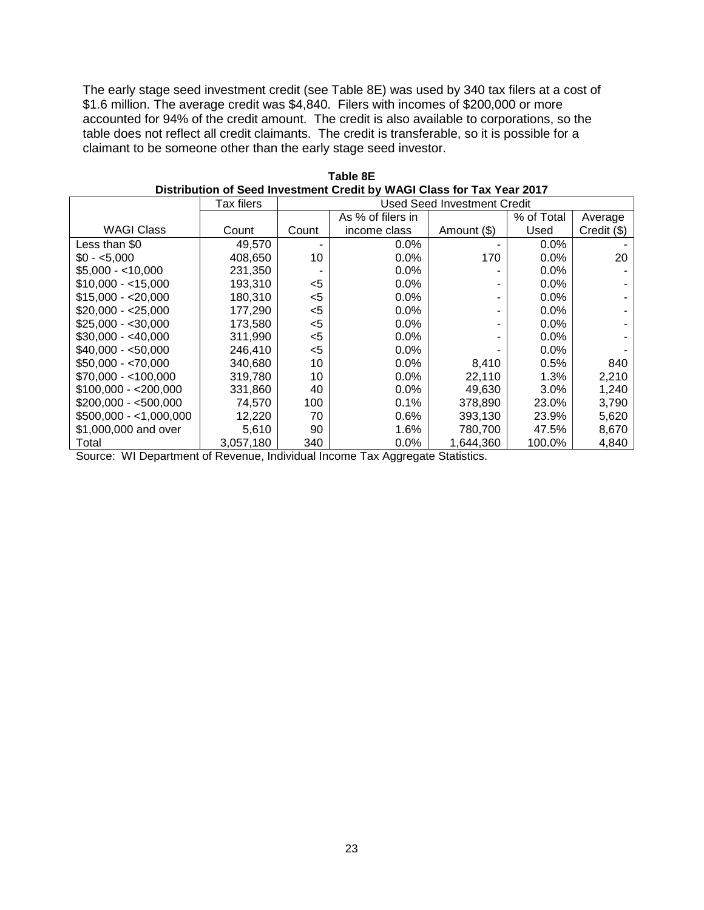The early stage seed investment credit (see Table 8E) was used by 340 tax filers at a cost of $1.6 million. The average credit was $4,840. Filers with incomes of $200,000 or more accounted for 94% of the credit amount. The credit is also available to corporations, so the table does not reflect all credit claimants. The credit is transferable, so it is possible for a claimant to be someone other than the early stage seed investor.

**Table 8E**
**Distribution of Seed Investment Credit by WAGI Class for Tax Year 2017**

| | Tax filers | Used Seed Investment Credit | | | | |
|---|---|---|---|---|---|---|
| WAGI Class | Count | Count | As % of filers in income class | Amount ($) | % of Total Used | Average Credit ($) |
| Less than $0 | 49,570 | - | 0.0% | - | 0.0% | - |
| $0 - <5,000 | 408,650 | 10 | 0.0% | 170 | 0.0% | 20 |
| $5,000 - <10,000 | 231,350 | - | 0.0% | - | 0.0% | - |
| $10,000 - <15,000 | 193,310 | <5 | 0.0% | - | 0.0% | - |
| $15,000 - <20,000 | 180,310 | <5 | 0.0% | - | 0.0% | - |
| $20,000 - <25,000 | 177,290 | <5 | 0.0% | - | 0.0% | - |
| $25,000 - <30,000 | 173,580 | <5 | 0.0% | - | 0.0% | - |
| $30,000 - <40,000 | 311,990 | <5 | 0.0% | - | 0.0% | - |
| $40,000 - <50,000 | 246,410 | <5 | 0.0% | - | 0.0% | - |
| $50,000 - <70,000 | 340,680 | 10 | 0.0% | 8,410 | 0.5% | 840 |
| $70,000 - <100,000 | 319,780 | 10 | 0.0% | 22,110 | 1.3% | 2,210 |
| $100,000 - <200,000 | 331,860 | 40 | 0.0% | 49,630 | 3.0% | 1,240 |
| $200,000 - <500,000 | 74,570 | 100 | 0.1% | 378,890 | 23.0% | 3,790 |
| $500,000 - <1,000,000 | 12,220 | 70 | 0.6% | 393,130 | 23.9% | 5,620 |
| $1,000,000 and over | 5,610 | 90 | 1.6% | 780,700 | 47.5% | 8,670 |
| Total | 3,057,180 | 340 | 0.0% | 1,644,360 | 100.0% | 4,840 |

Source: WI Department of Revenue, Individual Income Tax Aggregate Statistics.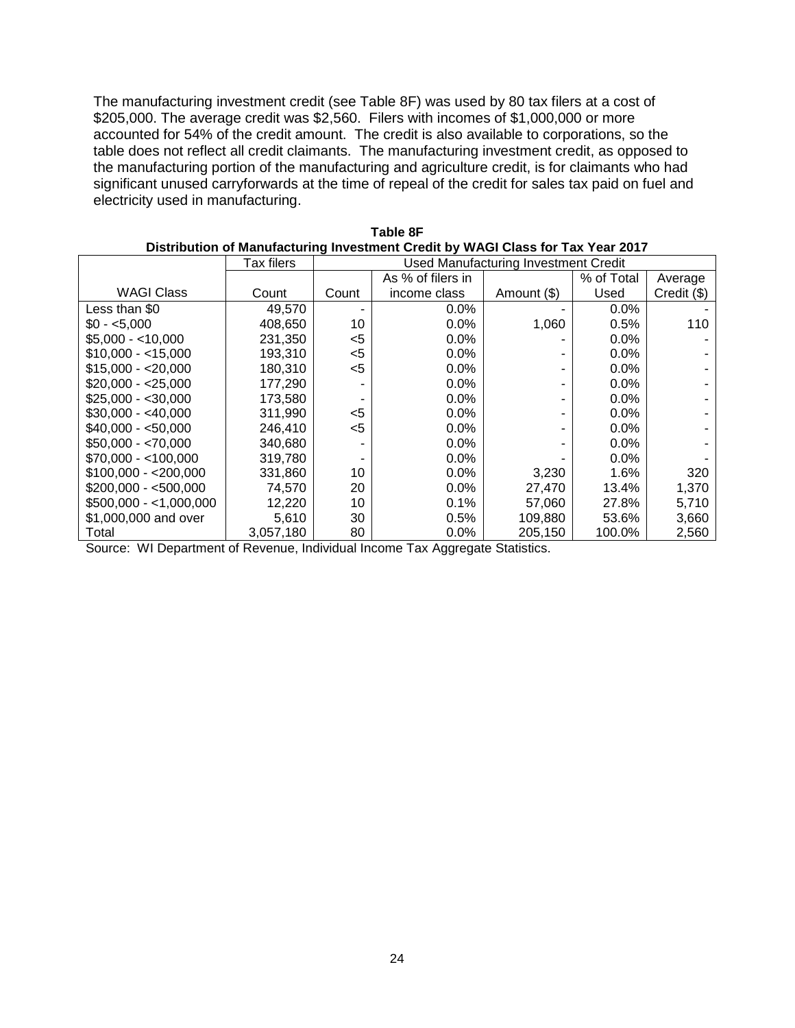The manufacturing investment credit (see Table 8F) was used by 80 tax filers at a cost of $205,000. The average credit was $2,560. Filers with incomes of $1,000,000 or more accounted for 54% of the credit amount. The credit is also available to corporations, so the table does not reflect all credit claimants. The manufacturing investment credit, as opposed to the manufacturing portion of the manufacturing and agriculture credit, is for claimants who had significant unused carryforwards at the time of repeal of the credit for sales tax paid on fuel and electricity used in manufacturing.

**Table 8F**
**Distribution of Manufacturing Investment Credit by WAGI Class for Tax Year 2017**

| | Tax filers | Used Manufacturing Investment Credit | | | | |
|---|---|---|---|---|---|---|
| WAGI Class | Count | Count | As % of filers in income class | Amount ($) | % of Total Used | Average Credit ($) |
| Less than $0 | 49,570 | - | 0.0% | - | 0.0% | - |
| $0 - <5,000 | 408,650 | 10 | 0.0% | 1,060 | 0.5% | 110 |
| $5,000 - <10,000 | 231,350 | <5 | 0.0% | - | 0.0% | - |
| $10,000 - <15,000 | 193,310 | <5 | 0.0% | - | 0.0% | - |
| $15,000 - <20,000 | 180,310 | <5 | 0.0% | - | 0.0% | - |
| $20,000 - <25,000 | 177,290 | - | 0.0% | - | 0.0% | - |
| $25,000 - <30,000 | 173,580 | - | 0.0% | - | 0.0% | - |
| $30,000 - <40,000 | 311,990 | <5 | 0.0% | - | 0.0% | - |
| $40,000 - <50,000 | 246,410 | <5 | 0.0% | - | 0.0% | - |
| $50,000 - <70,000 | 340,680 | - | 0.0% | - | 0.0% | - |
| $70,000 - <100,000 | 319,780 | - | 0.0% | - | 0.0% | - |
| $100,000 - <200,000 | 331,860 | 10 | 0.0% | 3,230 | 1.6% | 320 |
| $200,000 - <500,000 | 74,570 | 20 | 0.0% | 27,470 | 13.4% | 1,370 |
| $500,000 - <1,000,000 | 12,220 | 10 | 0.1% | 57,060 | 27.8% | 5,710 |
| $1,000,000 and over | 5,610 | 30 | 0.5% | 109,880 | 53.6% | 3,660 |
| Total | 3,057,180 | 80 | 0.0% | 205,150 | 100.0% | 2,560 |

Source: WI Department of Revenue, Individual Income Tax Aggregate Statistics.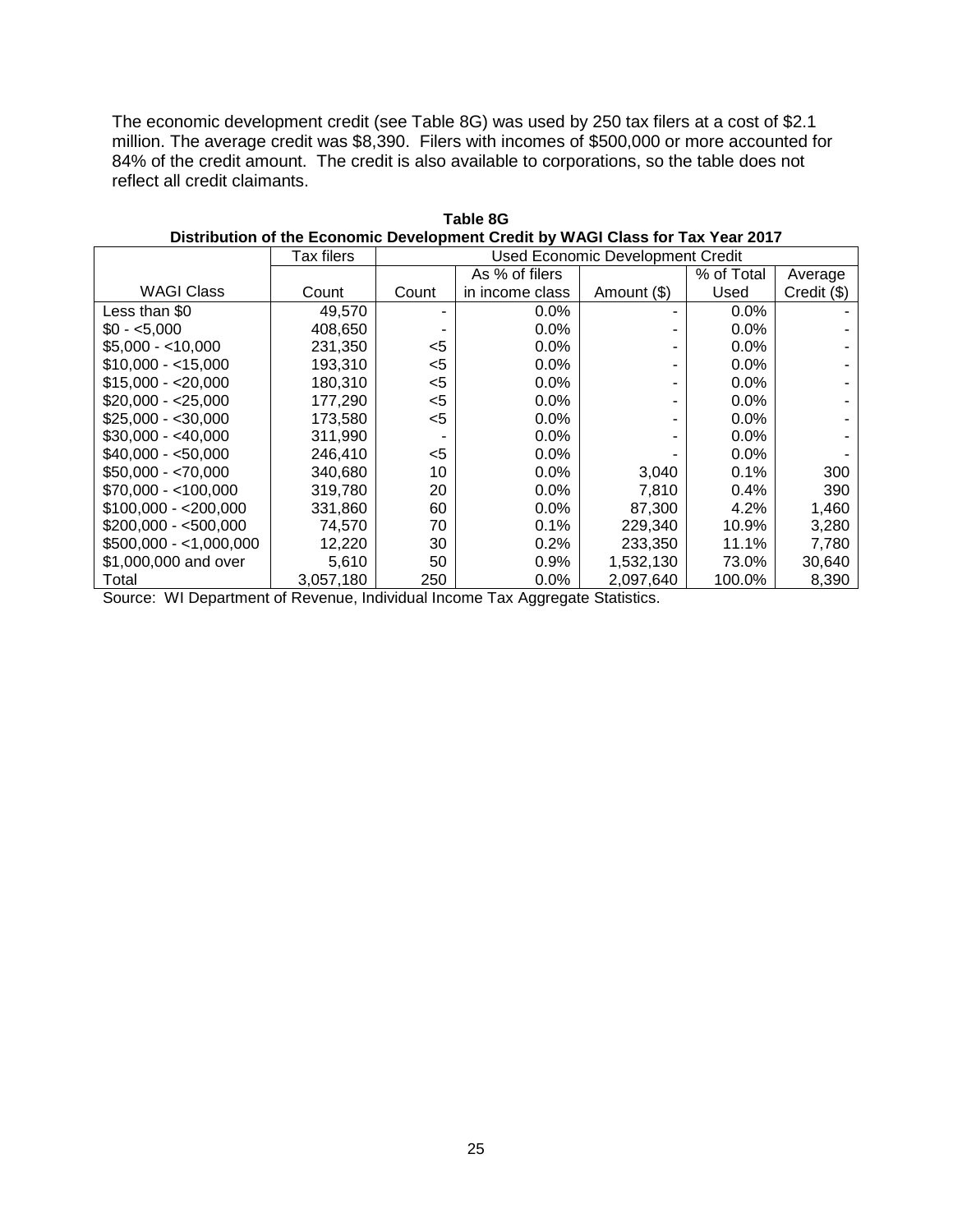The economic development credit (see Table 8G) was used by 250 tax filers at a cost of $2.1 million. The average credit was $8,390. Filers with incomes of $500,000 or more accounted for 84% of the credit amount. The credit is also available to corporations, so the table does not reflect all credit claimants.

**Table 8G**
**Distribution of the Economic Development Credit by WAGI Class for Tax Year 2017**

| | Tax filers | Used Economic Development Credit | | | | |
|---|---|---|---|---|---|---|
| WAGI Class | Count | Count | As % of filers in income class | Amount ($) | % of Total Used | Average Credit ($) |
| Less than $0 | 49,570 | - | 0.0% | - | 0.0% | - |
| $0 - <5,000 | 408,650 | - | 0.0% | - | 0.0% | - |
| $5,000 - <10,000 | 231,350 | <5 | 0.0% | - | 0.0% | - |
| $10,000 - <15,000 | 193,310 | <5 | 0.0% | - | 0.0% | - |
| $15,000 - <20,000 | 180,310 | <5 | 0.0% | - | 0.0% | - |
| $20,000 - <25,000 | 177,290 | <5 | 0.0% | - | 0.0% | - |
| $25,000 - <30,000 | 173,580 | <5 | 0.0% | - | 0.0% | - |
| $30,000 - <40,000 | 311,990 | - | 0.0% | - | 0.0% | - |
| $40,000 - <50,000 | 246,410 | <5 | 0.0% | - | 0.0% | - |
| $50,000 - <70,000 | 340,680 | 10 | 0.0% | 3,040 | 0.1% | 300 |
| $70,000 - <100,000 | 319,780 | 20 | 0.0% | 7,810 | 0.4% | 390 |
| $100,000 - <200,000 | 331,860 | 60 | 0.0% | 87,300 | 4.2% | 1,460 |
| $200,000 - <500,000 | 74,570 | 70 | 0.1% | 229,340 | 10.9% | 3,280 |
| $500,000 - <1,000,000 | 12,220 | 30 | 0.2% | 233,350 | 11.1% | 7,780 |
| $1,000,000 and over | 5,610 | 50 | 0.9% | 1,532,130 | 73.0% | 30,640 |
| Total | 3,057,180 | 250 | 0.0% | 2,097,640 | 100.0% | 8,390 |

Source: WI Department of Revenue, Individual Income Tax Aggregate Statistics.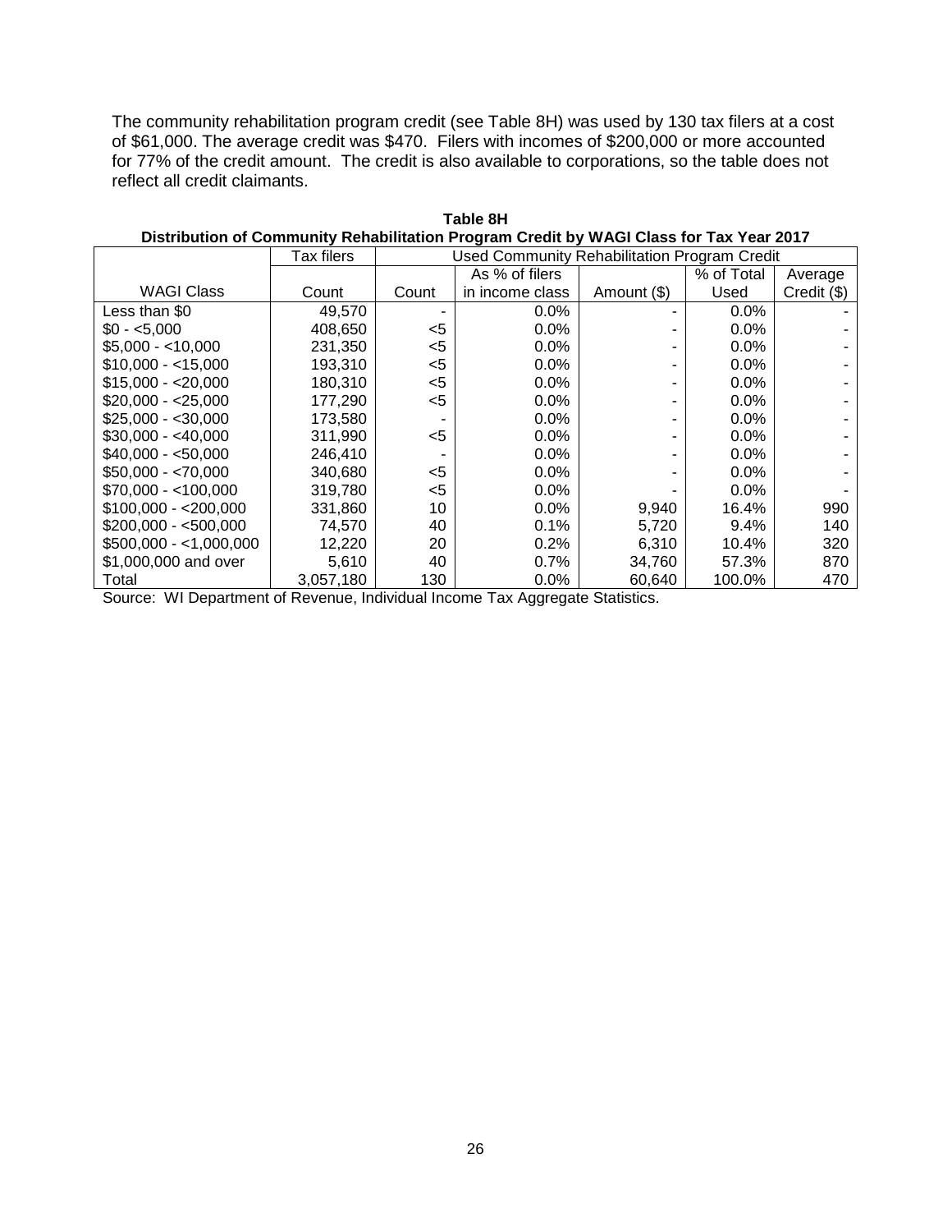The community rehabilitation program credit (see Table 8H) was used by 130 tax filers at a cost of $61,000. The average credit was $470. Filers with incomes of $200,000 or more accounted for 77% of the credit amount. The credit is also available to corporations, so the table does not reflect all credit claimants.

**Table 8H**
**Distribution of Community Rehabilitation Program Credit by WAGI Class for Tax Year 2017**

| | Tax filers | Used Community Rehabilitation Program Credit | | | | |
|---|---|---|---|---|---|---|
| WAGI Class | Count | Count | As % of filers in income class | Amount ($) | % of Total Used | Average Credit ($) |
| Less than $0 | 49,570 | - | 0.0% | - | 0.0% | - |
| $0 - <5,000 | 408,650 | <5 | 0.0% | - | 0.0% | - |
| $5,000 - <10,000 | 231,350 | <5 | 0.0% | - | 0.0% | - |
| $10,000 - <15,000 | 193,310 | <5 | 0.0% | - | 0.0% | - |
| $15,000 - <20,000 | 180,310 | <5 | 0.0% | - | 0.0% | - |
| $20,000 - <25,000 | 177,290 | <5 | 0.0% | - | 0.0% | - |
| $25,000 - <30,000 | 173,580 | - | 0.0% | - | 0.0% | - |
| $30,000 - <40,000 | 311,990 | <5 | 0.0% | - | 0.0% | - |
| $40,000 - <50,000 | 246,410 | - | 0.0% | - | 0.0% | - |
| $50,000 - <70,000 | 340,680 | <5 | 0.0% | - | 0.0% | - |
| $70,000 - <100,000 | 319,780 | <5 | 0.0% | - | 0.0% | - |
| $100,000 - <200,000 | 331,860 | 10 | 0.0% | 9,940 | 16.4% | 990 |
| $200,000 - <500,000 | 74,570 | 40 | 0.1% | 5,720 | 9.4% | 140 |
| $500,000 - <1,000,000 | 12,220 | 20 | 0.2% | 6,310 | 10.4% | 320 |
| $1,000,000 and over | 5,610 | 40 | 0.7% | 34,760 | 57.3% | 870 |
| Total | 3,057,180 | 130 | 0.0% | 60,640 | 100.0% | 470 |

Source: WI Department of Revenue, Individual Income Tax Aggregate Statistics.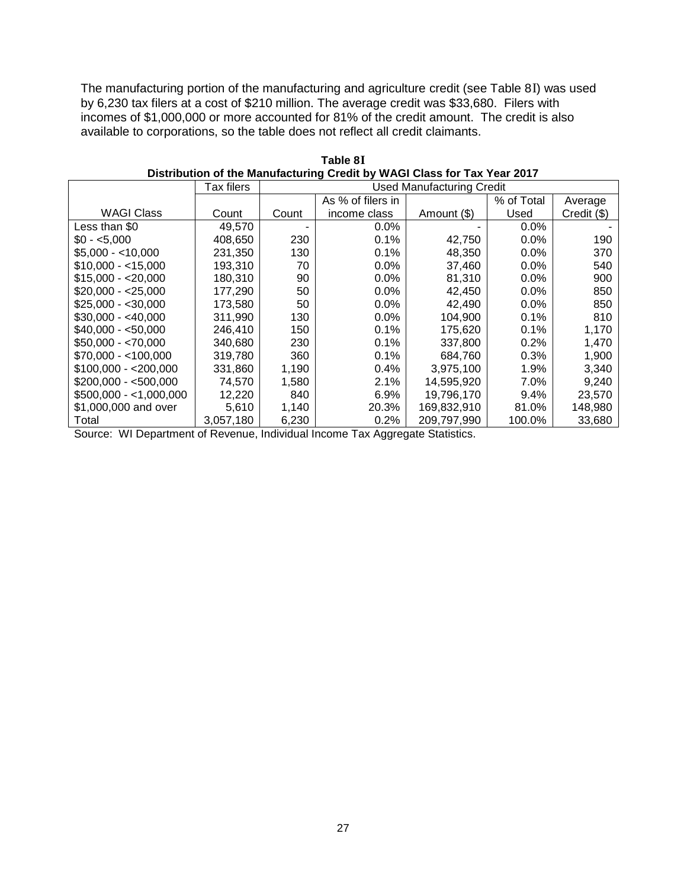The manufacturing portion of the manufacturing and agriculture credit (see Table 8I) was used by 6,230 tax filers at a cost of $210 million. The average credit was $33,680. Filers with incomes of $1,000,000 or more accounted for 81% of the credit amount. The credit is also available to corporations, so the table does not reflect all credit claimants.

**Table 8I**
**Distribution of the Manufacturing Credit by WAGI Class for Tax Year 2017**

| | Tax filers | Used Manufacturing Credit | | | | |
|---|---|---|---|---|---|---|
| WAGI Class | Count | Count | As % of filers in income class | Amount ($) | % of Total Used | Average Credit ($) |
| Less than $0 | 49,570 | - | 0.0% | - | 0.0% | - |
| $0 - <5,000 | 408,650 | 230 | 0.1% | 42,750 | 0.0% | 190 |
| $5,000 - <10,000 | 231,350 | 130 | 0.1% | 48,350 | 0.0% | 370 |
| $10,000 - <15,000 | 193,310 | 70 | 0.0% | 37,460 | 0.0% | 540 |
| $15,000 - <20,000 | 180,310 | 90 | 0.0% | 81,310 | 0.0% | 900 |
| $20,000 - <25,000 | 177,290 | 50 | 0.0% | 42,450 | 0.0% | 850 |
| $25,000 - <30,000 | 173,580 | 50 | 0.0% | 42,490 | 0.0% | 850 |
| $30,000 - <40,000 | 311,990 | 130 | 0.0% | 104,900 | 0.1% | 810 |
| $40,000 - <50,000 | 246,410 | 150 | 0.1% | 175,620 | 0.1% | 1,170 |
| $50,000 - <70,000 | 340,680 | 230 | 0.1% | 337,800 | 0.2% | 1,470 |
| $70,000 - <100,000 | 319,780 | 360 | 0.1% | 684,760 | 0.3% | 1,900 |
| $100,000 - <200,000 | 331,860 | 1,190 | 0.4% | 3,975,100 | 1.9% | 3,340 |
| $200,000 - <500,000 | 74,570 | 1,580 | 2.1% | 14,595,920 | 7.0% | 9,240 |
| $500,000 - <1,000,000 | 12,220 | 840 | 6.9% | 19,796,170 | 9.4% | 23,570 |
| $1,000,000 and over | 5,610 | 1,140 | 20.3% | 169,832,910 | 81.0% | 148,980 |
| Total | 3,057,180 | 6,230 | 0.2% | 209,797,990 | 100.0% | 33,680 |

Source: WI Department of Revenue, Individual Income Tax Aggregate Statistics.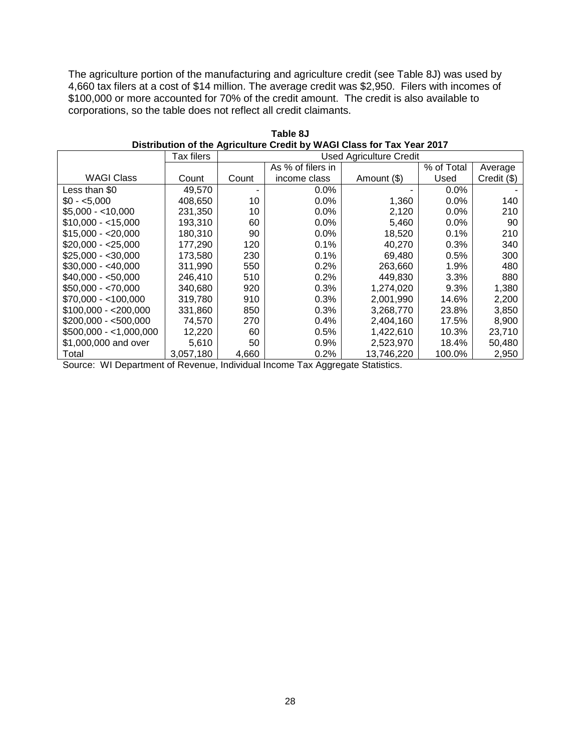The agriculture portion of the manufacturing and agriculture credit (see Table 8J) was used by 4,660 tax filers at a cost of $14 million. The average credit was $2,950. Filers with incomes of $100,000 or more accounted for 70% of the credit amount. The credit is also available to corporations, so the table does not reflect all credit claimants.

**Table 8J**
**Distribution of the Agriculture Credit by WAGI Class for Tax Year 2017**

| | Tax filers | Used Agriculture Credit | | | | |
|---|---|---|---|---|---|---|
| WAGI Class | Count | Count | As % of filers in income class | Amount ($) | % of Total Used | Average Credit ($) |
| Less than $0 | 49,570 | - | 0.0% | - | 0.0% | - |
| $0 - <5,000 | 408,650 | 10 | 0.0% | 1,360 | 0.0% | 140 |
| $5,000 - <10,000 | 231,350 | 10 | 0.0% | 2,120 | 0.0% | 210 |
| $10,000 - <15,000 | 193,310 | 60 | 0.0% | 5,460 | 0.0% | 90 |
| $15,000 - <20,000 | 180,310 | 90 | 0.0% | 18,520 | 0.1% | 210 |
| $20,000 - <25,000 | 177,290 | 120 | 0.1% | 40,270 | 0.3% | 340 |
| $25,000 - <30,000 | 173,580 | 230 | 0.1% | 69,480 | 0.5% | 300 |
| $30,000 - <40,000 | 311,990 | 550 | 0.2% | 263,660 | 1.9% | 480 |
| $40,000 - <50,000 | 246,410 | 510 | 0.2% | 449,830 | 3.3% | 880 |
| $50,000 - <70,000 | 340,680 | 920 | 0.3% | 1,274,020 | 9.3% | 1,380 |
| $70,000 - <100,000 | 319,780 | 910 | 0.3% | 2,001,990 | 14.6% | 2,200 |
| $100,000 - <200,000 | 331,860 | 850 | 0.3% | 3,268,770 | 23.8% | 3,850 |
| $200,000 - <500,000 | 74,570 | 270 | 0.4% | 2,404,160 | 17.5% | 8,900 |
| $500,000 - <1,000,000 | 12,220 | 60 | 0.5% | 1,422,610 | 10.3% | 23,710 |
| $1,000,000 and over | 5,610 | 50 | 0.9% | 2,523,970 | 18.4% | 50,480 |
| Total | 3,057,180 | 4,660 | 0.2% | 13,746,220 | 100.0% | 2,950 |

Source: WI Department of Revenue, Individual Income Tax Aggregate Statistics.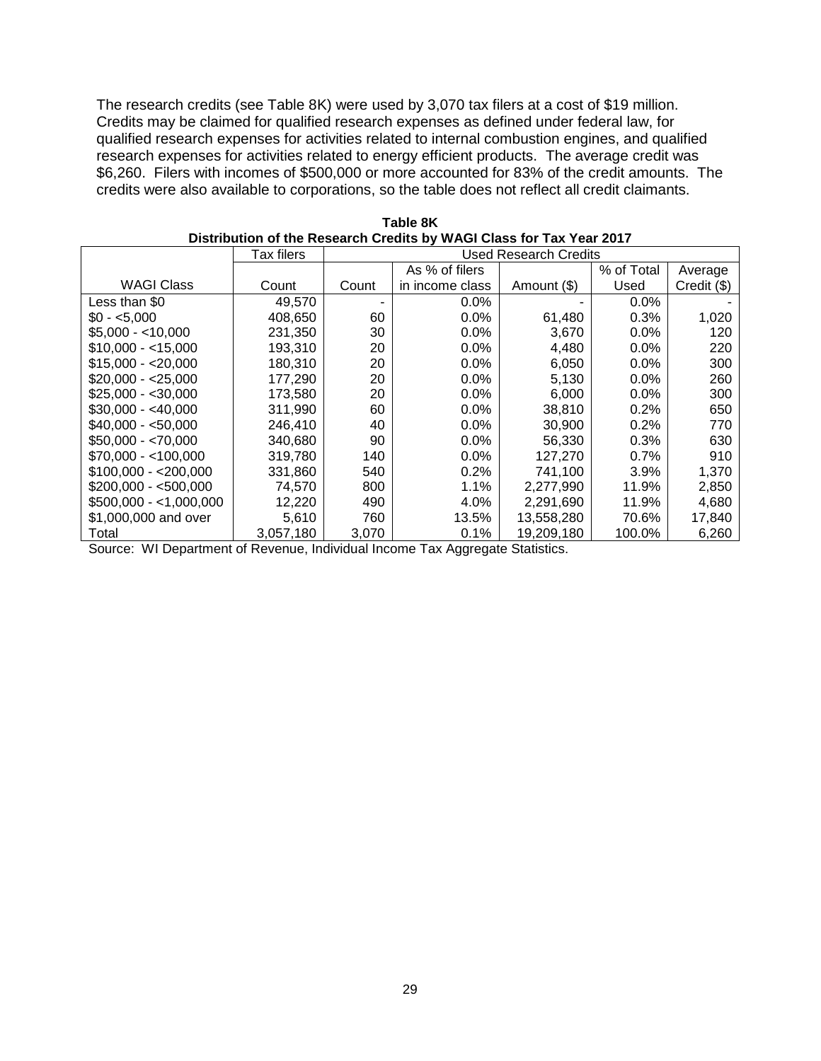The research credits (see Table 8K) were used by 3,070 tax filers at a cost of $19 million. Credits may be claimed for qualified research expenses as defined under federal law, for qualified research expenses for activities related to internal combustion engines, and qualified research expenses for activities related to energy efficient products. The average credit was $6,260. Filers with incomes of $500,000 or more accounted for 83% of the credit amounts. The credits were also available to corporations, so the table does not reflect all credit claimants.

**Table 8K**
**Distribution of the Research Credits by WAGI Class for Tax Year 2017**

| | Tax filers | Used Research Credits | | | | |
|---|---|---|---|---|---|---|
| WAGI Class | Count | Count | As % of filers in income class | Amount ($) | % of Total Used | Average Credit ($) |
| Less than $0 | 49,570 | - | 0.0% | - | 0.0% | - |
| $0 - <5,000 | 408,650 | 60 | 0.0% | 61,480 | 0.3% | 1,020 |
| $5,000 - <10,000 | 231,350 | 30 | 0.0% | 3,670 | 0.0% | 120 |
| $10,000 - <15,000 | 193,310 | 20 | 0.0% | 4,480 | 0.0% | 220 |
| $15,000 - <20,000 | 180,310 | 20 | 0.0% | 6,050 | 0.0% | 300 |
| $20,000 - <25,000 | 177,290 | 20 | 0.0% | 5,130 | 0.0% | 260 |
| $25,000 - <30,000 | 173,580 | 20 | 0.0% | 6,000 | 0.0% | 300 |
| $30,000 - <40,000 | 311,990 | 60 | 0.0% | 38,810 | 0.2% | 650 |
| $40,000 - <50,000 | 246,410 | 40 | 0.0% | 30,900 | 0.2% | 770 |
| $50,000 - <70,000 | 340,680 | 90 | 0.0% | 56,330 | 0.3% | 630 |
| $70,000 - <100,000 | 319,780 | 140 | 0.0% | 127,270 | 0.7% | 910 |
| $100,000 - <200,000 | 331,860 | 540 | 0.2% | 741,100 | 3.9% | 1,370 |
| $200,000 - <500,000 | 74,570 | 800 | 1.1% | 2,277,990 | 11.9% | 2,850 |
| $500,000 - <1,000,000 | 12,220 | 490 | 4.0% | 2,291,690 | 11.9% | 4,680 |
| $1,000,000 and over | 5,610 | 760 | 13.5% | 13,558,280 | 70.6% | 17,840 |
| Total | 3,057,180 | 3,070 | 0.1% | 19,209,180 | 100.0% | 6,260 |

Source: WI Department of Revenue, Individual Income Tax Aggregate Statistics.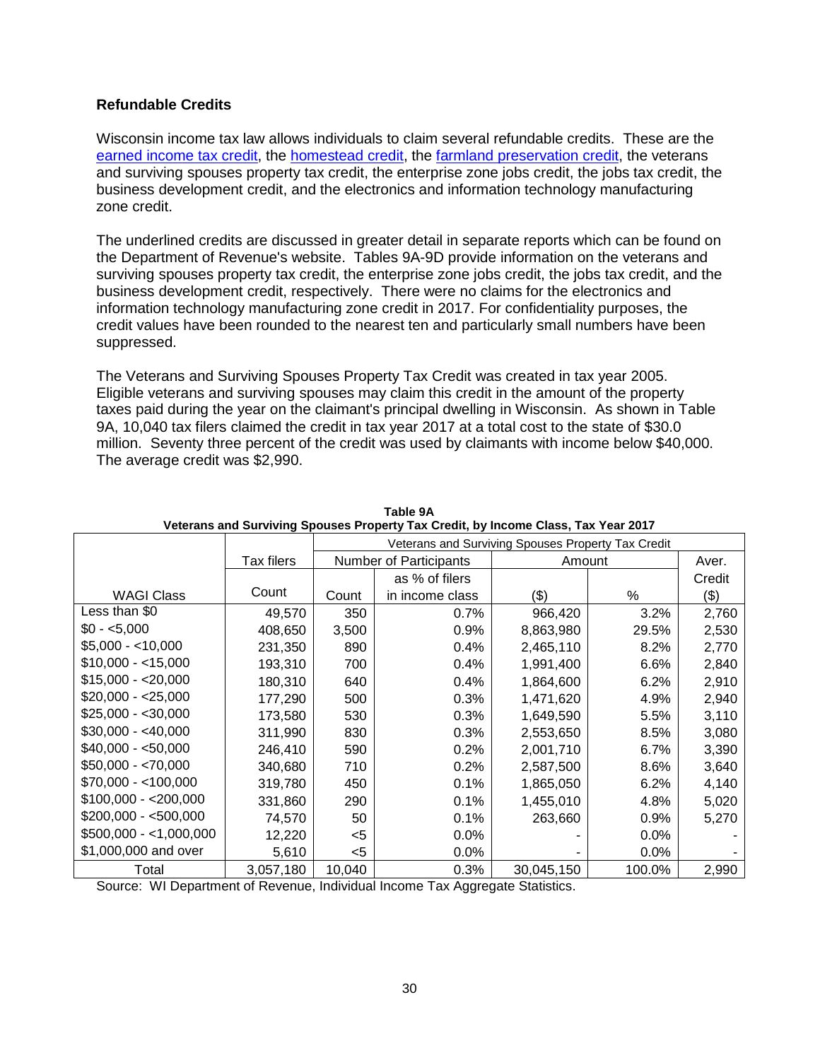## Refundable Credits

Wisconsin income tax law allows individuals to claim several refundable credits. These are the earned income tax credit, the homestead credit, the farmland preservation credit, the veterans and surviving spouses property tax credit, the enterprise zone jobs credit, the jobs tax credit, the business development credit, and the electronics and information technology manufacturing zone credit.

The underlined credits are discussed in greater detail in separate reports which can be found on the Department of Revenue's website. Tables 9A-9D provide information on the veterans and surviving spouses property tax credit, the enterprise zone jobs credit, the jobs tax credit, and the business development credit, respectively. There were no claims for the electronics and information technology manufacturing zone credit in 2017. For confidentiality purposes, the credit values have been rounded to the nearest ten and particularly small numbers have been suppressed.

The Veterans and Surviving Spouses Property Tax Credit was created in tax year 2005. Eligible veterans and surviving spouses may claim this credit in the amount of the property taxes paid during the year on the claimant's principal dwelling in Wisconsin. As shown in Table 9A, 10,040 tax filers claimed the credit in tax year 2017 at a total cost to the state of $30.0 million. Seventy three percent of the credit was used by claimants with income below $40,000. The average credit was $2,990.

**Table 9A**
**Veterans and Surviving Spouses Property Tax Credit, by Income Class, Tax Year 2017**

| | Tax filers | Veterans and Surviving Spouses Property Tax Credit | | | | |
|---|---|---|---|---|---|---|
| | | Number of Participants | | Amount | | Aver. |
| | | | as % of filers | | | Credit |
| WAGI Class | Count | Count | in income class | ($) | % | ($) |
| Less than $0 | 49,570 | 350 | 0.7% | 966,420 | 3.2% | 2,760 |
| $0 - <5,000 | 408,650 | 3,500 | 0.9% | 8,863,980 | 29.5% | 2,530 |
| $5,000 - <10,000 | 231,350 | 890 | 0.4% | 2,465,110 | 8.2% | 2,770 |
| $10,000 - <15,000 | 193,310 | 700 | 0.4% | 1,991,400 | 6.6% | 2,840 |
| $15,000 - <20,000 | 180,310 | 640 | 0.4% | 1,864,600 | 6.2% | 2,910 |
| $20,000 - <25,000 | 177,290 | 500 | 0.3% | 1,471,620 | 4.9% | 2,940 |
| $25,000 - <30,000 | 173,580 | 530 | 0.3% | 1,649,590 | 5.5% | 3,110 |
| $30,000 - <40,000 | 311,990 | 830 | 0.3% | 2,553,650 | 8.5% | 3,080 |
| $40,000 - <50,000 | 246,410 | 590 | 0.2% | 2,001,710 | 6.7% | 3,390 |
| $50,000 - <70,000 | 340,680 | 710 | 0.2% | 2,587,500 | 8.6% | 3,640 |
| $70,000 - <100,000 | 319,780 | 450 | 0.1% | 1,865,050 | 6.2% | 4,140 |
| $100,000 - <200,000 | 331,860 | 290 | 0.1% | 1,455,010 | 4.8% | 5,020 |
| $200,000 - <500,000 | 74,570 | 50 | 0.1% | 263,660 | 0.9% | 5,270 |
| $500,000 - <1,000,000 | 12,220 | <5 | 0.0% | - | 0.0% | - |
| $1,000,000 and over | 5,610 | <5 | 0.0% | - | 0.0% | - |
| Total | 3,057,180 | 10,040 | 0.3% | 30,045,150 | 100.0% | 2,990 |

Source: WI Department of Revenue, Individual Income Tax Aggregate Statistics.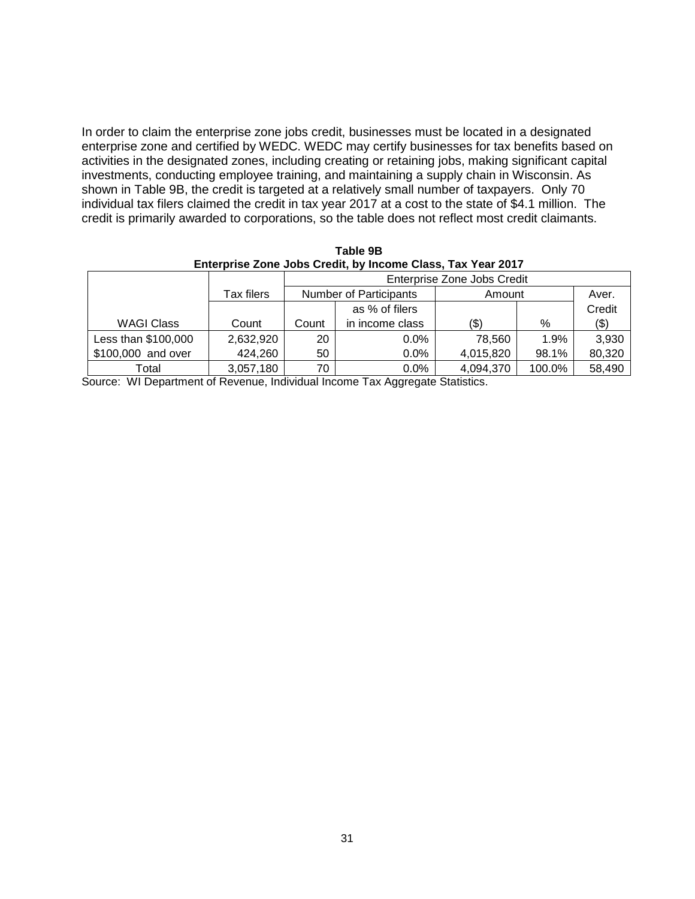In order to claim the enterprise zone jobs credit, businesses must be located in a designated enterprise zone and certified by WEDC. WEDC may certify businesses for tax benefits based on activities in the designated zones, including creating or retaining jobs, making significant capital investments, conducting employee training, and maintaining a supply chain in Wisconsin. As shown in Table 9B, the credit is targeted at a relatively small number of taxpayers. Only 70 individual tax filers claimed the credit in tax year 2017 at a cost to the state of $4.1 million. The credit is primarily awarded to corporations, so the table does not reflect most credit claimants.

**Table 9B**
**Enterprise Zone Jobs Credit, by Income Class, Tax Year 2017**

| | | Enterprise Zone Jobs Credit | | | | |
|---|---|---|---|---|---|---|
| | Tax filers | Number of Participants | | Amount | | Aver. |
| | | | as % of filers | | | Credit |
| WAGI Class | Count | Count | in income class | ($) | % | ($) |
| Less than $100,000 | 2,632,920 | 20 | 0.0% | 78,560 | 1.9% | 3,930 |
| $100,000 and over | 424,260 | 50 | 0.0% | 4,015,820 | 98.1% | 80,320 |
| Total | 3,057,180 | 70 | 0.0% | 4,094,370 | 100.0% | 58,490 |

Source: WI Department of Revenue, Individual Income Tax Aggregate Statistics.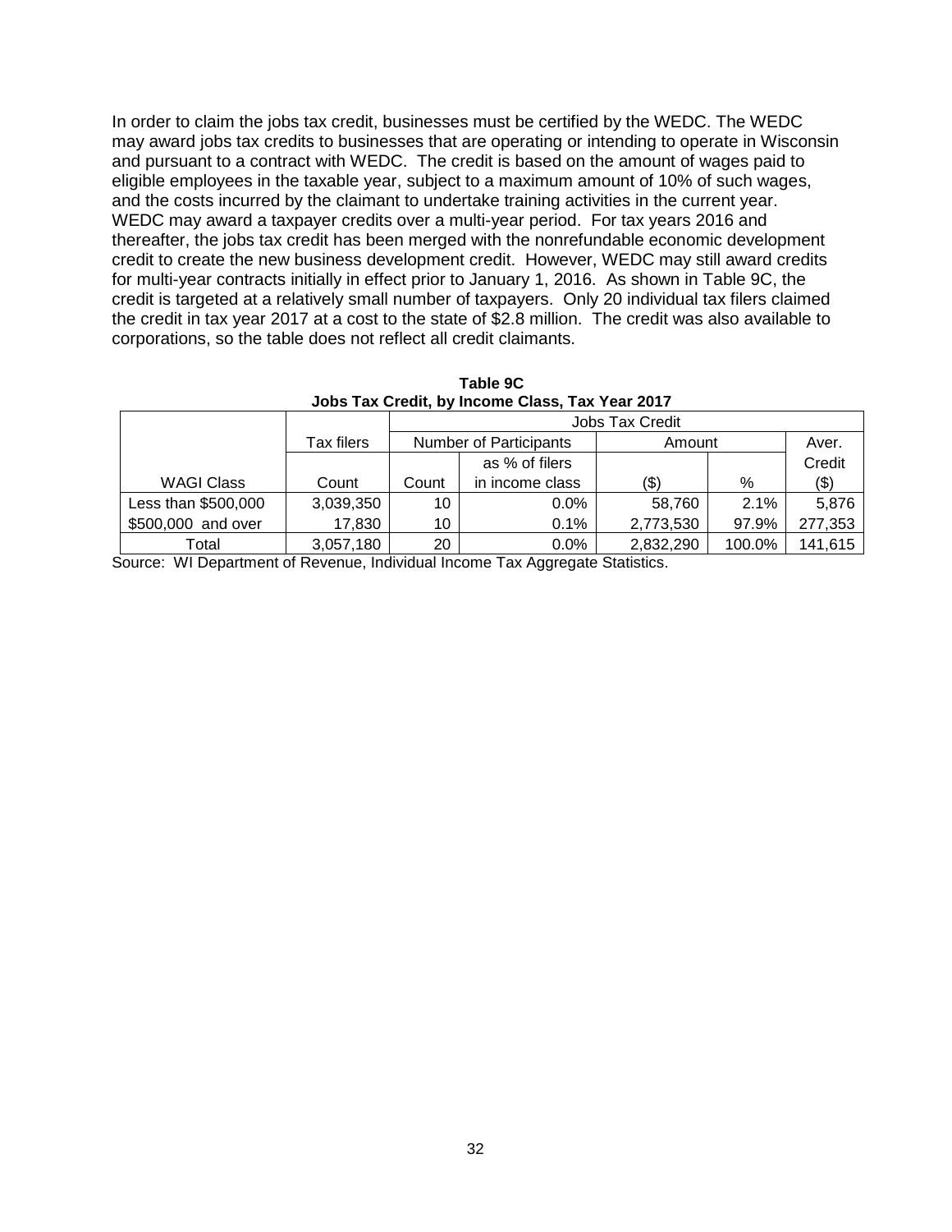In order to claim the jobs tax credit, businesses must be certified by the WEDC. The WEDC may award jobs tax credits to businesses that are operating or intending to operate in Wisconsin and pursuant to a contract with WEDC. The credit is based on the amount of wages paid to eligible employees in the taxable year, subject to a maximum amount of 10% of such wages, and the costs incurred by the claimant to undertake training activities in the current year. WEDC may award a taxpayer credits over a multi-year period. For tax years 2016 and thereafter, the jobs tax credit has been merged with the nonrefundable economic development credit to create the new business development credit. However, WEDC may still award credits for multi-year contracts initially in effect prior to January 1, 2016. As shown in Table 9C, the credit is targeted at a relatively small number of taxpayers. Only 20 individual tax filers claimed the credit in tax year 2017 at a cost to the state of $2.8 million. The credit was also available to corporations, so the table does not reflect all credit claimants.

**Table 9C**
**Jobs Tax Credit, by Income Class, Tax Year 2017**

| | | Jobs Tax Credit | | | | |
|---|---|---|---|---|---|---|
| | Tax filers | Number of Participants | | Amount | | Aver. |
| | | | as % of filers | | | Credit |
| WAGI Class | Count | Count | in income class | ($) | % | ($) |
| Less than $500,000 | 3,039,350 | 10 | 0.0% | 58,760 | 2.1% | 5,876 |
| $500,000 and over | 17,830 | 10 | 0.1% | 2,773,530 | 97.9% | 277,353 |
| Total | 3,057,180 | 20 | 0.0% | 2,832,290 | 100.0% | 141,615 |

Source: WI Department of Revenue, Individual Income Tax Aggregate Statistics.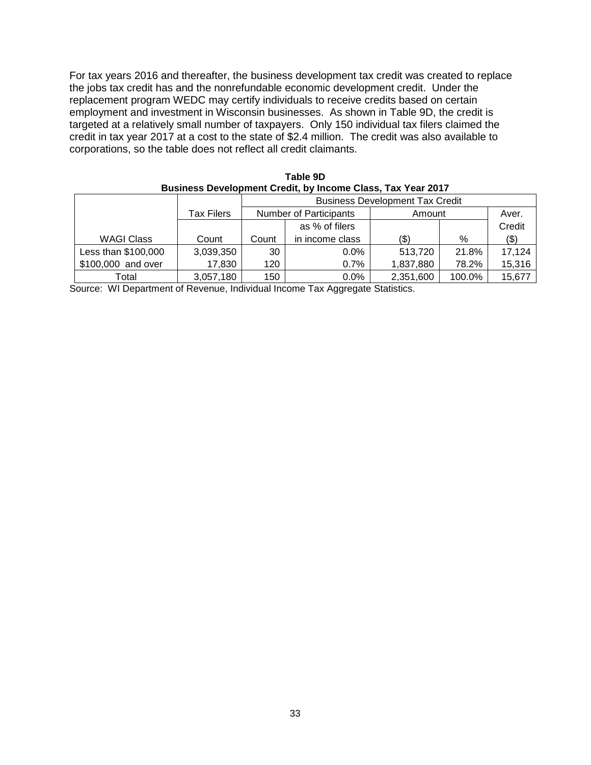For tax years 2016 and thereafter, the business development tax credit was created to replace the jobs tax credit has and the nonrefundable economic development credit. Under the replacement program WEDC may certify individuals to receive credits based on certain employment and investment in Wisconsin businesses. As shown in Table 9D, the credit is targeted at a relatively small number of taxpayers. Only 150 individual tax filers claimed the credit in tax year 2017 at a cost to the state of $2.4 million. The credit was also available to corporations, so the table does not reflect all credit claimants.

**Table 9D**
**Business Development Credit, by Income Class, Tax Year 2017**

| | Tax Filers | Business Development Tax Credit | | | | |
|---|---|---|---|---|---|---|
| | | Number of Participants | | Amount | | Aver. |
| | | | as % of filers | | | Credit |
| WAGI Class | Count | Count | in income class | ($) | % | ($) |
| Less than $100,000 | 3,039,350 | 30 | 0.0% | 513,720 | 21.8% | 17,124 |
| $100,000 and over | 17,830 | 120 | 0.7% | 1,837,880 | 78.2% | 15,316 |
| Total | 3,057,180 | 150 | 0.0% | 2,351,600 | 100.0% | 15,677 |

Source: WI Department of Revenue, Individual Income Tax Aggregate Statistics.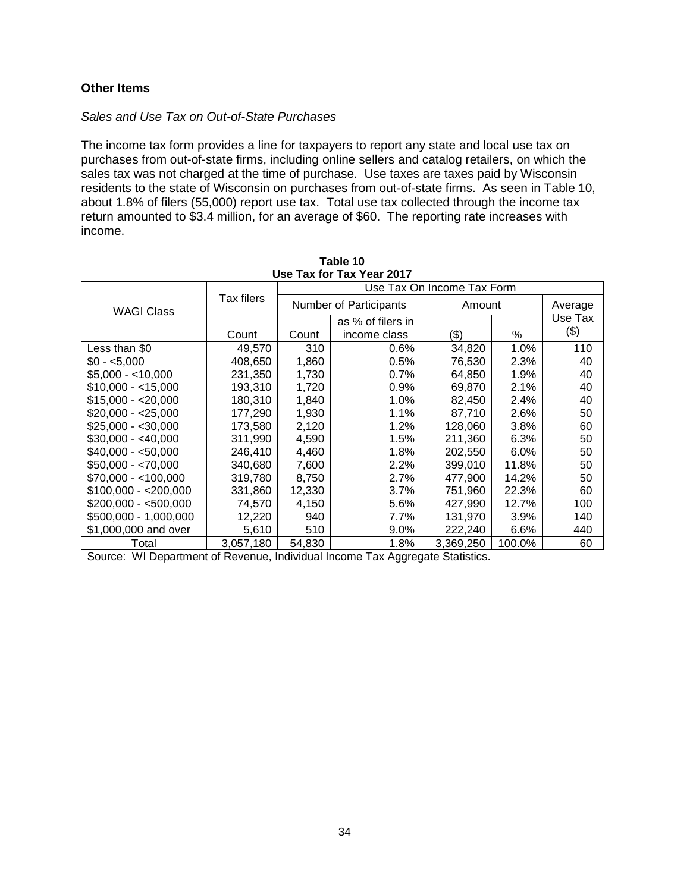## Other Items

*Sales and Use Tax on Out-of-State Purchases*

The income tax form provides a line for taxpayers to report any state and local use tax on purchases from out-of-state firms, including online sellers and catalog retailers, on which the sales tax was not charged at the time of purchase. Use taxes are taxes paid by Wisconsin residents to the state of Wisconsin on purchases from out-of-state firms. As seen in Table 10, about 1.8% of filers (55,000) report use tax. Total use tax collected through the income tax return amounted to $3.4 million, for an average of $60. The reporting rate increases with income.

**Table 10**
**Use Tax for Tax Year 2017**

| WAGI Class | Tax filers | Use Tax On Income Tax Form | | | | |
|---|---|---|---|---|---|---|
| | | Number of Participants | | Amount | | Average Use Tax |
| | Count | Count | as % of filers in income class | ($) | % | ($) |
| Less than $0 | 49,570 | 310 | 0.6% | 34,820 | 1.0% | 110 |
| $0 - <5,000 | 408,650 | 1,860 | 0.5% | 76,530 | 2.3% | 40 |
| $5,000 - <10,000 | 231,350 | 1,730 | 0.7% | 64,850 | 1.9% | 40 |
| $10,000 - <15,000 | 193,310 | 1,720 | 0.9% | 69,870 | 2.1% | 40 |
| $15,000 - <20,000 | 180,310 | 1,840 | 1.0% | 82,450 | 2.4% | 40 |
| $20,000 - <25,000 | 177,290 | 1,930 | 1.1% | 87,710 | 2.6% | 50 |
| $25,000 - <30,000 | 173,580 | 2,120 | 1.2% | 128,060 | 3.8% | 60 |
| $30,000 - <40,000 | 311,990 | 4,590 | 1.5% | 211,360 | 6.3% | 50 |
| $40,000 - <50,000 | 246,410 | 4,460 | 1.8% | 202,550 | 6.0% | 50 |
| $50,000 - <70,000 | 340,680 | 7,600 | 2.2% | 399,010 | 11.8% | 50 |
| $70,000 - <100,000 | 319,780 | 8,750 | 2.7% | 477,900 | 14.2% | 50 |
| $100,000 - <200,000 | 331,860 | 12,330 | 3.7% | 751,960 | 22.3% | 60 |
| $200,000 - <500,000 | 74,570 | 4,150 | 5.6% | 427,990 | 12.7% | 100 |
| $500,000 - 1,000,000 | 12,220 | 940 | 7.7% | 131,970 | 3.9% | 140 |
| $1,000,000 and over | 5,610 | 510 | 9.0% | 222,240 | 6.6% | 440 |
| Total | 3,057,180 | 54,830 | 1.8% | 3,369,250 | 100.0% | 60 |

Source: WI Department of Revenue, Individual Income Tax Aggregate Statistics.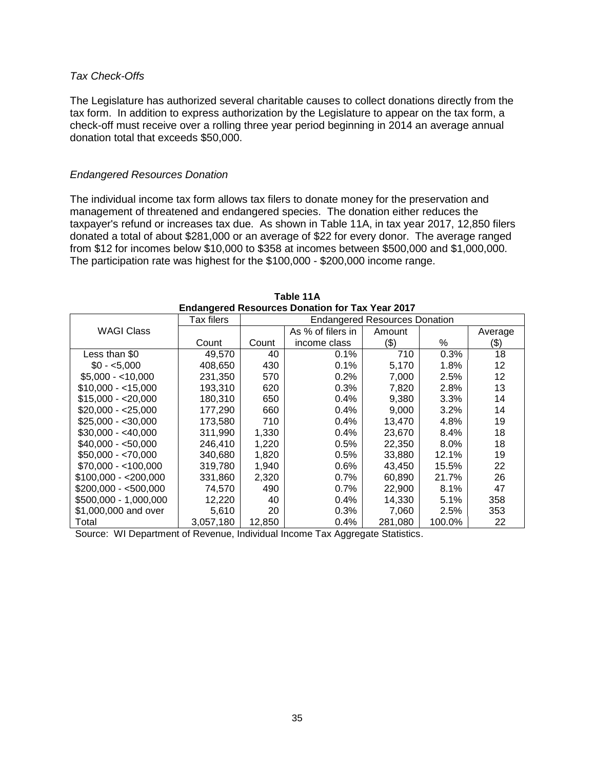*Tax Check-Offs*

The Legislature has authorized several charitable causes to collect donations directly from the tax form. In addition to express authorization by the Legislature to appear on the tax form, a check-off must receive over a rolling three year period beginning in 2014 an average annual donation total that exceeds $50,000.

*Endangered Resources Donation*

The individual income tax form allows tax filers to donate money for the preservation and management of threatened and endangered species. The donation either reduces the taxpayer's refund or increases tax due. As shown in Table 11A, in tax year 2017, 12,850 filers donated a total of about $281,000 or an average of $22 for every donor. The average ranged from $12 for incomes below $10,000 to $358 at incomes between $500,000 and $1,000,000. The participation rate was highest for the $100,000 - $200,000 income range.

**Table 11A**
**Endangered Resources Donation for Tax Year 2017**

| WAGI Class | Tax filers | Endangered Resources Donation | | | | |
|---|---|---|---|---|---|---|
| | Count | Count | As % of filers in income class | Amount ($) | % | Average ($) |
| Less than $0 | 49,570 | 40 | 0.1% | 710 | 0.3% | 18 |
| $0 - <5,000 | 408,650 | 430 | 0.1% | 5,170 | 1.8% | 12 |
| $5,000 - <10,000 | 231,350 | 570 | 0.2% | 7,000 | 2.5% | 12 |
| $10,000 - <15,000 | 193,310 | 620 | 0.3% | 7,820 | 2.8% | 13 |
| $15,000 - <20,000 | 180,310 | 650 | 0.4% | 9,380 | 3.3% | 14 |
| $20,000 - <25,000 | 177,290 | 660 | 0.4% | 9,000 | 3.2% | 14 |
| $25,000 - <30,000 | 173,580 | 710 | 0.4% | 13,470 | 4.8% | 19 |
| $30,000 - <40,000 | 311,990 | 1,330 | 0.4% | 23,670 | 8.4% | 18 |
| $40,000 - <50,000 | 246,410 | 1,220 | 0.5% | 22,350 | 8.0% | 18 |
| $50,000 - <70,000 | 340,680 | 1,820 | 0.5% | 33,880 | 12.1% | 19 |
| $70,000 - <100,000 | 319,780 | 1,940 | 0.6% | 43,450 | 15.5% | 22 |
| $100,000 - <200,000 | 331,860 | 2,320 | 0.7% | 60,890 | 21.7% | 26 |
| $200,000 - <500,000 | 74,570 | 490 | 0.7% | 22,900 | 8.1% | 47 |
| $500,000 - 1,000,000 | 12,220 | 40 | 0.4% | 14,330 | 5.1% | 358 |
| $1,000,000 and over | 5,610 | 20 | 0.3% | 7,060 | 2.5% | 353 |
| Total | 3,057,180 | 12,850 | 0.4% | 281,080 | 100.0% | 22 |

Source: WI Department of Revenue, Individual Income Tax Aggregate Statistics.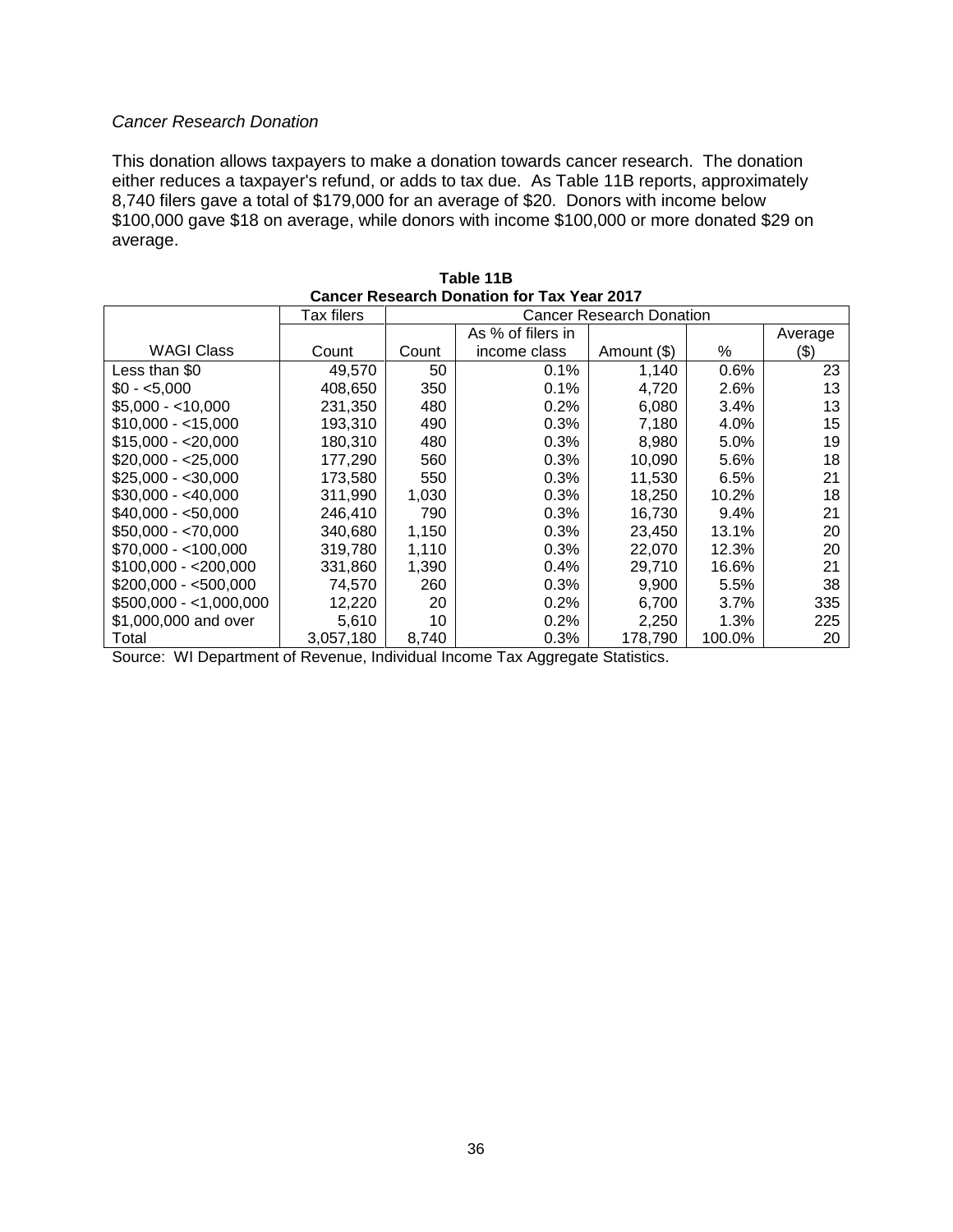*Cancer Research Donation*

This donation allows taxpayers to make a donation towards cancer research. The donation either reduces a taxpayer's refund, or adds to tax due. As Table 11B reports, approximately 8,740 filers gave a total of $179,000 for an average of $20. Donors with income below $100,000 gave $18 on average, while donors with income $100,000 or more donated $29 on average.

**Table 11B**
**Cancer Research Donation for Tax Year 2017**

| | Tax filers | Cancer Research Donation | | | | |
|---|---|---|---|---|---|---|
| WAGI Class | Count | Count | As % of filers in income class | Amount ($) | % | Average ($) |
| Less than $0 | 49,570 | 50 | 0.1% | 1,140 | 0.6% | 23 |
| $0 - <5,000 | 408,650 | 350 | 0.1% | 4,720 | 2.6% | 13 |
| $5,000 - <10,000 | 231,350 | 480 | 0.2% | 6,080 | 3.4% | 13 |
| $10,000 - <15,000 | 193,310 | 490 | 0.3% | 7,180 | 4.0% | 15 |
| $15,000 - <20,000 | 180,310 | 480 | 0.3% | 8,980 | 5.0% | 19 |
| $20,000 - <25,000 | 177,290 | 560 | 0.3% | 10,090 | 5.6% | 18 |
| $25,000 - <30,000 | 173,580 | 550 | 0.3% | 11,530 | 6.5% | 21 |
| $30,000 - <40,000 | 311,990 | 1,030 | 0.3% | 18,250 | 10.2% | 18 |
| $40,000 - <50,000 | 246,410 | 790 | 0.3% | 16,730 | 9.4% | 21 |
| $50,000 - <70,000 | 340,680 | 1,150 | 0.3% | 23,450 | 13.1% | 20 |
| $70,000 - <100,000 | 319,780 | 1,110 | 0.3% | 22,070 | 12.3% | 20 |
| $100,000 - <200,000 | 331,860 | 1,390 | 0.4% | 29,710 | 16.6% | 21 |
| $200,000 - <500,000 | 74,570 | 260 | 0.3% | 9,900 | 5.5% | 38 |
| $500,000 - <1,000,000 | 12,220 | 20 | 0.2% | 6,700 | 3.7% | 335 |
| $1,000,000 and over | 5,610 | 10 | 0.2% | 2,250 | 1.3% | 225 |
| Total | 3,057,180 | 8,740 | 0.3% | 178,790 | 100.0% | 20 |

Source: WI Department of Revenue, Individual Income Tax Aggregate Statistics.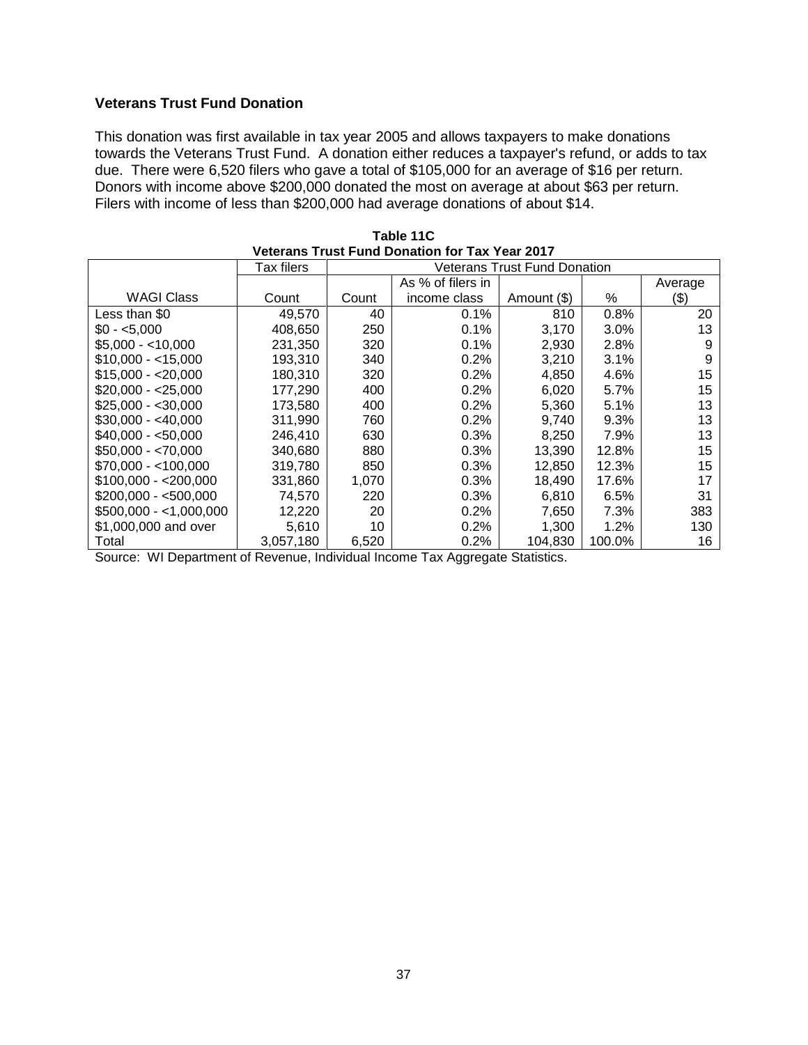### Veterans Trust Fund Donation

This donation was first available in tax year 2005 and allows taxpayers to make donations towards the Veterans Trust Fund. A donation either reduces a taxpayer's refund, or adds to tax due. There were 6,520 filers who gave a total of $105,000 for an average of $16 per return. Donors with income above $200,000 donated the most on average at about $63 per return. Filers with income of less than $200,000 had average donations of about $14.

**Table 11C**
**Veterans Trust Fund Donation for Tax Year 2017**

| | Tax filers | Veterans Trust Fund Donation | | | | |
|---|---|---|---|---|---|---|
| WAGI Class | Count | Count | As % of filers in income class | Amount ($) | % | Average ($) |
| Less than $0 | 49,570 | 40 | 0.1% | 810 | 0.8% | 20 |
| $0 - <5,000 | 408,650 | 250 | 0.1% | 3,170 | 3.0% | 13 |
| $5,000 - <10,000 | 231,350 | 320 | 0.1% | 2,930 | 2.8% | 9 |
| $10,000 - <15,000 | 193,310 | 340 | 0.2% | 3,210 | 3.1% | 9 |
| $15,000 - <20,000 | 180,310 | 320 | 0.2% | 4,850 | 4.6% | 15 |
| $20,000 - <25,000 | 177,290 | 400 | 0.2% | 6,020 | 5.7% | 15 |
| $25,000 - <30,000 | 173,580 | 400 | 0.2% | 5,360 | 5.1% | 13 |
| $30,000 - <40,000 | 311,990 | 760 | 0.2% | 9,740 | 9.3% | 13 |
| $40,000 - <50,000 | 246,410 | 630 | 0.3% | 8,250 | 7.9% | 13 |
| $50,000 - <70,000 | 340,680 | 880 | 0.3% | 13,390 | 12.8% | 15 |
| $70,000 - <100,000 | 319,780 | 850 | 0.3% | 12,850 | 12.3% | 15 |
| $100,000 - <200,000 | 331,860 | 1,070 | 0.3% | 18,490 | 17.6% | 17 |
| $200,000 - <500,000 | 74,570 | 220 | 0.3% | 6,810 | 6.5% | 31 |
| $500,000 - <1,000,000 | 12,220 | 20 | 0.2% | 7,650 | 7.3% | 383 |
| $1,000,000 and over | 5,610 | 10 | 0.2% | 1,300 | 1.2% | 130 |
| Total | 3,057,180 | 6,520 | 0.2% | 104,830 | 100.0% | 16 |

Source: WI Department of Revenue, Individual Income Tax Aggregate Statistics.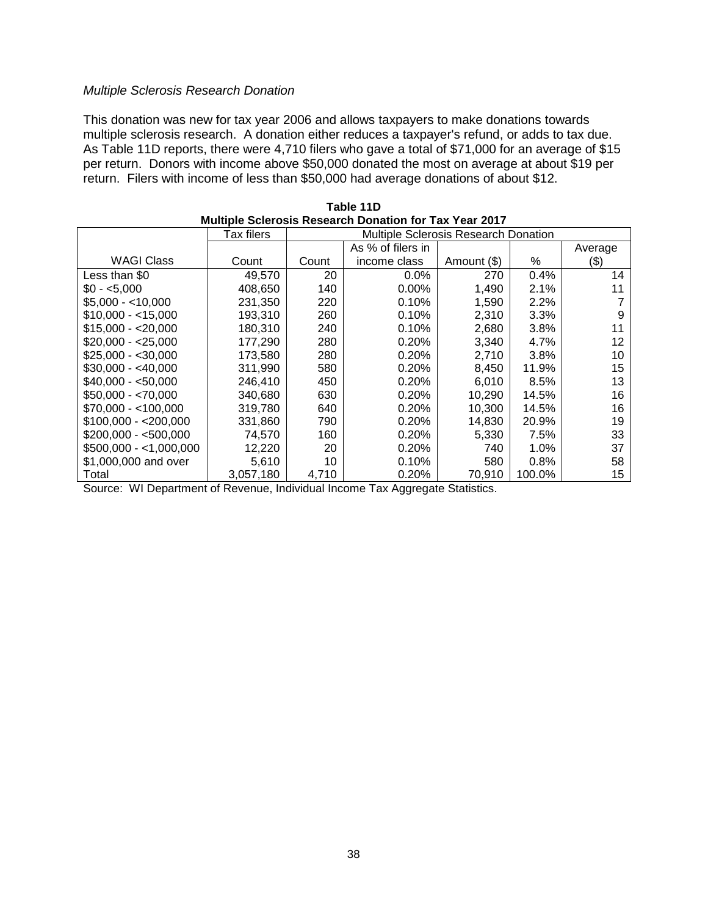*Multiple Sclerosis Research Donation*

This donation was new for tax year 2006 and allows taxpayers to make donations towards multiple sclerosis research. A donation either reduces a taxpayer's refund, or adds to tax due. As Table 11D reports, there were 4,710 filers who gave a total of $71,000 for an average of $15 per return. Donors with income above $50,000 donated the most on average at about $19 per return. Filers with income of less than $50,000 had average donations of about $12.

**Table 11D**
**Multiple Sclerosis Research Donation for Tax Year 2017**

| | Tax filers | Multiple Sclerosis Research Donation | | | | |
|---|---|---|---|---|---|---|
| WAGI Class | Count | Count | As % of filers in income class | Amount ($) | % | Average ($) |
| Less than $0 | 49,570 | 20 | 0.0% | 270 | 0.4% | 14 |
| $0 - <5,000 | 408,650 | 140 | 0.00% | 1,490 | 2.1% | 11 |
| $5,000 - <10,000 | 231,350 | 220 | 0.10% | 1,590 | 2.2% | 7 |
| $10,000 - <15,000 | 193,310 | 260 | 0.10% | 2,310 | 3.3% | 9 |
| $15,000 - <20,000 | 180,310 | 240 | 0.10% | 2,680 | 3.8% | 11 |
| $20,000 - <25,000 | 177,290 | 280 | 0.20% | 3,340 | 4.7% | 12 |
| $25,000 - <30,000 | 173,580 | 280 | 0.20% | 2,710 | 3.8% | 10 |
| $30,000 - <40,000 | 311,990 | 580 | 0.20% | 8,450 | 11.9% | 15 |
| $40,000 - <50,000 | 246,410 | 450 | 0.20% | 6,010 | 8.5% | 13 |
| $50,000 - <70,000 | 340,680 | 630 | 0.20% | 10,290 | 14.5% | 16 |
| $70,000 - <100,000 | 319,780 | 640 | 0.20% | 10,300 | 14.5% | 16 |
| $100,000 - <200,000 | 331,860 | 790 | 0.20% | 14,830 | 20.9% | 19 |
| $200,000 - <500,000 | 74,570 | 160 | 0.20% | 5,330 | 7.5% | 33 |
| $500,000 - <1,000,000 | 12,220 | 20 | 0.20% | 740 | 1.0% | 37 |
| $1,000,000 and over | 5,610 | 10 | 0.10% | 580 | 0.8% | 58 |
| Total | 3,057,180 | 4,710 | 0.20% | 70,910 | 100.0% | 15 |

Source: WI Department of Revenue, Individual Income Tax Aggregate Statistics.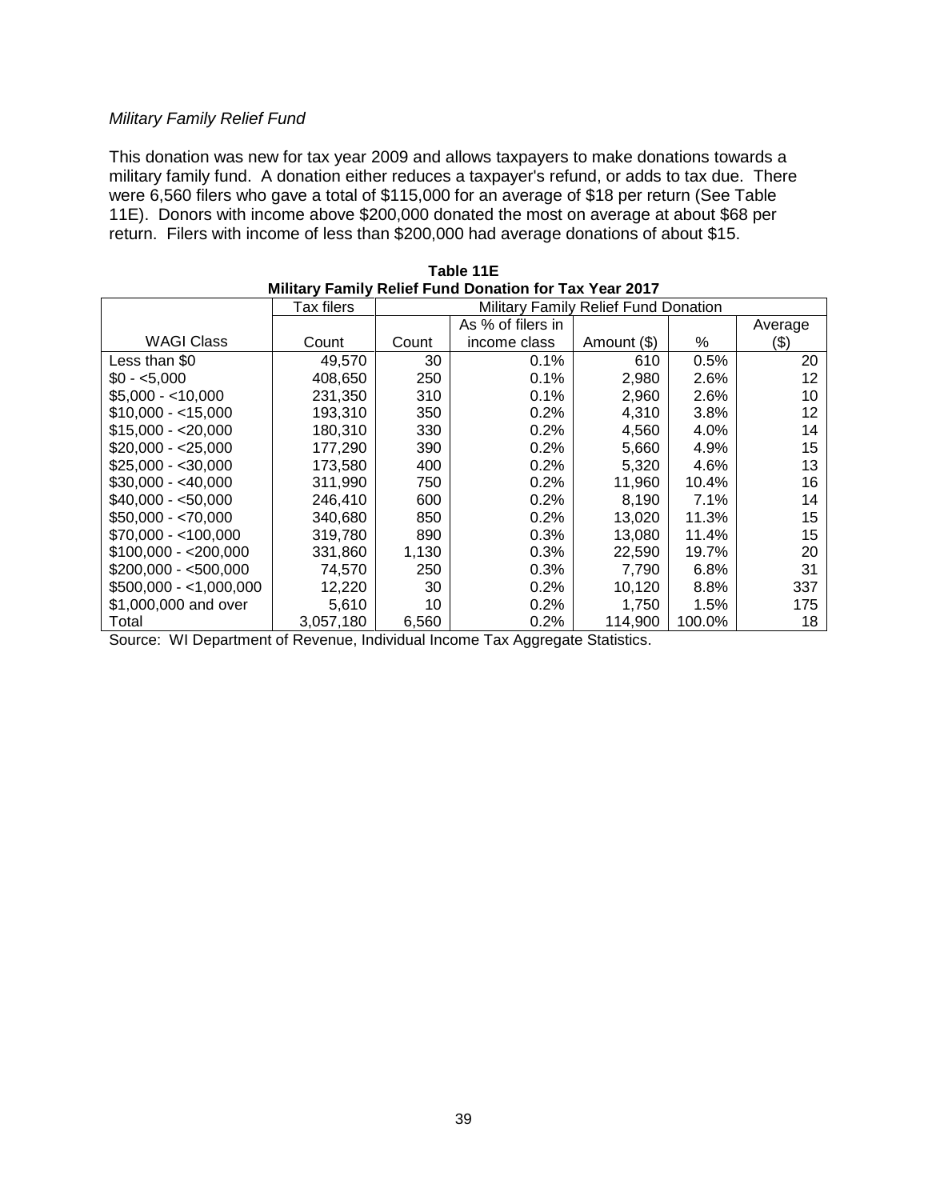*Military Family Relief Fund*

This donation was new for tax year 2009 and allows taxpayers to make donations towards a military family fund. A donation either reduces a taxpayer's refund, or adds to tax due. There were 6,560 filers who gave a total of $115,000 for an average of $18 per return (See Table 11E). Donors with income above $200,000 donated the most on average at about $68 per return. Filers with income of less than $200,000 had average donations of about $15.

**Table 11E**
**Military Family Relief Fund Donation for Tax Year 2017**

| | Tax filers | Military Family Relief Fund Donation | | | | |
|---|---|---|---|---|---|---|
| WAGI Class | Count | Count | As % of filers in income class | Amount ($) | % | Average ($) |
| Less than $0 | 49,570 | 30 | 0.1% | 610 | 0.5% | 20 |
| $0 - <5,000 | 408,650 | 250 | 0.1% | 2,980 | 2.6% | 12 |
| $5,000 - <10,000 | 231,350 | 310 | 0.1% | 2,960 | 2.6% | 10 |
| $10,000 - <15,000 | 193,310 | 350 | 0.2% | 4,310 | 3.8% | 12 |
| $15,000 - <20,000 | 180,310 | 330 | 0.2% | 4,560 | 4.0% | 14 |
| $20,000 - <25,000 | 177,290 | 390 | 0.2% | 5,660 | 4.9% | 15 |
| $25,000 - <30,000 | 173,580 | 400 | 0.2% | 5,320 | 4.6% | 13 |
| $30,000 - <40,000 | 311,990 | 750 | 0.2% | 11,960 | 10.4% | 16 |
| $40,000 - <50,000 | 246,410 | 600 | 0.2% | 8,190 | 7.1% | 14 |
| $50,000 - <70,000 | 340,680 | 850 | 0.2% | 13,020 | 11.3% | 15 |
| $70,000 - <100,000 | 319,780 | 890 | 0.3% | 13,080 | 11.4% | 15 |
| $100,000 - <200,000 | 331,860 | 1,130 | 0.3% | 22,590 | 19.7% | 20 |
| $200,000 - <500,000 | 74,570 | 250 | 0.3% | 7,790 | 6.8% | 31 |
| $500,000 - <1,000,000 | 12,220 | 30 | 0.2% | 10,120 | 8.8% | 337 |
| $1,000,000 and over | 5,610 | 10 | 0.2% | 1,750 | 1.5% | 175 |
| Total | 3,057,180 | 6,560 | 0.2% | 114,900 | 100.0% | 18 |

Source: WI Department of Revenue, Individual Income Tax Aggregate Statistics.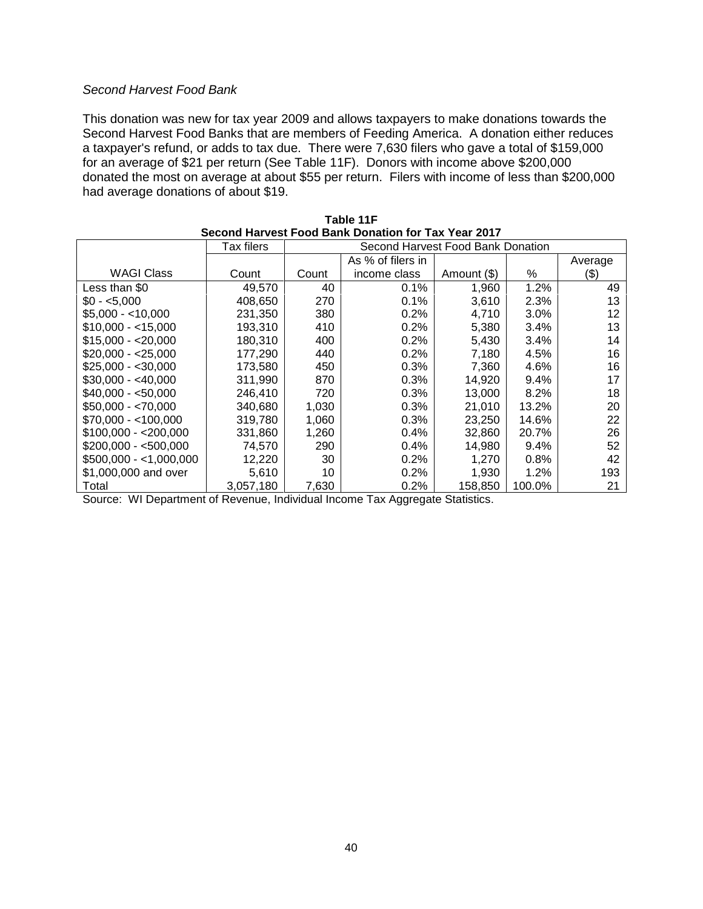*Second Harvest Food Bank*

This donation was new for tax year 2009 and allows taxpayers to make donations towards the Second Harvest Food Banks that are members of Feeding America. A donation either reduces a taxpayer's refund, or adds to tax due. There were 7,630 filers who gave a total of $159,000 for an average of $21 per return (See Table 11F). Donors with income above $200,000 donated the most on average at about $55 per return. Filers with income of less than $200,000 had average donations of about $19.

**Table 11F**
**Second Harvest Food Bank Donation for Tax Year 2017**

| | Tax filers | Second Harvest Food Bank Donation | | | | |
|---|---|---|---|---|---|---|
| WAGI Class | Count | Count | As % of filers in income class | Amount ($) | % | Average ($) |
| Less than $0 | 49,570 | 40 | 0.1% | 1,960 | 1.2% | 49 |
| $0 - <5,000 | 408,650 | 270 | 0.1% | 3,610 | 2.3% | 13 |
| $5,000 - <10,000 | 231,350 | 380 | 0.2% | 4,710 | 3.0% | 12 |
| $10,000 - <15,000 | 193,310 | 410 | 0.2% | 5,380 | 3.4% | 13 |
| $15,000 - <20,000 | 180,310 | 400 | 0.2% | 5,430 | 3.4% | 14 |
| $20,000 - <25,000 | 177,290 | 440 | 0.2% | 7,180 | 4.5% | 16 |
| $25,000 - <30,000 | 173,580 | 450 | 0.3% | 7,360 | 4.6% | 16 |
| $30,000 - <40,000 | 311,990 | 870 | 0.3% | 14,920 | 9.4% | 17 |
| $40,000 - <50,000 | 246,410 | 720 | 0.3% | 13,000 | 8.2% | 18 |
| $50,000 - <70,000 | 340,680 | 1,030 | 0.3% | 21,010 | 13.2% | 20 |
| $70,000 - <100,000 | 319,780 | 1,060 | 0.3% | 23,250 | 14.6% | 22 |
| $100,000 - <200,000 | 331,860 | 1,260 | 0.4% | 32,860 | 20.7% | 26 |
| $200,000 - <500,000 | 74,570 | 290 | 0.4% | 14,980 | 9.4% | 52 |
| $500,000 - <1,000,000 | 12,220 | 30 | 0.2% | 1,270 | 0.8% | 42 |
| $1,000,000 and over | 5,610 | 10 | 0.2% | 1,930 | 1.2% | 193 |
| Total | 3,057,180 | 7,630 | 0.2% | 158,850 | 100.0% | 21 |

Source: WI Department of Revenue, Individual Income Tax Aggregate Statistics.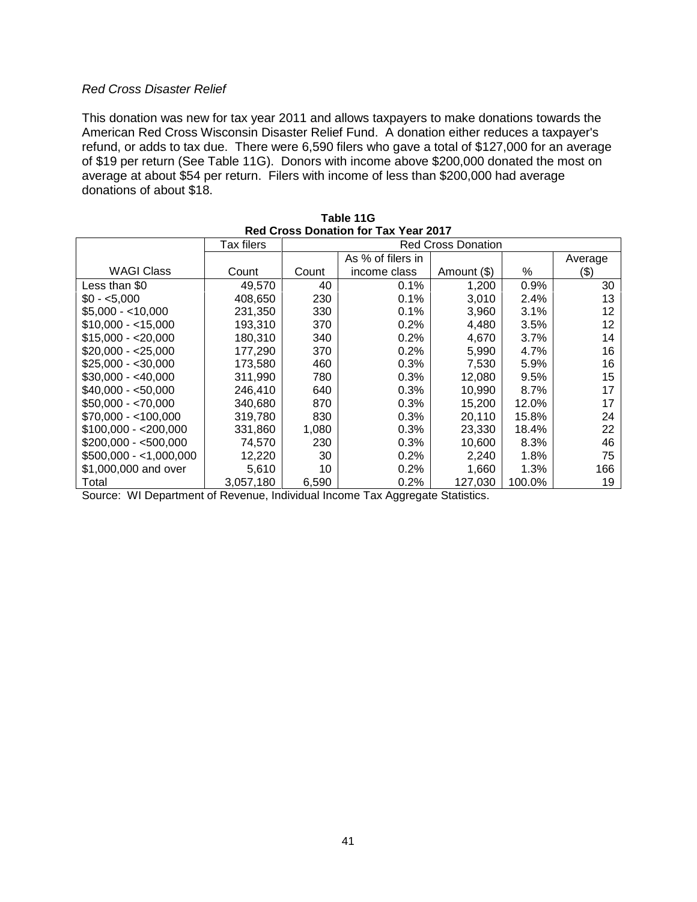*Red Cross Disaster Relief*

This donation was new for tax year 2011 and allows taxpayers to make donations towards the American Red Cross Wisconsin Disaster Relief Fund. A donation either reduces a taxpayer's refund, or adds to tax due. There were 6,590 filers who gave a total of $127,000 for an average of $19 per return (See Table 11G). Donors with income above $200,000 donated the most on average at about $54 per return. Filers with income of less than $200,000 had average donations of about $18.

**Table 11G**
**Red Cross Donation for Tax Year 2017**

| | Tax filers | Red Cross Donation | | | | |
|---|---|---|---|---|---|---|
| WAGI Class | Count | Count | As % of filers in income class | Amount ($) | % | Average ($) |
| Less than $0 | 49,570 | 40 | 0.1% | 1,200 | 0.9% | 30 |
| $0 - <5,000 | 408,650 | 230 | 0.1% | 3,010 | 2.4% | 13 |
| $5,000 - <10,000 | 231,350 | 330 | 0.1% | 3,960 | 3.1% | 12 |
| $10,000 - <15,000 | 193,310 | 370 | 0.2% | 4,480 | 3.5% | 12 |
| $15,000 - <20,000 | 180,310 | 340 | 0.2% | 4,670 | 3.7% | 14 |
| $20,000 - <25,000 | 177,290 | 370 | 0.2% | 5,990 | 4.7% | 16 |
| $25,000 - <30,000 | 173,580 | 460 | 0.3% | 7,530 | 5.9% | 16 |
| $30,000 - <40,000 | 311,990 | 780 | 0.3% | 12,080 | 9.5% | 15 |
| $40,000 - <50,000 | 246,410 | 640 | 0.3% | 10,990 | 8.7% | 17 |
| $50,000 - <70,000 | 340,680 | 870 | 0.3% | 15,200 | 12.0% | 17 |
| $70,000 - <100,000 | 319,780 | 830 | 0.3% | 20,110 | 15.8% | 24 |
| $100,000 - <200,000 | 331,860 | 1,080 | 0.3% | 23,330 | 18.4% | 22 |
| $200,000 - <500,000 | 74,570 | 230 | 0.3% | 10,600 | 8.3% | 46 |
| $500,000 - <1,000,000 | 12,220 | 30 | 0.2% | 2,240 | 1.8% | 75 |
| $1,000,000 and over | 5,610 | 10 | 0.2% | 1,660 | 1.3% | 166 |
| Total | 3,057,180 | 6,590 | 0.2% | 127,030 | 100.0% | 19 |

Source: WI Department of Revenue, Individual Income Tax Aggregate Statistics.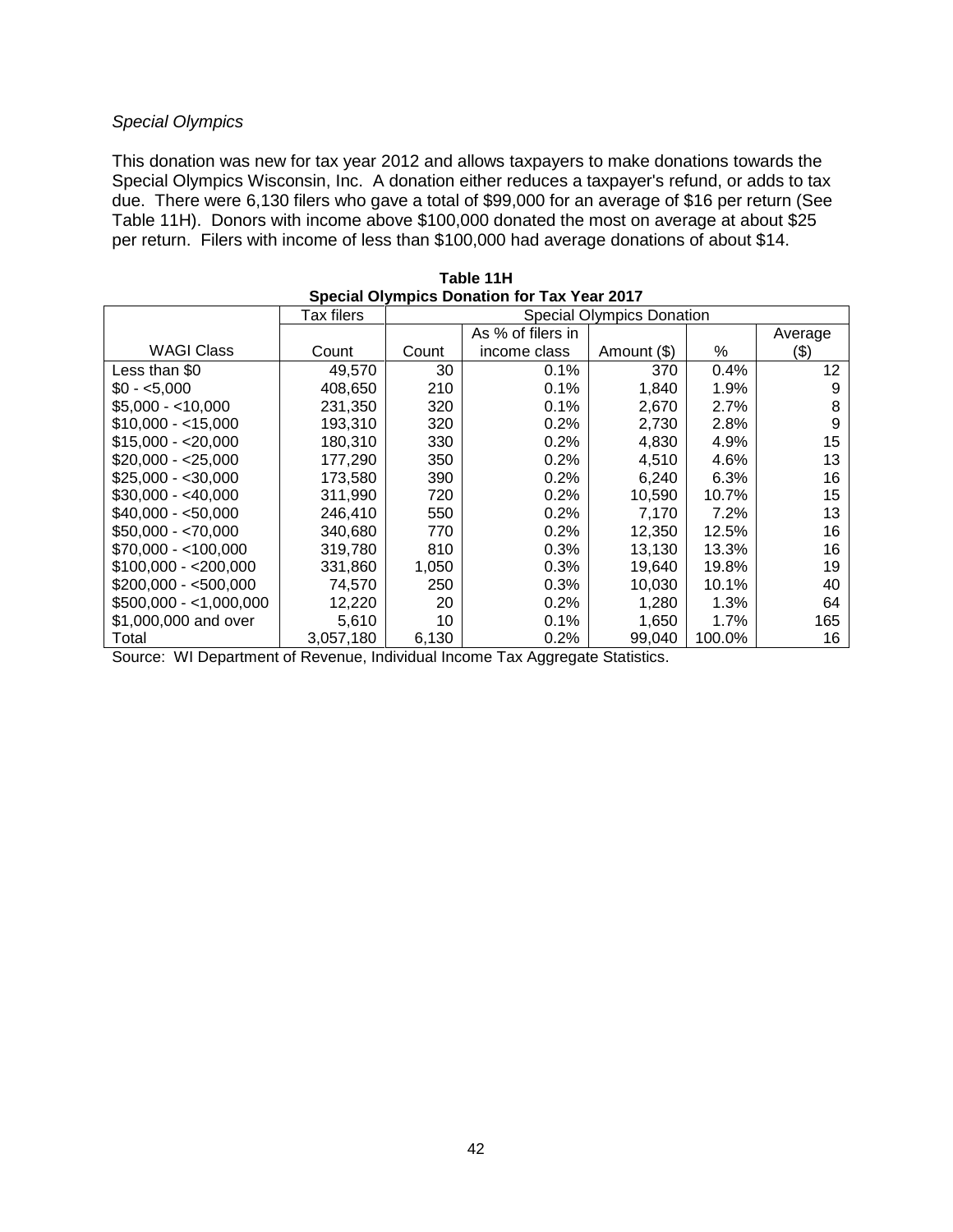*Special Olympics*

This donation was new for tax year 2012 and allows taxpayers to make donations towards the Special Olympics Wisconsin, Inc. A donation either reduces a taxpayer's refund, or adds to tax due. There were 6,130 filers who gave a total of $99,000 for an average of $16 per return (See Table 11H). Donors with income above $100,000 donated the most on average at about $25 per return. Filers with income of less than $100,000 had average donations of about $14.

**Table 11H**
**Special Olympics Donation for Tax Year 2017**

| | Tax filers | Special Olympics Donation | | | | |
|---|---|---|---|---|---|---|
| WAGI Class | Count | Count | As % of filers in income class | Amount ($) | % | Average ($) |
| Less than $0 | 49,570 | 30 | 0.1% | 370 | 0.4% | 12 |
| $0 - <5,000 | 408,650 | 210 | 0.1% | 1,840 | 1.9% | 9 |
| $5,000 - <10,000 | 231,350 | 320 | 0.1% | 2,670 | 2.7% | 8 |
| $10,000 - <15,000 | 193,310 | 320 | 0.2% | 2,730 | 2.8% | 9 |
| $15,000 - <20,000 | 180,310 | 330 | 0.2% | 4,830 | 4.9% | 15 |
| $20,000 - <25,000 | 177,290 | 350 | 0.2% | 4,510 | 4.6% | 13 |
| $25,000 - <30,000 | 173,580 | 390 | 0.2% | 6,240 | 6.3% | 16 |
| $30,000 - <40,000 | 311,990 | 720 | 0.2% | 10,590 | 10.7% | 15 |
| $40,000 - <50,000 | 246,410 | 550 | 0.2% | 7,170 | 7.2% | 13 |
| $50,000 - <70,000 | 340,680 | 770 | 0.2% | 12,350 | 12.5% | 16 |
| $70,000 - <100,000 | 319,780 | 810 | 0.3% | 13,130 | 13.3% | 16 |
| $100,000 - <200,000 | 331,860 | 1,050 | 0.3% | 19,640 | 19.8% | 19 |
| $200,000 - <500,000 | 74,570 | 250 | 0.3% | 10,030 | 10.1% | 40 |
| $500,000 - <1,000,000 | 12,220 | 20 | 0.2% | 1,280 | 1.3% | 64 |
| $1,000,000 and over | 5,610 | 10 | 0.1% | 1,650 | 1.7% | 165 |
| Total | 3,057,180 | 6,130 | 0.2% | 99,040 | 100.0% | 16 |

Source: WI Department of Revenue, Individual Income Tax Aggregate Statistics.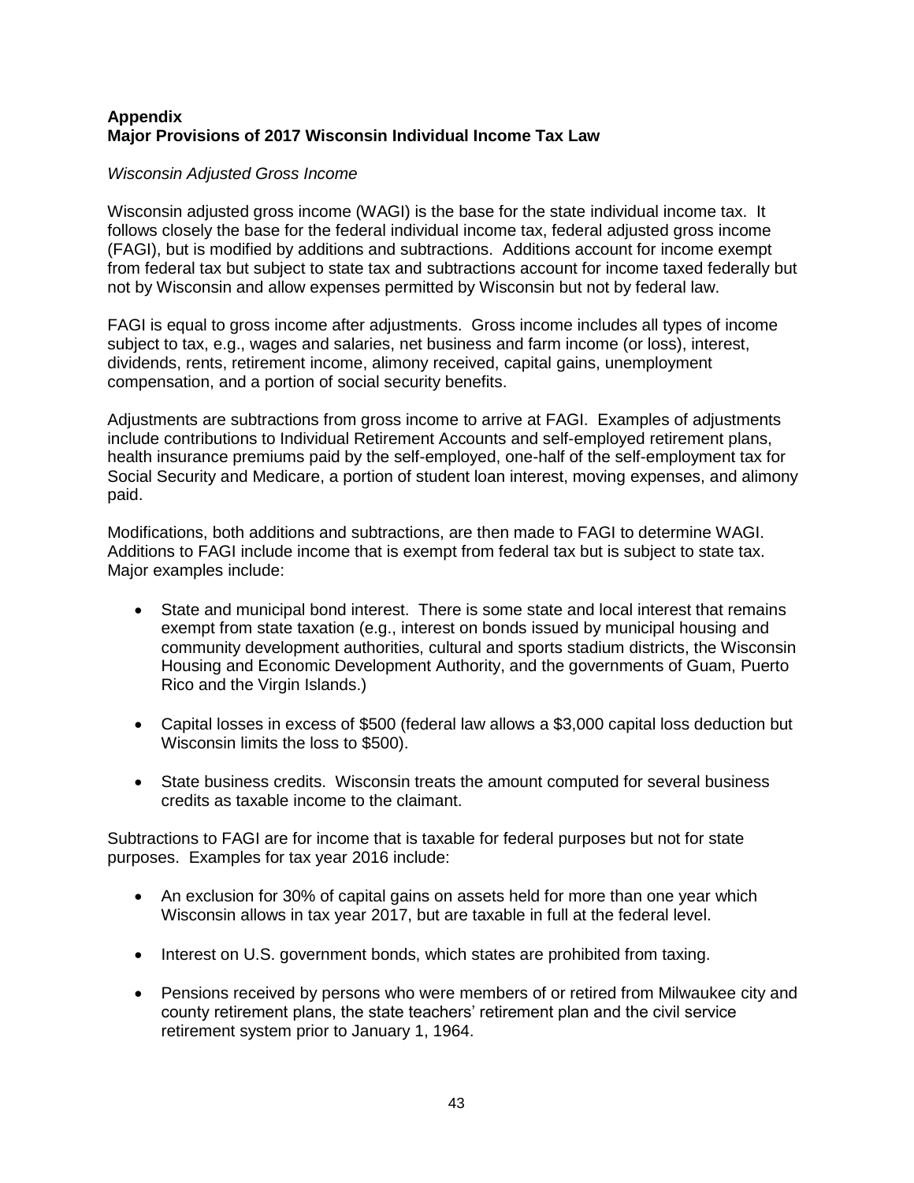**Appendix**
**Major Provisions of 2017 Wisconsin Individual Income Tax Law**

*Wisconsin Adjusted Gross Income*

Wisconsin adjusted gross income (WAGI) is the base for the state individual income tax. It follows closely the base for the federal individual income tax, federal adjusted gross income (FAGI), but is modified by additions and subtractions. Additions account for income exempt from federal tax but subject to state tax and subtractions account for income taxed federally but not by Wisconsin and allow expenses permitted by Wisconsin but not by federal law.

FAGI is equal to gross income after adjustments. Gross income includes all types of income subject to tax, e.g., wages and salaries, net business and farm income (or loss), interest, dividends, rents, retirement income, alimony received, capital gains, unemployment compensation, and a portion of social security benefits.

Adjustments are subtractions from gross income to arrive at FAGI. Examples of adjustments include contributions to Individual Retirement Accounts and self-employed retirement plans, health insurance premiums paid by the self-employed, one-half of the self-employment tax for Social Security and Medicare, a portion of student loan interest, moving expenses, and alimony paid.

Modifications, both additions and subtractions, are then made to FAGI to determine WAGI. Additions to FAGI include income that is exempt from federal tax but is subject to state tax. Major examples include:

- State and municipal bond interest. There is some state and local interest that remains exempt from state taxation (e.g., interest on bonds issued by municipal housing and community development authorities, cultural and sports stadium districts, the Wisconsin Housing and Economic Development Authority, and the governments of Guam, Puerto Rico and the Virgin Islands.)

- Capital losses in excess of $500 (federal law allows a $3,000 capital loss deduction but Wisconsin limits the loss to $500).

- State business credits. Wisconsin treats the amount computed for several business credits as taxable income to the claimant.

Subtractions to FAGI are for income that is taxable for federal purposes but not for state purposes. Examples for tax year 2016 include:

- An exclusion for 30% of capital gains on assets held for more than one year which Wisconsin allows in tax year 2017, but are taxable in full at the federal level.

- Interest on U.S. government bonds, which states are prohibited from taxing.

- Pensions received by persons who were members of or retired from Milwaukee city and county retirement plans, the state teachers' retirement plan and the civil service retirement system prior to January 1, 1964.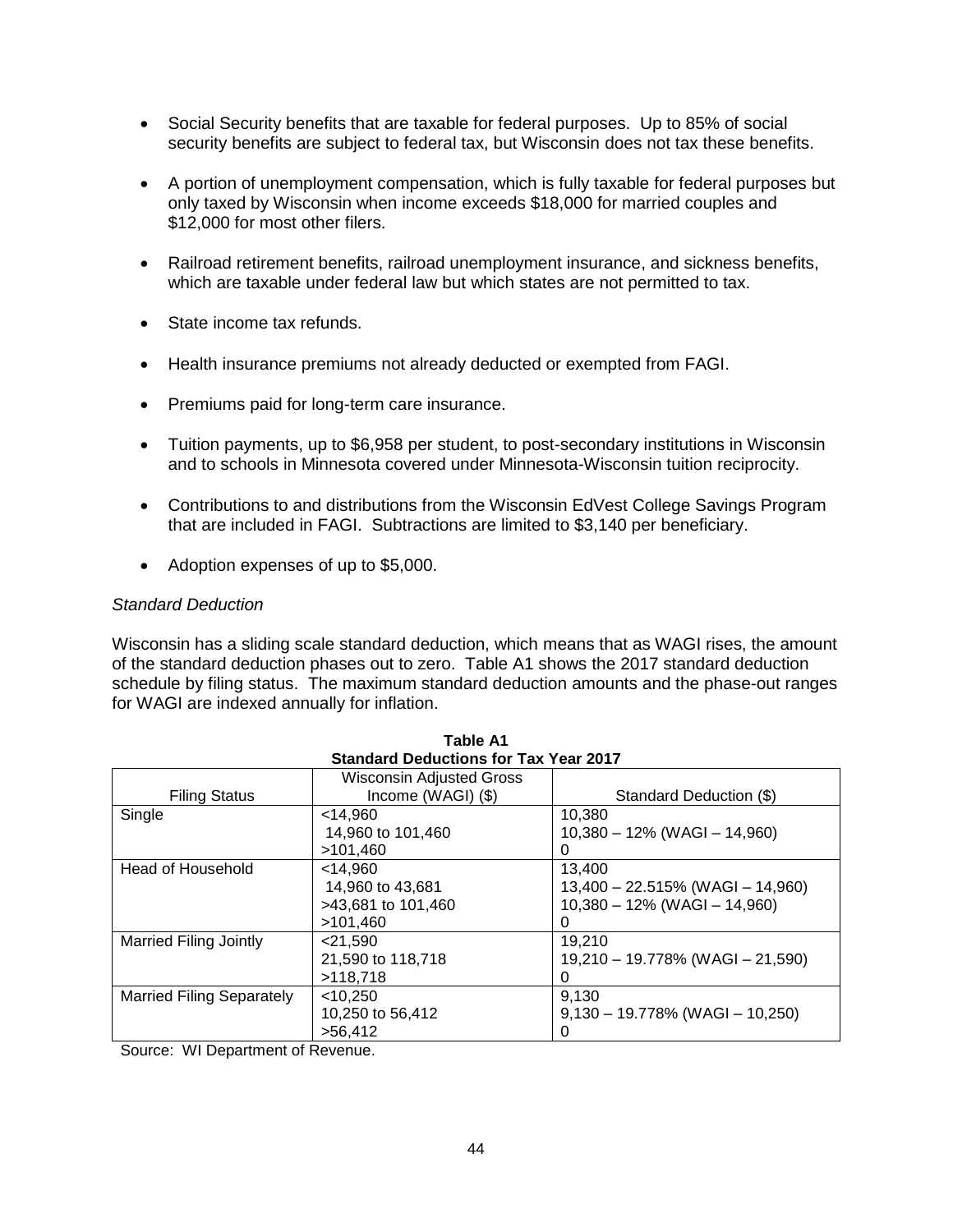- Social Security benefits that are taxable for federal purposes. Up to 85% of social security benefits are subject to federal tax, but Wisconsin does not tax these benefits.

- A portion of unemployment compensation, which is fully taxable for federal purposes but only taxed by Wisconsin when income exceeds $18,000 for married couples and $12,000 for most other filers.

- Railroad retirement benefits, railroad unemployment insurance, and sickness benefits, which are taxable under federal law but which states are not permitted to tax.

- State income tax refunds.

- Health insurance premiums not already deducted or exempted from FAGI.

- Premiums paid for long-term care insurance.

- Tuition payments, up to $6,958 per student, to post-secondary institutions in Wisconsin and to schools in Minnesota covered under Minnesota-Wisconsin tuition reciprocity.

- Contributions to and distributions from the Wisconsin EdVest College Savings Program that are included in FAGI. Subtractions are limited to $3,140 per beneficiary.

- Adoption expenses of up to $5,000.

*Standard Deduction*

Wisconsin has a sliding scale standard deduction, which means that as WAGI rises, the amount of the standard deduction phases out to zero. Table A1 shows the 2017 standard deduction schedule by filing status. The maximum standard deduction amounts and the phase-out ranges for WAGI are indexed annually for inflation.

**Table A1**
**Standard Deductions for Tax Year 2017**

| Filing Status | Wisconsin Adjusted Gross Income (WAGI) ($) | Standard Deduction ($) |
|---|---|---|
| Single | <14,960 | 10,380 |
| | 14,960 to 101,460 | 10,380 – 12% (WAGI – 14,960) |
| | >101,460 | 0 |
| Head of Household | <14,960 | 13,400 |
| | 14,960 to 43,681 | 13,400 – 22.515% (WAGI – 14,960) |
| | >43,681 to 101,460 | 10,380 – 12% (WAGI – 14,960) |
| | >101,460 | 0 |
| Married Filing Jointly | <21,590 | 19,210 |
| | 21,590 to 118,718 | 19,210 – 19.778% (WAGI – 21,590) |
| | >118,718 | 0 |
| Married Filing Separately | <10,250 | 9,130 |
| | 10,250 to 56,412 | 9,130 – 19.778% (WAGI – 10,250) |
| | >56,412 | 0 |

Source: WI Department of Revenue.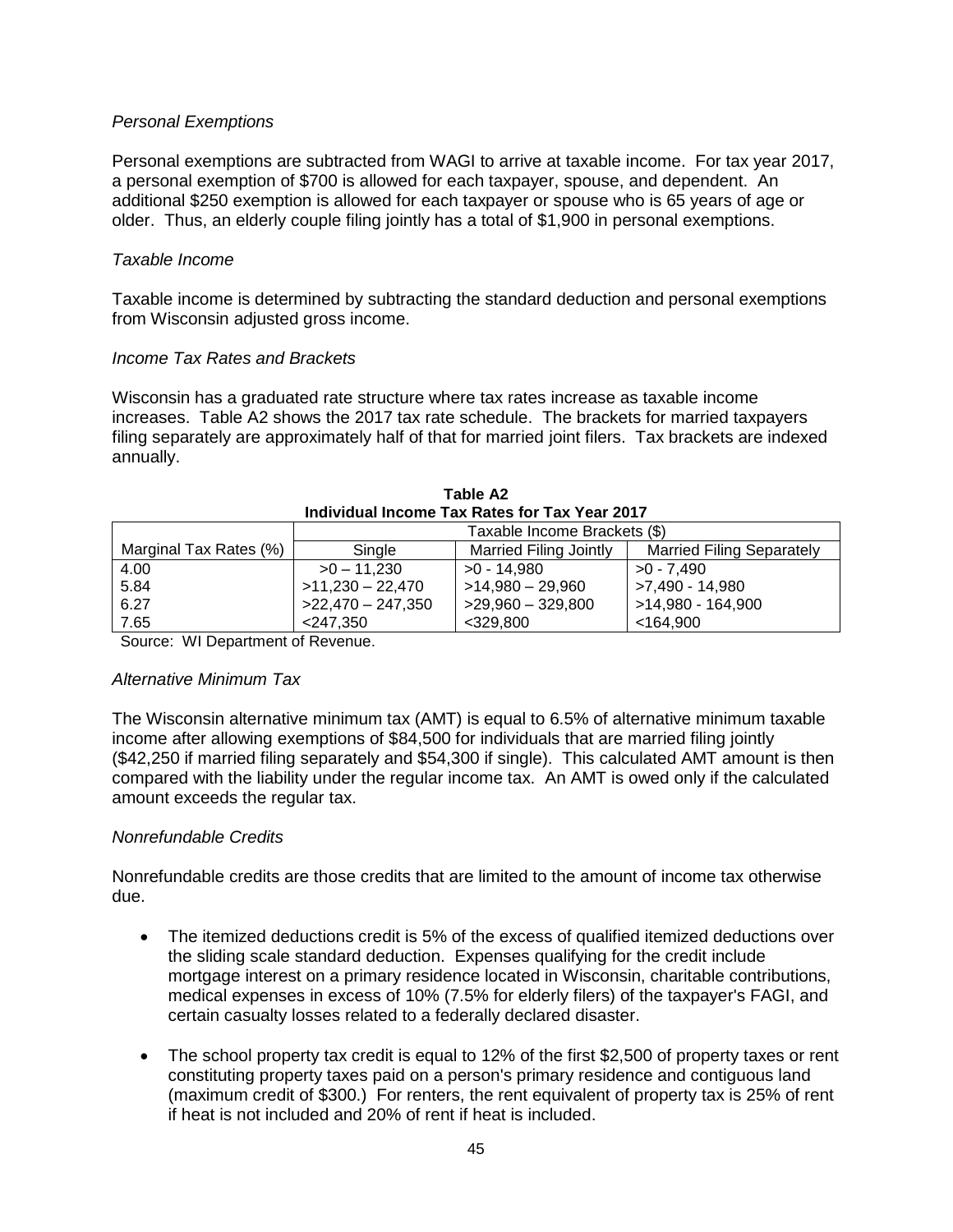*Personal Exemptions*

Personal exemptions are subtracted from WAGI to arrive at taxable income. For tax year 2017, a personal exemption of $700 is allowed for each taxpayer, spouse, and dependent. An additional $250 exemption is allowed for each taxpayer or spouse who is 65 years of age or older. Thus, an elderly couple filing jointly has a total of $1,900 in personal exemptions.

*Taxable Income*

Taxable income is determined by subtracting the standard deduction and personal exemptions from Wisconsin adjusted gross income.

*Income Tax Rates and Brackets*

Wisconsin has a graduated rate structure where tax rates increase as taxable income increases. Table A2 shows the 2017 tax rate schedule. The brackets for married taxpayers filing separately are approximately half of that for married joint filers. Tax brackets are indexed annually.

**Table A2**
**Individual Income Tax Rates for Tax Year 2017**

| | Taxable Income Brackets ($) | | |
|---|---|---|---|
| Marginal Tax Rates (%) | Single | Married Filing Jointly | Married Filing Separately |
| 4.00 | >0 – 11,230 | >0 - 14,980 | >0 - 7,490 |
| 5.84 | >11,230 – 22,470 | >14,980 – 29,960 | >7,490 - 14,980 |
| 6.27 | >22,470 – 247,350 | >29,960 – 329,800 | >14,980 - 164,900 |
| 7.65 | <247,350 | <329,800 | <164,900 |

Source: WI Department of Revenue.

*Alternative Minimum Tax*

The Wisconsin alternative minimum tax (AMT) is equal to 6.5% of alternative minimum taxable income after allowing exemptions of $84,500 for individuals that are married filing jointly ($42,250 if married filing separately and $54,300 if single). This calculated AMT amount is then compared with the liability under the regular income tax. An AMT is owed only if the calculated amount exceeds the regular tax.

*Nonrefundable Credits*

Nonrefundable credits are those credits that are limited to the amount of income tax otherwise due.

- The itemized deductions credit is 5% of the excess of qualified itemized deductions over the sliding scale standard deduction. Expenses qualifying for the credit include mortgage interest on a primary residence located in Wisconsin, charitable contributions, medical expenses in excess of 10% (7.5% for elderly filers) of the taxpayer's FAGI, and certain casualty losses related to a federally declared disaster.

- The school property tax credit is equal to 12% of the first $2,500 of property taxes or rent constituting property taxes paid on a person's primary residence and contiguous land (maximum credit of $300.) For renters, the rent equivalent of property tax is 25% of rent if heat is not included and 20% of rent if heat is included.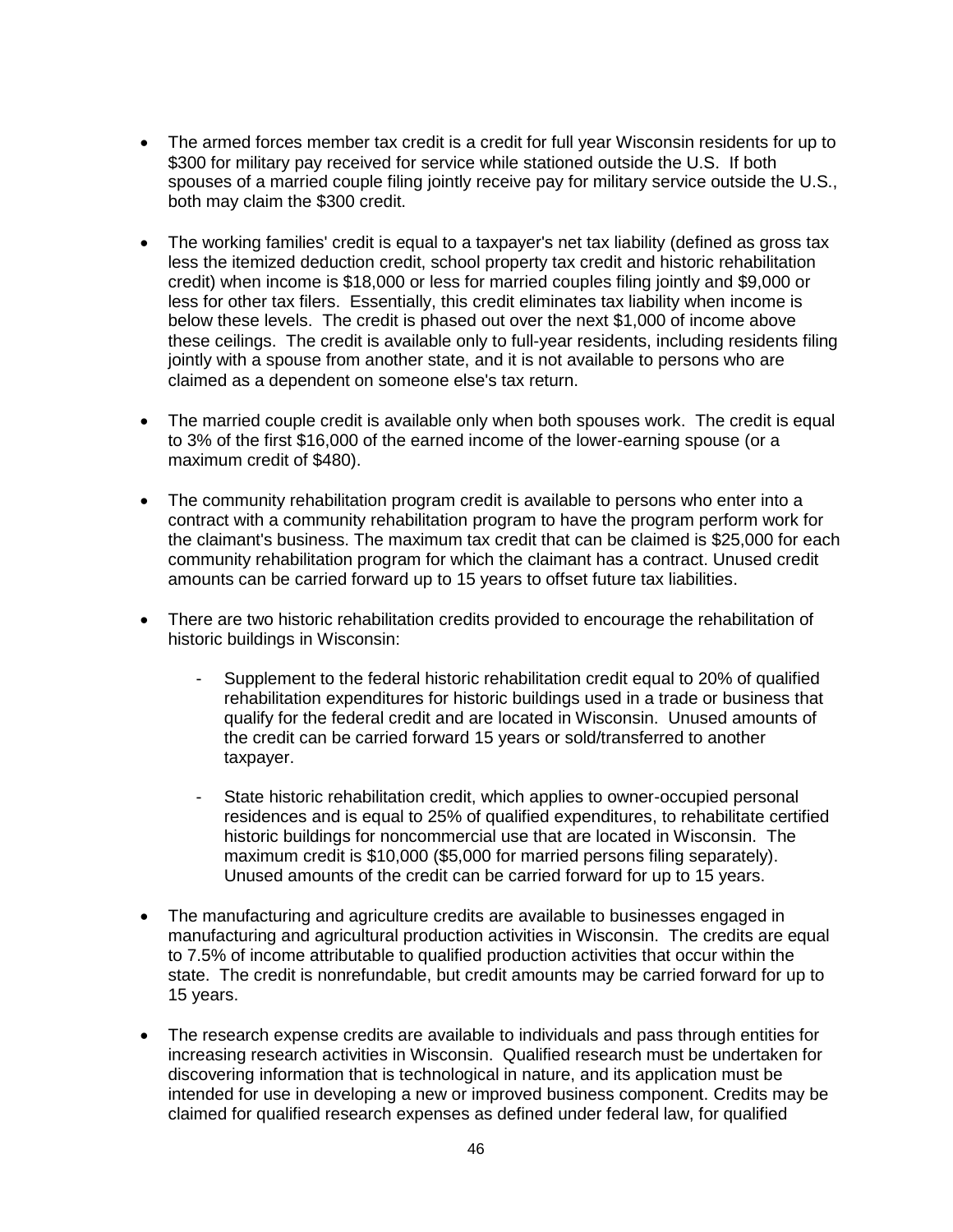- The armed forces member tax credit is a credit for full year Wisconsin residents for up to $300 for military pay received for service while stationed outside the U.S. If both spouses of a married couple filing jointly receive pay for military service outside the U.S., both may claim the $300 credit.

- The working families' credit is equal to a taxpayer's net tax liability (defined as gross tax less the itemized deduction credit, school property tax credit and historic rehabilitation credit) when income is $18,000 or less for married couples filing jointly and $9,000 or less for other tax filers. Essentially, this credit eliminates tax liability when income is below these levels. The credit is phased out over the next $1,000 of income above these ceilings. The credit is available only to full-year residents, including residents filing jointly with a spouse from another state, and it is not available to persons who are claimed as a dependent on someone else's tax return.

- The married couple credit is available only when both spouses work. The credit is equal to 3% of the first $16,000 of the earned income of the lower-earning spouse (or a maximum credit of $480).

- The community rehabilitation program credit is available to persons who enter into a contract with a community rehabilitation program to have the program perform work for the claimant's business. The maximum tax credit that can be claimed is $25,000 for each community rehabilitation program for which the claimant has a contract. Unused credit amounts can be carried forward up to 15 years to offset future tax liabilities.

- There are two historic rehabilitation credits provided to encourage the rehabilitation of historic buildings in Wisconsin:

    - Supplement to the federal historic rehabilitation credit equal to 20% of qualified rehabilitation expenditures for historic buildings used in a trade or business that qualify for the federal credit and are located in Wisconsin. Unused amounts of the credit can be carried forward 15 years or sold/transferred to another taxpayer.

    - State historic rehabilitation credit, which applies to owner-occupied personal residences and is equal to 25% of qualified expenditures, to rehabilitate certified historic buildings for noncommercial use that are located in Wisconsin. The maximum credit is $10,000 ($5,000 for married persons filing separately). Unused amounts of the credit can be carried forward for up to 15 years.

- The manufacturing and agriculture credits are available to businesses engaged in manufacturing and agricultural production activities in Wisconsin. The credits are equal to 7.5% of income attributable to qualified production activities that occur within the state. The credit is nonrefundable, but credit amounts may be carried forward for up to 15 years.

- The research expense credits are available to individuals and pass through entities for increasing research activities in Wisconsin. Qualified research must be undertaken for discovering information that is technological in nature, and its application must be intended for use in developing a new or improved business component. Credits may be claimed for qualified research expenses as defined under federal law, for qualified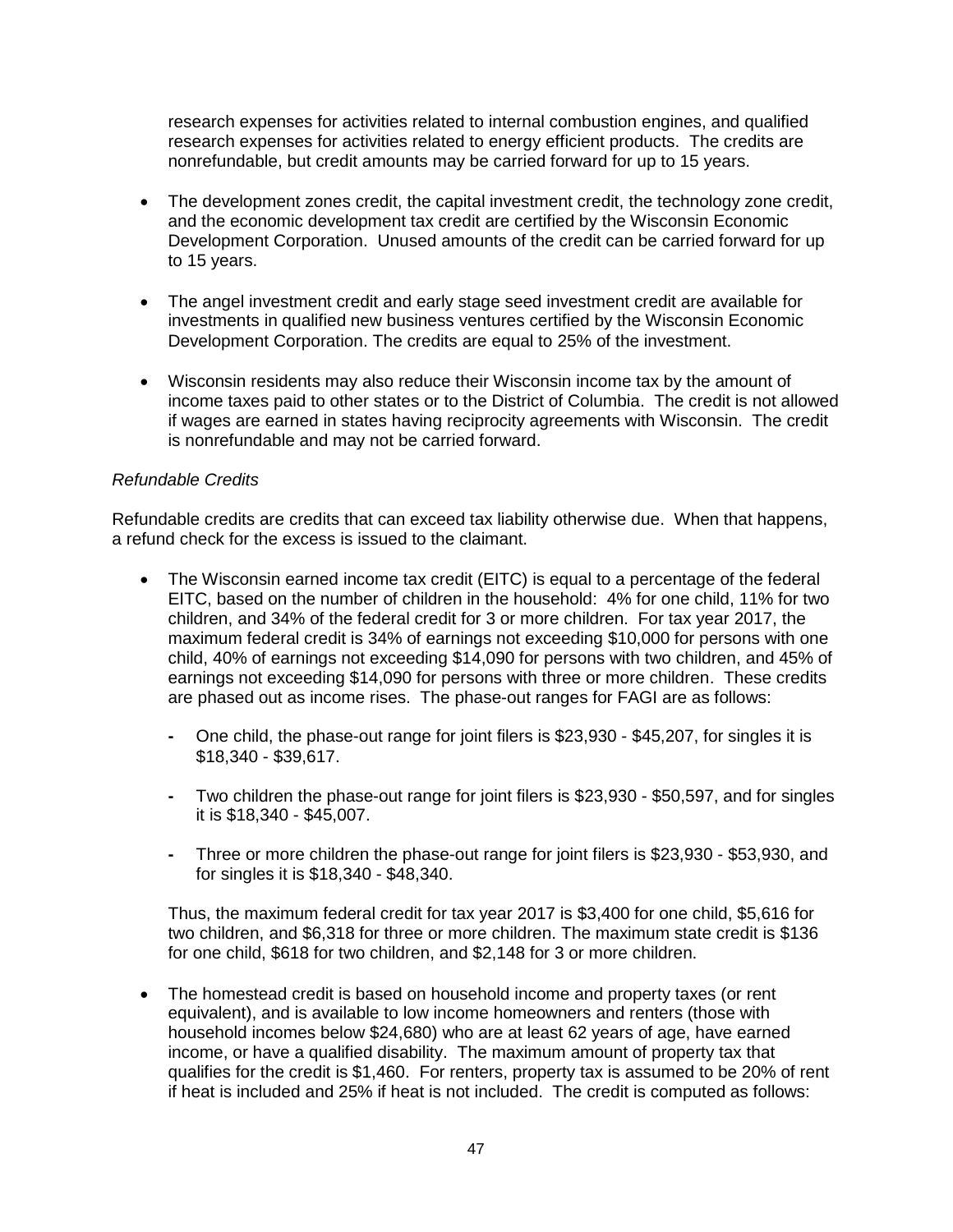research expenses for activities related to internal combustion engines, and qualified research expenses for activities related to energy efficient products. The credits are nonrefundable, but credit amounts may be carried forward for up to 15 years.

- The development zones credit, the capital investment credit, the technology zone credit, and the economic development tax credit are certified by the Wisconsin Economic Development Corporation. Unused amounts of the credit can be carried forward for up to 15 years.

- The angel investment credit and early stage seed investment credit are available for investments in qualified new business ventures certified by the Wisconsin Economic Development Corporation. The credits are equal to 25% of the investment.

- Wisconsin residents may also reduce their Wisconsin income tax by the amount of income taxes paid to other states or to the District of Columbia. The credit is not allowed if wages are earned in states having reciprocity agreements with Wisconsin. The credit is nonrefundable and may not be carried forward.

*Refundable Credits*

Refundable credits are credits that can exceed tax liability otherwise due. When that happens, a refund check for the excess is issued to the claimant.

- The Wisconsin earned income tax credit (EITC) is equal to a percentage of the federal EITC, based on the number of children in the household: 4% for one child, 11% for two children, and 34% of the federal credit for 3 or more children. For tax year 2017, the maximum federal credit is 34% of earnings not exceeding $10,000 for persons with one child, 40% of earnings not exceeding $14,090 for persons with two children, and 45% of earnings not exceeding $14,090 for persons with three or more children. These credits are phased out as income rises. The phase-out ranges for FAGI are as follows:

  - One child, the phase-out range for joint filers is $23,930 - $45,207, for singles it is $18,340 - $39,617.

  - Two children the phase-out range for joint filers is $23,930 - $50,597, and for singles it is $18,340 - $45,007.

  - Three or more children the phase-out range for joint filers is $23,930 - $53,930, and for singles it is $18,340 - $48,340.

  Thus, the maximum federal credit for tax year 2017 is $3,400 for one child, $5,616 for two children, and $6,318 for three or more children. The maximum state credit is $136 for one child, $618 for two children, and $2,148 for 3 or more children.

- The homestead credit is based on household income and property taxes (or rent equivalent), and is available to low income homeowners and renters (those with household incomes below $24,680) who are at least 62 years of age, have earned income, or have a qualified disability. The maximum amount of property tax that qualifies for the credit is $1,460. For renters, property tax is assumed to be 20% of rent if heat is included and 25% if heat is not included. The credit is computed as follows: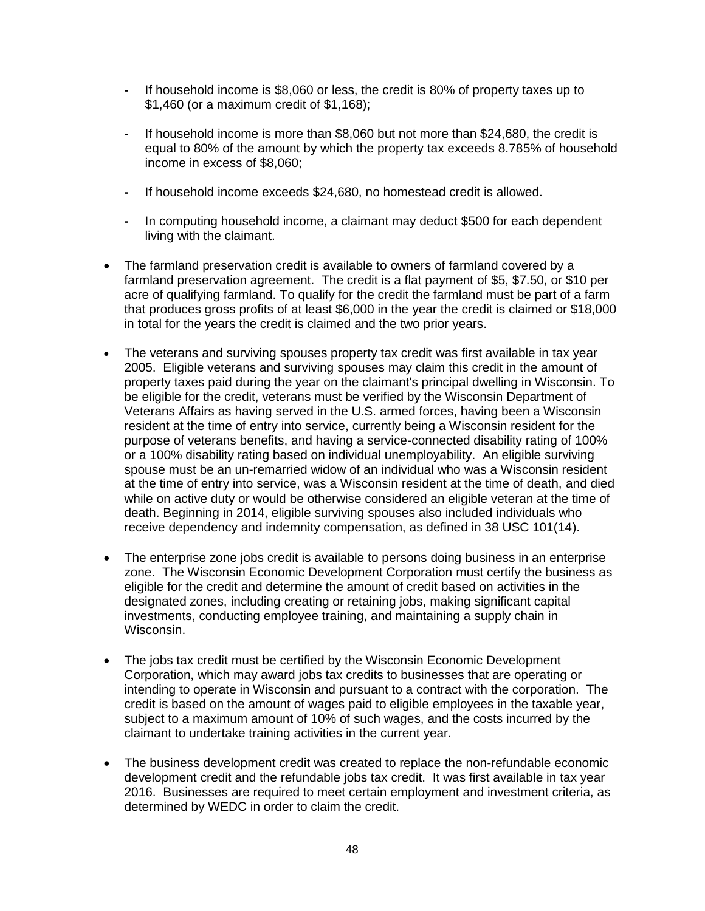- If household income is $8,060 or less, the credit is 80% of property taxes up to $1,460 (or a maximum credit of $1,168);

  - If household income is more than $8,060 but not more than $24,680, the credit is equal to 80% of the amount by which the property tax exceeds 8.785% of household income in excess of $8,060;

  - If household income exceeds $24,680, no homestead credit is allowed.

  - In computing household income, a claimant may deduct $500 for each dependent living with the claimant.

- The farmland preservation credit is available to owners of farmland covered by a farmland preservation agreement. The credit is a flat payment of $5, $7.50, or $10 per acre of qualifying farmland. To qualify for the credit the farmland must be part of a farm that produces gross profits of at least $6,000 in the year the credit is claimed or $18,000 in total for the years the credit is claimed and the two prior years.

- The veterans and surviving spouses property tax credit was first available in tax year 2005. Eligible veterans and surviving spouses may claim this credit in the amount of property taxes paid during the year on the claimant's principal dwelling in Wisconsin. To be eligible for the credit, veterans must be verified by the Wisconsin Department of Veterans Affairs as having served in the U.S. armed forces, having been a Wisconsin resident at the time of entry into service, currently being a Wisconsin resident for the purpose of veterans benefits, and having a service-connected disability rating of 100% or a 100% disability rating based on individual unemployability. An eligible surviving spouse must be an un-remarried widow of an individual who was a Wisconsin resident at the time of entry into service, was a Wisconsin resident at the time of death, and died while on active duty or would be otherwise considered an eligible veteran at the time of death. Beginning in 2014, eligible surviving spouses also included individuals who receive dependency and indemnity compensation, as defined in 38 USC 101(14).

- The enterprise zone jobs credit is available to persons doing business in an enterprise zone. The Wisconsin Economic Development Corporation must certify the business as eligible for the credit and determine the amount of credit based on activities in the designated zones, including creating or retaining jobs, making significant capital investments, conducting employee training, and maintaining a supply chain in Wisconsin.

- The jobs tax credit must be certified by the Wisconsin Economic Development Corporation, which may award jobs tax credits to businesses that are operating or intending to operate in Wisconsin and pursuant to a contract with the corporation. The credit is based on the amount of wages paid to eligible employees in the taxable year, subject to a maximum amount of 10% of such wages, and the costs incurred by the claimant to undertake training activities in the current year.

- The business development credit was created to replace the non-refundable economic development credit and the refundable jobs tax credit. It was first available in tax year 2016. Businesses are required to meet certain employment and investment criteria, as determined by WEDC in order to claim the credit.